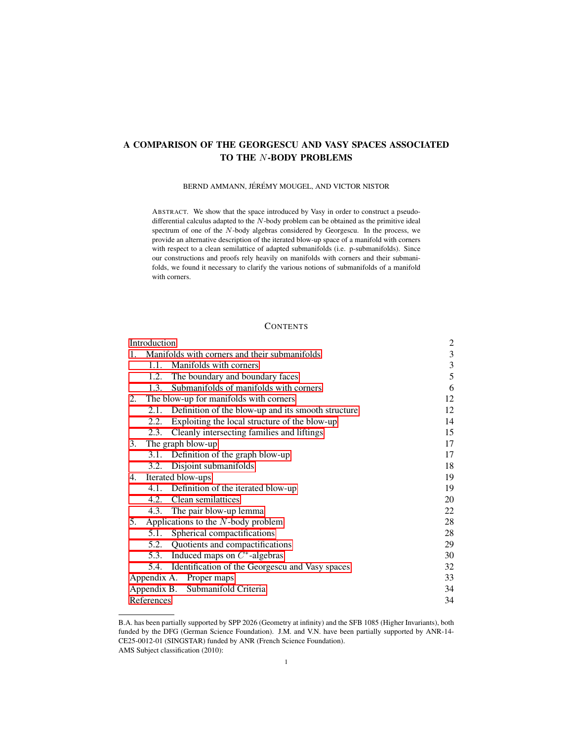# A COMPARISON OF THE GEORGESCU AND VASY SPACES ASSOCIATED TO THE $N$-BODY PROBLEMS

BERND AMMANN, JÉRÉMY MOUGEL, AND VICTOR NISTOR

ABSTRACT. We show that the space introduced by Vasy in order to construct a pseudo-differential calculus adapted to the $N$-body problem can be obtained as the primitive ideal spectrum of one of the $N$-body algebras considered by Georgescu. In the process, we provide an alternative description of the iterated blow-up space of a manifold with corners with respect to a clean semilattice of adapted submanifolds (i.e. p-submanifolds). Since our constructions and proofs rely heavily on manifolds with corners and their submanifolds, we found it necessary to clarify the various notions of submanifolds of a manifold with corners.

## CONTENTS

| | |
|---|---|
| Introduction | 2 |
| 1. Manifolds with corners and their submanifolds | 3 |
| 1.1. Manifolds with corners | 3 |
| 1.2. The boundary and boundary faces | 5 |
| 1.3. Submanifolds of manifolds with corners | 6 |
| 2. The blow-up for manifolds with corners | 12 |
| 2.1. Definition of the blow-up and its smooth structure | 12 |
| 2.2. Exploiting the local structure of the blow-up | 14 |
| 2.3. Cleanly intersecting families and liftings | 15 |
| 3. The graph blow-up | 17 |
| 3.1. Definition of the graph blow-up | 17 |
| 3.2. Disjoint submanifolds | 18 |
| 4. Iterated blow-ups | 19 |
| 4.1. Definition of the iterated blow-up | 19 |
| 4.2. Clean semilattices | 20 |
| 4.3. The pair blow-up lemma | 22 |
| 5. Applications to the $N$-body problem | 28 |
| 5.1. Spherical compactifications | 28 |
| 5.2. Quotients and compactifications | 29 |
| 5.3. Induced maps on $C^*$-algebras | 30 |
| 5.4. Identification of the Georgescu and Vasy spaces | 32 |
| Appendix A. Proper maps | 33 |
| Appendix B. Submanifold Criteria | 34 |
| References | 34 |

---

B.A. has been partially supported by SPP 2026 (Geometry at infinity) and the SFB 1085 (Higher Invariants), both funded by the DFG (German Science Foundation). J.M. and V.N. have been partially supported by ANR-14-CE25-0012-01 (SINGSTAR) funded by ANR (French Science Foundation).

AMS Subject classification (2010):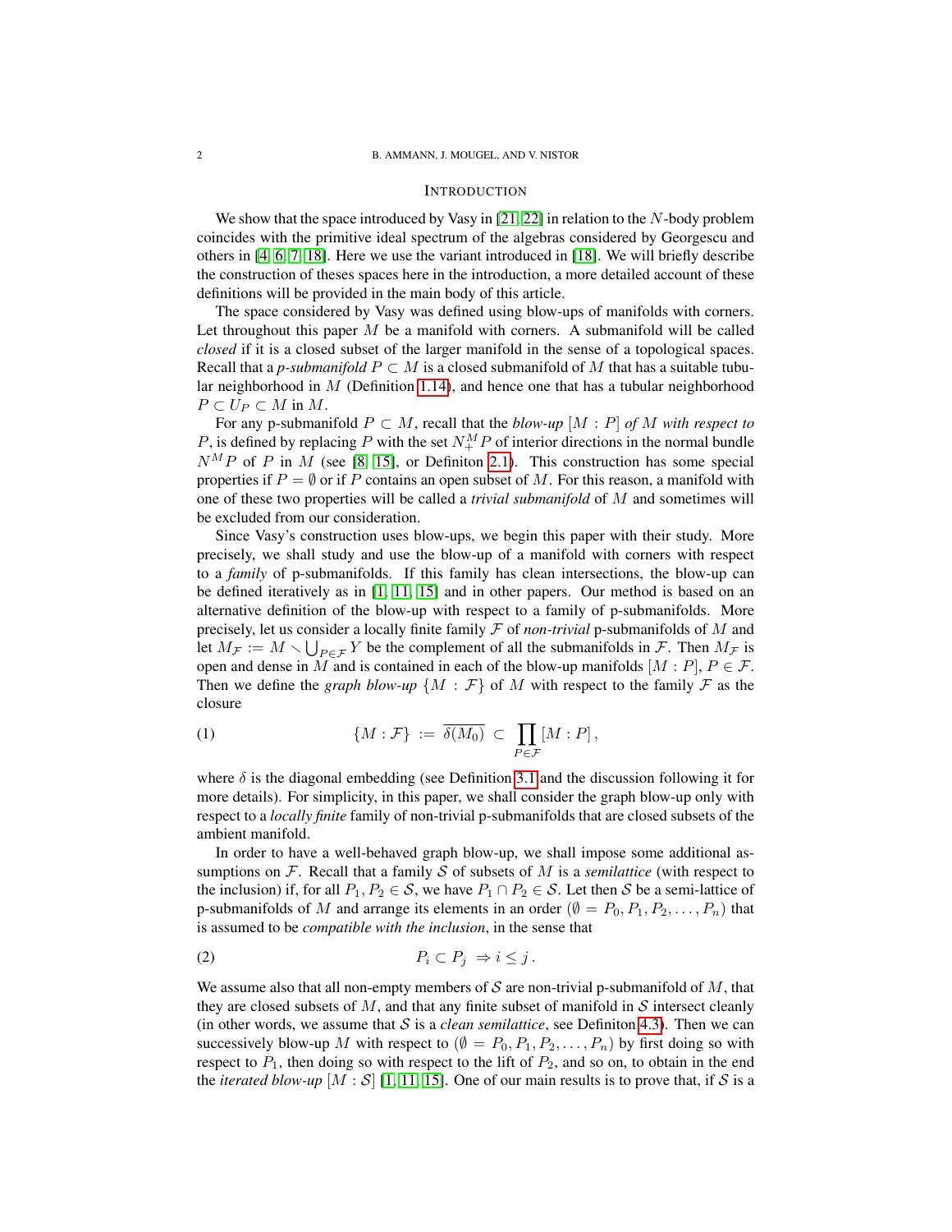## Introduction

We show that the space introduced by Vasy in [21, 22] in relation to the $N$-body problem coincides with the primitive ideal spectrum of the algebras considered by Georgescu and others in [4, 6, 7, 18]. Here we use the variant introduced in [18]. We will briefly describe the construction of theses spaces here in the introduction, a more detailed account of these definitions will be provided in the main body of this article.

The space considered by Vasy was defined using blow-ups of manifolds with corners. Let throughout this paper $M$ be a manifold with corners. A submanifold will be called *closed* if it is a closed subset of the larger manifold in the sense of a topological spaces. Recall that a *p-submanifold* $P \subset M$ is a closed submanifold of $M$ that has a suitable tubular neighborhood in $M$ (Definition 1.14), and hence one that has a tubular neighborhood $P \subset U_P \subset M$ in $M$.

For any p-submanifold $P \subset M$, recall that the *blow-up* $[M : P]$ *of* $M$ *with respect to* $P$, is defined by replacing $P$ with the set $N_+^M P$ of interior directions in the normal bundle $N^M P$ of $P$ in $M$ (see [8, 15], or Definiton 2.1). This construction has some special properties if $P = \emptyset$ or if $P$ contains an open subset of $M$. For this reason, a manifold with one of these two properties will be called a *trivial submanifold* of $M$ and sometimes will be excluded from our consideration.

Since Vasy's construction uses blow-ups, we begin this paper with their study. More precisely, we shall study and use the blow-up of a manifold with corners with respect to a *family* of p-submanifolds. If this family has clean intersections, the blow-up can be defined iteratively as in [1, 11, 15] and in other papers. Our method is based on an alternative definition of the blow-up with respect to a family of p-submanifolds. More precisely, let us consider a locally finite family $\mathcal{F}$ of *non-trivial* p-submanifolds of $M$ and let $M_{\mathcal{F}} := M \smallsetminus \bigcup_{P \in \mathcal{F}} Y$ be the complement of all the submanifolds in $\mathcal{F}$. Then $M_{\mathcal{F}}$ is open and dense in $M$ and is contained in each of the blow-up manifolds $[M : P]$, $P \in \mathcal{F}$. Then we define the *graph blow-up* $\{M : \mathcal{F}\}$ of $M$ with respect to the family $\mathcal{F}$ as the closure

$$\{M : \mathcal{F}\} \, := \, \overline{\delta(M_0)} \, \subset \, \prod_{P \in \mathcal{F}} [M : P] \, , \tag{1}$$

where $\delta$ is the diagonal embedding (see Definition 3.1 and the discussion following it for more details). For simplicity, in this paper, we shall consider the graph blow-up only with respect to a *locally finite* family of non-trivial p-submanifolds that are closed subsets of the ambient manifold.

In order to have a well-behaved graph blow-up, we shall impose some additional assumptions on $\mathcal{F}$. Recall that a family $\mathcal{S}$ of subsets of $M$ is a *semilattice* (with respect to the inclusion) if, for all $P_1, P_2 \in \mathcal{S}$, we have $P_1 \cap P_2 \in \mathcal{S}$. Let then $\mathcal{S}$ be a semi-lattice of p-submanifolds of $M$ and arrange its elements in an order $(\emptyset = P_0, P_1, P_2, \ldots, P_n)$ that is assumed to be *compatible with the inclusion*, in the sense that

$$P_i \subset P_j \; \Rightarrow i \leq j \, . \tag{2}$$

We assume also that all non-empty members of $\mathcal{S}$ are non-trivial p-submanifold of $M$, that they are closed subsets of $M$, and that any finite subset of manifold in $\mathcal{S}$ intersect cleanly (in other words, we assume that $\mathcal{S}$ is a *clean semilattice*, see Definiton 4.3). Then we can successively blow-up $M$ with respect to $(\emptyset = P_0, P_1, P_2, \ldots, P_n)$ by first doing so with respect to $P_1$, then doing so with respect to the lift of $P_2$, and so on, to obtain in the end the *iterated blow-up* $[M : \mathcal{S}]$ [1, 11, 15]. One of our main results is to prove that, if $\mathcal{S}$ is a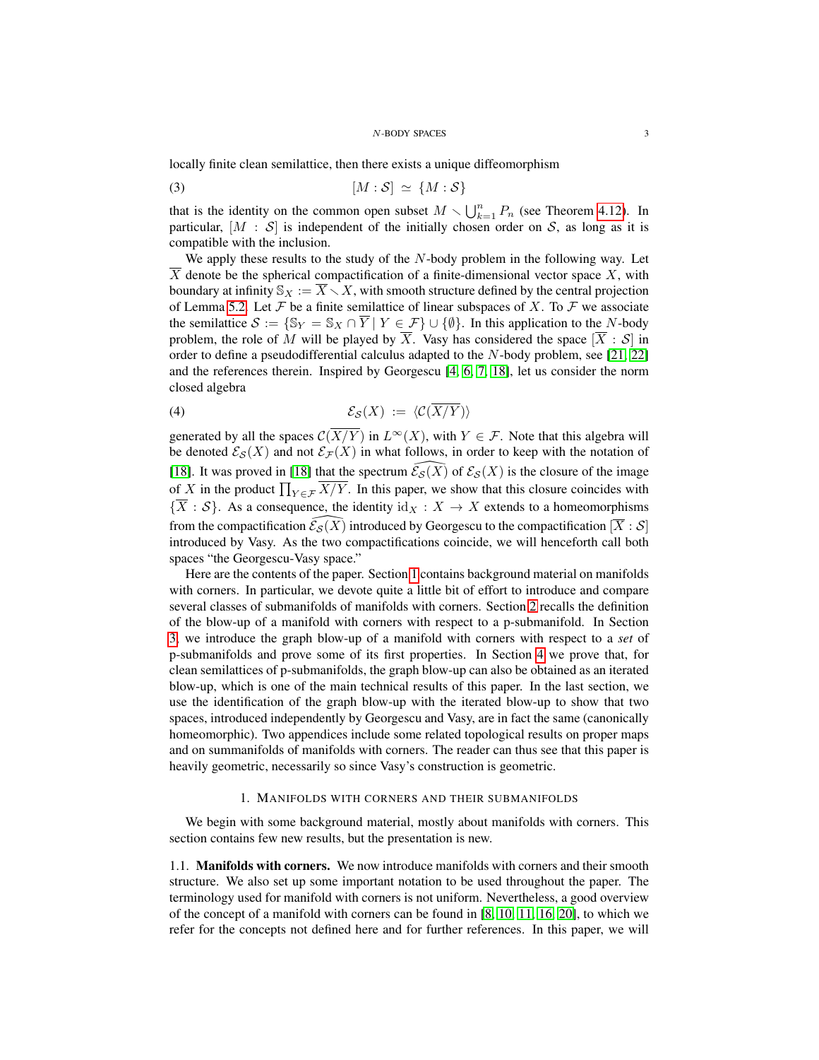locally finite clean semilattice, then there exists a unique diffeomorphism

$$[M : \mathcal{S}] \;\simeq\; \{M : \mathcal{S}\} \tag{3}$$

that is the identity on the common open subset $M \smallsetminus \bigcup_{k=1}^{n} P_n$ (see Theorem 4.12). In particular, $[M : \mathcal{S}]$ is independent of the initially chosen order on $\mathcal{S}$, as long as it is compatible with the inclusion.

We apply these results to the study of the $N$-body problem in the following way. Let $\overline{X}$ denote be the spherical compactification of a finite-dimensional vector space $X$, with boundary at infinity $\mathbb{S}_X := \overline{X} \smallsetminus X$, with smooth structure defined by the central projection of Lemma 5.2. Let $\mathcal{F}$ be a finite semilattice of linear subspaces of $X$. To $\mathcal{F}$ we associate the semilattice $\mathcal{S} := \{\mathbb{S}_Y = \mathbb{S}_X \cap \overline{Y} \mid Y \in \mathcal{F}\} \cup \{\emptyset\}$. In this application to the $N$-body problem, the role of $M$ will be played by $\overline{X}$. Vasy has considered the space $[\overline{X} : \mathcal{S}]$ in order to define a pseudodifferential calculus adapted to the $N$-body problem, see [21, 22] and the references therein. Inspired by Georgescu [4, 6, 7, 18], let us consider the norm closed algebra

$$\mathcal{E}_{\mathcal{S}}(X) \;:=\; \langle \mathcal{C}(\overline{X/Y}) \rangle \tag{4}$$

generated by all the spaces $\mathcal{C}(\overline{X/Y})$ in $L^\infty(X)$, with $Y \in \mathcal{F}$. Note that this algebra will be denoted $\mathcal{E}_{\mathcal{S}}(X)$ and not $\mathcal{E}_{\mathcal{F}}(X)$ in what follows, in order to keep with the notation of [18]. It was proved in [18] that the spectrum $\widehat{\mathcal{E}_{\mathcal{S}}(X)}$ of $\mathcal{E}_{\mathcal{S}}(X)$ is the closure of the image of $X$ in the product $\prod_{Y \in \mathcal{F}} \overline{X/Y}$. In this paper, we show that this closure coincides with $\{\overline{X} : \mathcal{S}\}$. As a consequence, the identity $\mathrm{id}_X : X \to X$ extends to a homeomorphisms from the compactification $\widehat{\mathcal{E}_{\mathcal{S}}(X)}$ introduced by Georgescu to the compactification $[\overline{X} : \mathcal{S}]$ introduced by Vasy. As the two compactifications coincide, we will henceforth call both spaces "the Georgescu-Vasy space."

Here are the contents of the paper. Section 1 contains background material on manifolds with corners. In particular, we devote quite a little bit of effort to introduce and compare several classes of submanifolds of manifolds with corners. Section 2 recalls the definition of the blow-up of a manifold with corners with respect to a p-submanifold. In Section 3, we introduce the graph blow-up of a manifold with corners with respect to a *set* of p-submanifolds and prove some of its first properties. In Section 4 we prove that, for clean semilattices of p-submanifolds, the graph blow-up can also be obtained as an iterated blow-up, which is one of the main technical results of this paper. In the last section, we use the identification of the graph blow-up with the iterated blow-up to show that two spaces, introduced independently by Georgescu and Vasy, are in fact the same (canonically homeomorphic). Two appendices include some related topological results on proper maps and on summanifolds of manifolds with corners. The reader can thus see that this paper is heavily geometric, necessarily so since Vasy's construction is geometric.

## 1. Manifolds with corners and their submanifolds

We begin with some background material, mostly about manifolds with corners. This section contains few new results, but the presentation is new.

1.1. **Manifolds with corners.** We now introduce manifolds with corners and their smooth structure. We also set up some important notation to be used throughout the paper. The terminology used for manifold with corners is not uniform. Nevertheless, a good overview of the concept of a manifold with corners can be found in [8, 10, 11, 16, 20], to which we refer for the concepts not defined here and for further references. In this paper, we will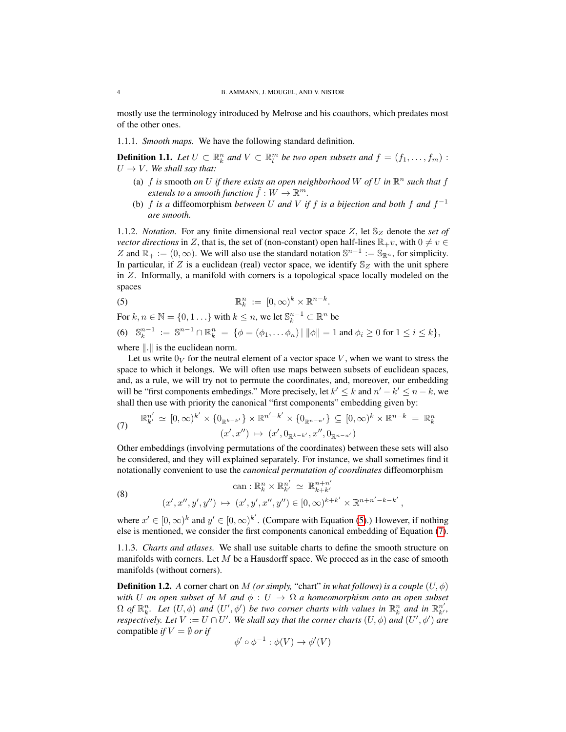mostly use the terminology introduced by Melrose and his coauthors, which predates most of the other ones.

1.1.1. *Smooth maps.* We have the following standard definition.

**Definition 1.1.** *Let $U \subset \mathbb{R}^n_k$ and $V \subset \mathbb{R}^m_l$ be two open subsets and $f = (f_1, \ldots, f_m) : U \to V$. We shall say that:*

(a) *$f$ is* smooth *on $U$ if there exists an open neighborhood $W$ of $U$ in $\mathbb{R}^n$ such that $f$ extends to a smooth function $\tilde{f} : W \to \mathbb{R}^m$.*

(b) *$f$ is a* diffeomorphism *between $U$ and $V$ if $f$ is a bijection and both $f$ and $f^{-1}$ are smooth.*

1.1.2. *Notation.* For any finite dimensional real vector space $Z$, let $\mathbb{S}_Z$ denote the *set of vector directions* in $Z$, that is, the set of (non-constant) open half-lines $\mathbb{R}_+ v$, with $0 \neq v \in Z$ and $\mathbb{R}_+ := (0, \infty)$. We will also use the standard notation $\mathbb{S}^{n-1} := \mathbb{S}_{\mathbb{R}^n}$, for simplicity. In particular, if $Z$ is a euclidean (real) vector space, we identify $\mathbb{S}_Z$ with the unit sphere in $Z$. Informally, a manifold with corners is a topological space locally modeled on the spaces

$$\mathbb{R}^n_k := [0, \infty)^k \times \mathbb{R}^{n-k}. \tag{5}$$

For $k, n \in \mathbb{N} = \{0, 1 \ldots\}$ with $k \leq n$, we let $\mathbb{S}^{n-1}_k \subset \mathbb{R}^n$ be

$$\mathbb{S}^{n-1}_k := \mathbb{S}^{n-1} \cap \mathbb{R}^n_k = \{\phi = (\phi_1, \ldots \phi_n) \mid \|\phi\| = 1 \text{ and } \phi_i \geq 0 \text{ for } 1 \leq i \leq k\}, \tag{6}$$

where $\|.\|$ is the euclidean norm.

Let us write $0_V$ for the neutral element of a vector space $V$, when we want to stress the space to which it belongs. We will often use maps between subsets of euclidean spaces, and, as a rule, we will try not to permute the coordinates, and, moreover, our embedding will be "first components embedings." More precisely, let $k' \leq k$ and $n' - k' \leq n - k$, we shall then use with priority the canonical "first components" embedding given by:

$$\begin{gathered} \mathbb{R}^{n'}_{k'} \simeq [0, \infty)^{k'} \times \{0_{\mathbb{R}^{k-k'}}\} \times \mathbb{R}^{n'-k'} \times \{0_{\mathbb{R}^{n-n'}}\} \subseteq [0, \infty)^k \times \mathbb{R}^{n-k} = \mathbb{R}^n_k \\ (x', x'') \mapsto (x', 0_{\mathbb{R}^{k-k'}}, x'', 0_{\mathbb{R}^{n-n'}}) \end{gathered} \tag{7}$$

Other embeddings (involving permutations of the coordinates) between these sets will also be considered, and they will explained separately. For instance, we shall sometimes find it notationally convenient to use the *canonical permutation of coordinates* diffeomorphism

$$\begin{gathered} \mathrm{can} : \mathbb{R}^n_k \times \mathbb{R}^{n'}_{k'} \simeq \mathbb{R}^{n+n'}_{k+k'} \\ (x', x'', y', y'') \mapsto (x', y', x'', y'') \in [0, \infty)^{k+k'} \times \mathbb{R}^{n+n'-k-k'}, \end{gathered} \tag{8}$$

where $x' \in [0, \infty)^k$ and $y' \in [0, \infty)^{k'}$. (Compare with Equation (5).) However, if nothing else is mentioned, we consider the first components canonical embedding of Equation (7).

1.1.3. *Charts and atlases.* We shall use suitable charts to define the smooth structure on manifolds with corners. Let $M$ be a Hausdorff space. We proceed as in the case of smooth manifolds (without corners).

**Definition 1.2.** *A* corner chart *on $M$ (or simply,* "chart" *in what follows) is a couple $(U, \phi)$ with $U$ an open subset of $M$ and $\phi : U \to \Omega$ a homeomorphism onto an open subset $\Omega$ of $\mathbb{R}^n_k$. Let $(U, \phi)$ and $(U', \phi')$ be two corner charts with values in $\mathbb{R}^n_k$ and in $\mathbb{R}^{n'}_{k'}$, respectively. Let $V := U \cap U'$. We shall say that the corner charts $(U, \phi)$ and $(U', \phi')$ are* compatible *if $V = \emptyset$ or if*

$$\phi' \circ \phi^{-1} : \phi(V) \to \phi'(V)$$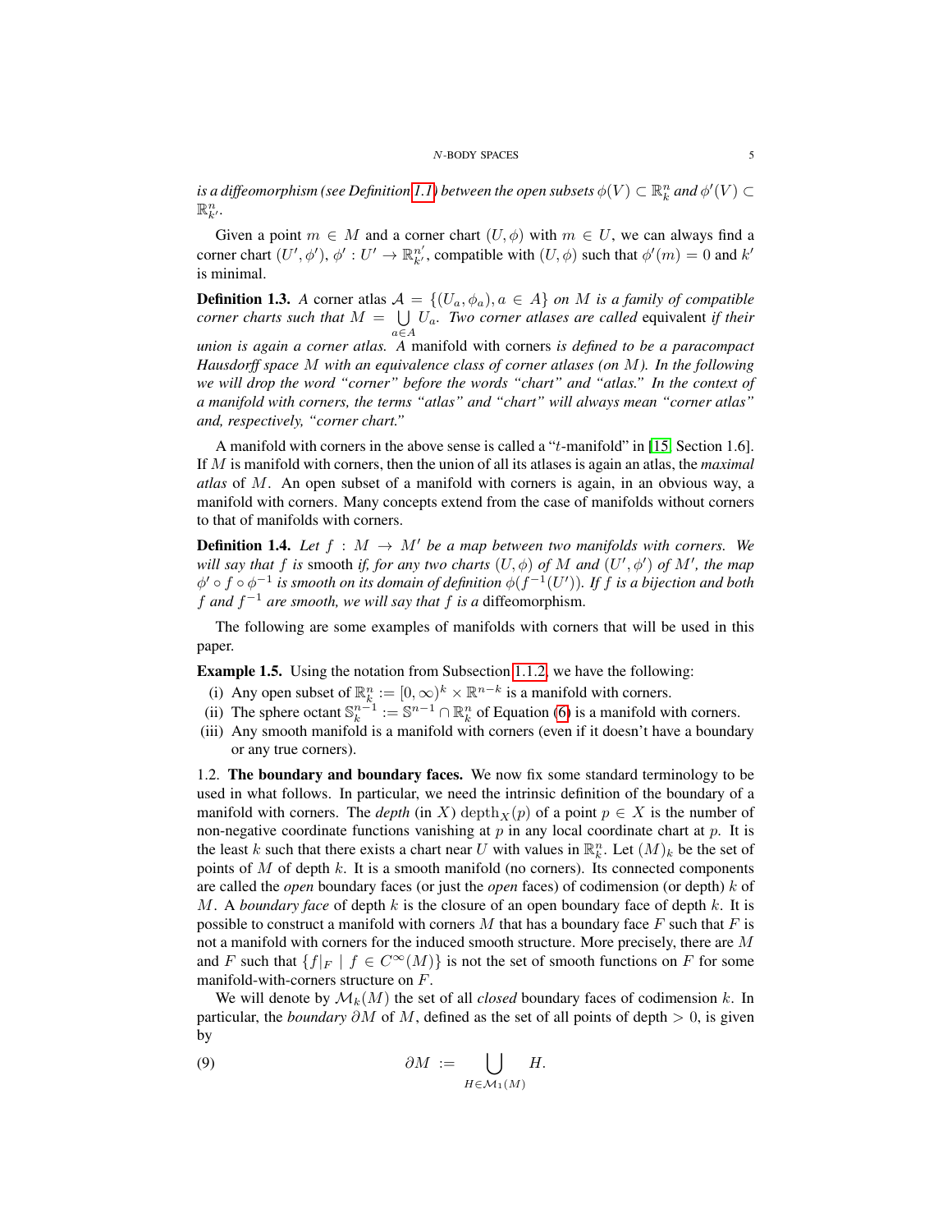*is a diffeomorphism (see Definition 1.1) between the open subsets $\phi(V) \subset \mathbb{R}^n_k$ and $\phi'(V) \subset \mathbb{R}^n_{k'}$.*

Given a point $m \in M$ and a corner chart $(U, \phi)$ with $m \in U$, we can always find a corner chart $(U', \phi')$, $\phi' : U' \to \mathbb{R}^{n'}_{k'}$, compatible with $(U, \phi)$ such that $\phi'(m) = 0$ and $k'$ is minimal.

**Definition 1.3.** *A* corner atlas $\mathcal{A} = \{(U_a, \phi_a), a \in A\}$ *on $M$ is a family of compatible corner charts such that $M = \bigcup_{a \in A} U_a$. Two corner atlases are called* equivalent *if their union is again a corner atlas. A* manifold with corners *is defined to be a paracompact Hausdorff space $M$ with an equivalence class of corner atlases (on $M$). In the following we will drop the word "corner" before the words "chart" and "atlas." In the context of a manifold with corners, the terms "atlas" and "chart" will always mean "corner atlas" and, respectively, "corner chart."*

A manifold with corners in the above sense is called a "$t$-manifold" in [15, Section 1.6]. If $M$ is manifold with corners, then the union of all its atlases is again an atlas, the *maximal atlas* of $M$. An open subset of a manifold with corners is again, in an obvious way, a manifold with corners. Many concepts extend from the case of manifolds without corners to that of manifolds with corners.

**Definition 1.4.** *Let $f : M \to M'$ be a map between two manifolds with corners. We will say that $f$ is* smooth *if, for any two charts $(U, \phi)$ of $M$ and $(U', \phi')$ of $M'$, the map $\phi' \circ f \circ \phi^{-1}$ is smooth on its domain of definition $\phi(f^{-1}(U'))$. If $f$ is a bijection and both $f$ and $f^{-1}$ are smooth, we will say that $f$ is a* diffeomorphism.

The following are some examples of manifolds with corners that will be used in this paper.

**Example 1.5.** Using the notation from Subsection 1.1.2, we have the following:

(i) Any open subset of $\mathbb{R}^n_k := [0, \infty)^k \times \mathbb{R}^{n-k}$ is a manifold with corners.
(ii) The sphere octant $\mathbb{S}^{n-1}_k := \mathbb{S}^{n-1} \cap \mathbb{R}^n_k$ of Equation (6) is a manifold with corners.
(iii) Any smooth manifold is a manifold with corners (even if it doesn't have a boundary or any true corners).

1.2. **The boundary and boundary faces.** We now fix some standard terminology to be used in what follows. In particular, we need the intrinsic definition of the boundary of a manifold with corners. The *depth* (in $X$) $\mathrm{depth}_X(p)$ of a point $p \in X$ is the number of non-negative coordinate functions vanishing at $p$ in any local coordinate chart at $p$. It is the least $k$ such that there exists a chart near $U$ with values in $\mathbb{R}^n_k$. Let $(M)_k$ be the set of points of $M$ of depth $k$. It is a smooth manifold (no corners). Its connected components are called the *open* boundary faces (or just the *open* faces) of codimension (or depth) $k$ of $M$. A *boundary face* of depth $k$ is the closure of an open boundary face of depth $k$. It is possible to construct a manifold with corners $M$ that has a boundary face $F$ such that $F$ is not a manifold with corners for the induced smooth structure. More precisely, there are $M$ and $F$ such that $\{f|_F \mid f \in C^\infty(M)\}$ is not the set of smooth functions on $F$ for some manifold-with-corners structure on $F$.

We will denote by $\mathcal{M}_k(M)$ the set of all *closed* boundary faces of codimension $k$. In particular, the *boundary* $\partial M$ of $M$, defined as the set of all points of depth $> 0$, is given by

$$\partial M := \bigcup_{H \in \mathcal{M}_1(M)} H. \tag{9}$$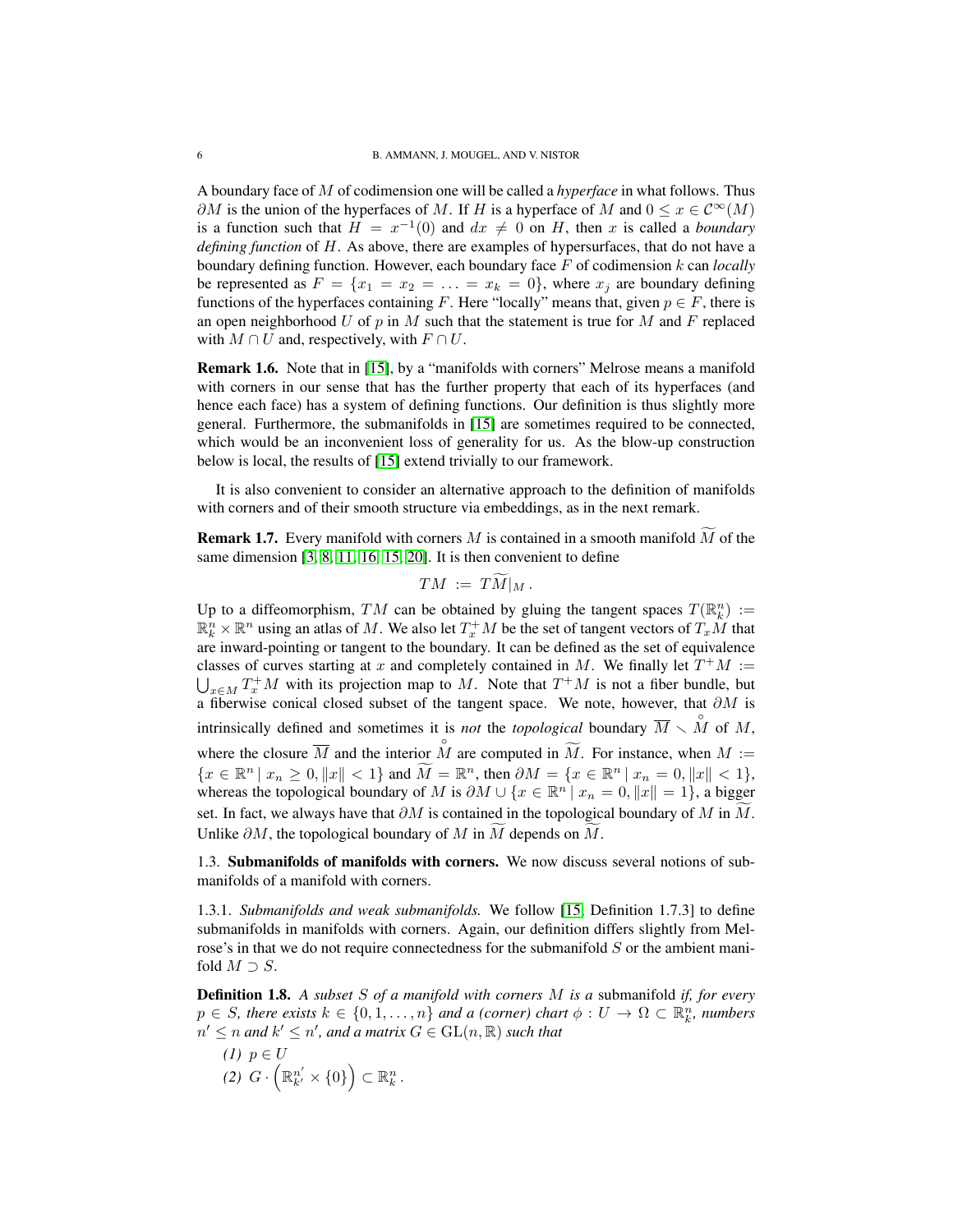A boundary face of $M$ of codimension one will be called a *hyperface* in what follows. Thus $\partial M$ is the union of the hyperfaces of $M$. If $H$ is a hyperface of $M$ and $0 \leq x \in \mathcal{C}^\infty(M)$ is a function such that $H = x^{-1}(0)$ and $dx \neq 0$ on $H$, then $x$ is called a *boundary defining function* of $H$. As above, there are examples of hypersurfaces, that do not have a boundary defining function. However, each boundary face $F$ of codimension $k$ can *locally* be represented as $F = \{x_1 = x_2 = \ldots = x_k = 0\}$, where $x_j$ are boundary defining functions of the hyperfaces containing $F$. Here "locally" means that, given $p \in F$, there is an open neighborhood $U$ of $p$ in $M$ such that the statement is true for $M$ and $F$ replaced with $M \cap U$ and, respectively, with $F \cap U$.

**Remark 1.6.** Note that in [15], by a "manifolds with corners" Melrose means a manifold with corners in our sense that has the further property that each of its hyperfaces (and hence each face) has a system of defining functions. Our definition is thus slightly more general. Furthermore, the submanifolds in [15] are sometimes required to be connected, which would be an inconvenient loss of generality for us. As the blow-up construction below is local, the results of [15] extend trivially to our framework.

It is also convenient to consider an alternative approach to the definition of manifolds with corners and of their smooth structure via embeddings, as in the next remark.

**Remark 1.7.** Every manifold with corners $M$ is contained in a smooth manifold $\widetilde{M}$ of the same dimension [3, 8, 11, 16, 15, 20]. It is then convenient to define

$$TM := T\widetilde{M}|_M .$$

Up to a diffeomorphism, $TM$ can be obtained by gluing the tangent spaces $T(\mathbb{R}^n_k) := \mathbb{R}^n_k \times \mathbb{R}^n$ using an atlas of $M$. We also let $T^+_x M$ be the set of tangent vectors of $T_x M$ that are inward-pointing or tangent to the boundary. It can be defined as the set of equivalence classes of curves starting at $x$ and completely contained in $M$. We finally let $T^+M := \bigcup_{x\in M} T^+_x M$ with its projection map to $M$. Note that $T^+M$ is not a fiber bundle, but a fiberwise conical closed subset of the tangent space. We note, however, that $\partial M$ is intrinsically defined and sometimes it is *not* the *topological* boundary $\overline{M} \smallsetminus \mathring{M}$ of $M$, where the closure $\overline{M}$ and the interior $\mathring{M}$ are computed in $\widetilde{M}$. For instance, when $M := \{x \in \mathbb{R}^n \mid x_n \geq 0, \|x\| < 1\}$ and $\widetilde{M} = \mathbb{R}^n$, then $\partial M = \{x \in \mathbb{R}^n \mid x_n = 0, \|x\| < 1\}$, whereas the topological boundary of $M$ is $\partial M \cup \{x \in \mathbb{R}^n \mid x_n = 0, \|x\| = 1\}$, a bigger set. In fact, we always have that $\partial M$ is contained in the topological boundary of $M$ in $\widetilde{M}$. Unlike $\partial M$, the topological boundary of $M$ in $\widetilde{M}$ depends on $\widetilde{M}$.

## 1.3. Submanifolds of manifolds with corners.

We now discuss several notions of submanifolds of a manifold with corners.

### 1.3.1. *Submanifolds and weak submanifolds.*

We follow [15, Definition 1.7.3] to define submanifolds in manifolds with corners. Again, our definition differs slightly from Melrose's in that we do not require connectedness for the submanifold $S$ or the ambient manifold $M \supset S$.

**Definition 1.8.** *A subset $S$ of a manifold with corners $M$ is a* submanifold *if, for every $p \in S$, there exists $k \in \{0, 1, \ldots, n\}$ and a (corner) chart $\phi : U \to \Omega \subset \mathbb{R}^n_k$, numbers $n' \leq n$ and $k' \leq n'$, and a matrix $G \in \mathrm{GL}(n, \mathbb{R})$ such that*

*(1)* $p \in U$

*(2)* $G \cdot \left(\mathbb{R}^{n'}_{k'} \times \{0\}\right) \subset \mathbb{R}^n_k$.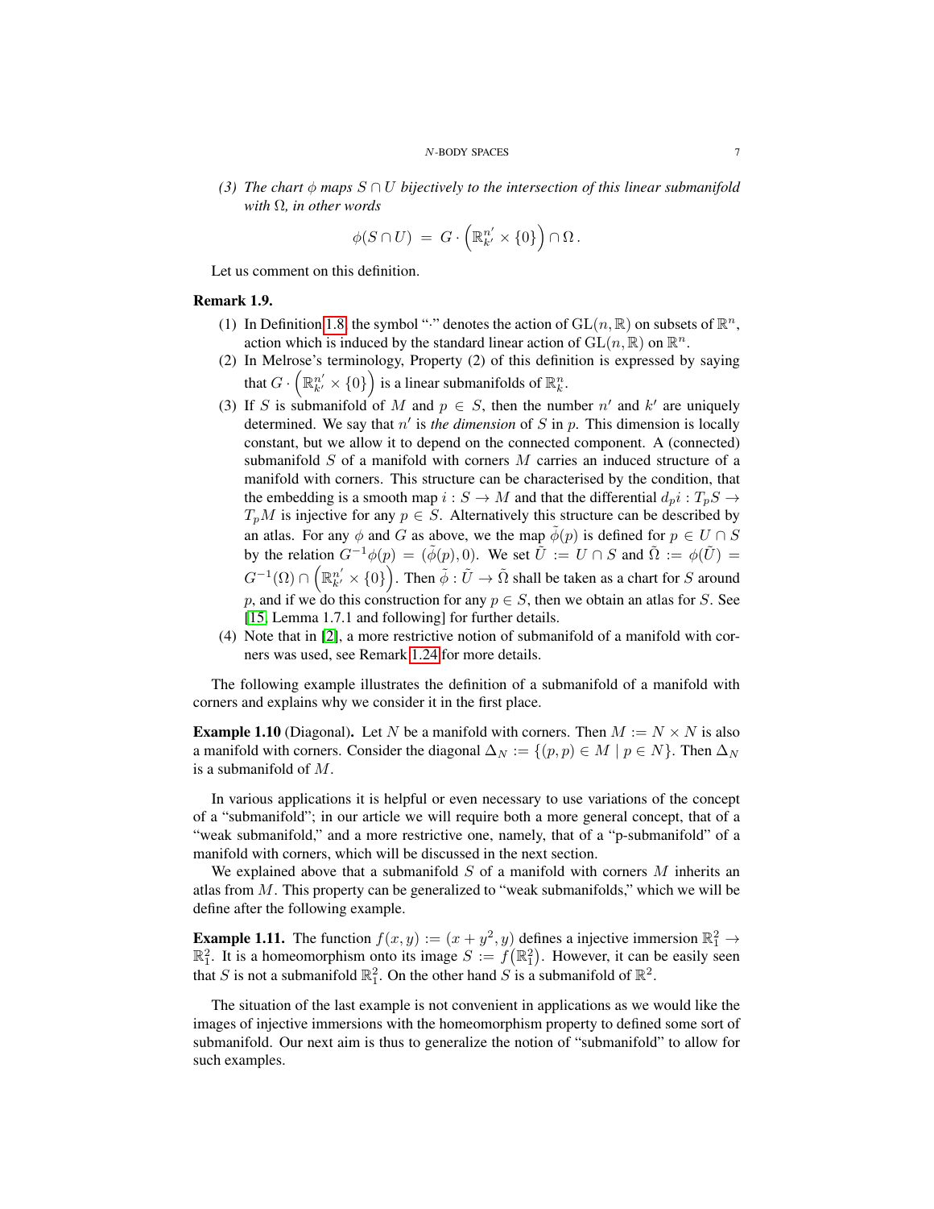*(3) The chart $\phi$ maps $S \cap U$ bijectively to the intersection of this linear submanifold with $\Omega$, in other words*

$$\phi(S \cap U) \;=\; G \cdot \left(\mathbb{R}^{n'}_{k'} \times \{0\}\right) \cap \Omega \,.$$

Let us comment on this definition.

**Remark 1.9.**

(1) In Definition 1.8, the symbol "$\cdot$" denotes the action of $\mathrm{GL}(n, \mathbb{R})$ on subsets of $\mathbb{R}^n$, action which is induced by the standard linear action of $\mathrm{GL}(n, \mathbb{R})$ on $\mathbb{R}^n$.

(2) In Melrose's terminology, Property (2) of this definition is expressed by saying that $G \cdot \left(\mathbb{R}^{n'}_{k'} \times \{0\}\right)$ is a linear submanifolds of $\mathbb{R}^n_k$.

(3) If $S$ is submanifold of $M$ and $p \in S$, then the number $n'$ and $k'$ are uniquely determined. We say that $n'$ is *the dimension* of $S$ in $p$. This dimension is locally constant, but we allow it to depend on the connected component. A (connected) submanifold $S$ of a manifold with corners $M$ carries an induced structure of a manifold with corners. This structure can be characterised by the condition, that the embedding is a smooth map $i : S \to M$ and that the differential $d_p i : T_pS \to T_pM$ is injective for any $p \in S$. Alternatively this structure can be described by an atlas. For any $\phi$ and $G$ as above, we the map $\tilde{\phi}(p)$ is defined for $p \in U \cap S$ by the relation $G^{-1}\phi(p) = (\tilde{\phi}(p), 0)$. We set $\tilde{U} := U \cap S$ and $\tilde{\Omega} := \phi(\tilde{U}) = G^{-1}(\Omega) \cap \left(\mathbb{R}^{n'}_{k'} \times \{0\}\right)$. Then $\tilde{\phi} : \tilde{U} \to \tilde{\Omega}$ shall be taken as a chart for $S$ around $p$, and if we do this construction for any $p \in S$, then we obtain an atlas for $S$. See [15, Lemma 1.7.1 and following] for further details.

(4) Note that in [2], a more restrictive notion of submanifold of a manifold with corners was used, see Remark 1.24 for more details.

The following example illustrates the definition of a submanifold of a manifold with corners and explains why we consider it in the first place.

**Example 1.10** (Diagonal)**.** Let $N$ be a manifold with corners. Then $M := N \times N$ is also a manifold with corners. Consider the diagonal $\Delta_N := \{(p, p) \in M \mid p \in N\}$. Then $\Delta_N$ is a submanifold of $M$.

In various applications it is helpful or even necessary to use variations of the concept of a "submanifold"; in our article we will require both a more general concept, that of a "weak submanifold," and a more restrictive one, namely, that of a "p-submanifold" of a manifold with corners, which will be discussed in the next section.

We explained above that a submanifold $S$ of a manifold with corners $M$ inherits an atlas from $M$. This property can be generalized to "weak submanifolds," which we will be define after the following example.

**Example 1.11.** The function $f(x, y) := (x + y^2, y)$ defines a injective immersion $\mathbb{R}^2_1 \to \mathbb{R}^2_1$. It is a homeomorphism onto its image $S := f\big(\mathbb{R}^2_1\big)$. However, it can be easily seen that $S$ is not a submanifold $\mathbb{R}^2_1$. On the other hand $S$ is a submanifold of $\mathbb{R}^2$.

The situation of the last example is not convenient in applications as we would like the images of injective immersions with the homeomorphism property to defined some sort of submanifold. Our next aim is thus to generalize the notion of "submanifold" to allow for such examples.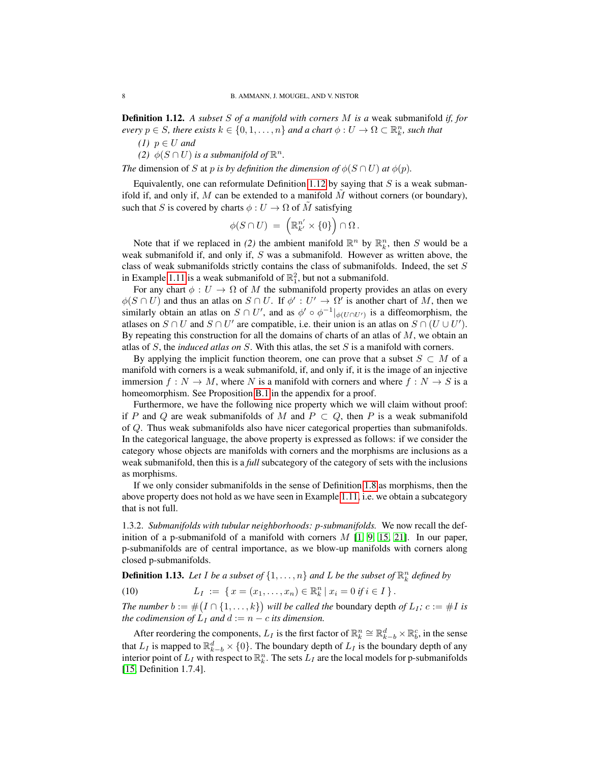**Definition 1.12.** *A subset $S$ of a manifold with corners $M$ is a* weak submanifold *if, for every $p \in S$, there exists $k \in \{0, 1, \dots, n\}$ and a chart $\phi : U \to \Omega \subset \mathbb{R}^n_k$, such that*

*(1) $p \in U$ and*

*(2) $\phi(S \cap U)$ is a submanifold of $\mathbb{R}^n$.*

*The* dimension of $S$ at $p$ *is by definition the dimension of $\phi(S \cap U)$ at $\phi(p)$.*

Equivalently, one can reformulate Definition 1.12 by saying that $S$ is a weak submanifold if, and only if, $M$ can be extended to a manifold $\tilde{M}$ without corners (or boundary), such that $S$ is covered by charts $\phi : U \to \Omega$ of $\tilde{M}$ satisfying

$$\phi(S \cap U) \;=\; \left(\mathbb{R}^{n'}_{k'} \times \{0\}\right) \cap \Omega\,.$$

Note that if we replaced in *(2)* the ambient manifold $\mathbb{R}^n$ by $\mathbb{R}^n_k$, then $S$ would be a weak submanifold if, and only if, $S$ was a submanifold. However as written above, the class of weak submanifolds strictly contains the class of submanifolds. Indeed, the set $S$ in Example 1.11 is a weak submanifold of $\mathbb{R}^2_1$, but not a submanifold.

For any chart $\phi : U \to \Omega$ of $M$ the submanifold property provides an atlas on every $\phi(S \cap U)$ and thus an atlas on $S \cap U$. If $\phi' : U' \to \Omega'$ is another chart of $M$, then we similarly obtain an atlas on $S \cap U'$, and as $\phi' \circ \phi^{-1}|_{\phi(U \cap U')}$ is a diffeomorphism, the atlases on $S \cap U$ and $S \cap U'$ are compatible, i.e. their union is an atlas on $S \cap (U \cup U')$. By repeating this construction for all the domains of charts of an atlas of $M$, we obtain an atlas of $S$, the *induced atlas on* $S$. With this atlas, the set $S$ is a manifold with corners.

By applying the implicit function theorem, one can prove that a subset $S \subset M$ of a manifold with corners is a weak submanifold, if, and only if, it is the image of an injective immersion $f : N \to M$, where $N$ is a manifold with corners and where $f : N \to S$ is a homeomorphism. See Proposition B.1 in the appendix for a proof.

Furthermore, we have the following nice property which we will claim without proof: if $P$ and $Q$ are weak submanifolds of $M$ and $P \subset Q$, then $P$ is a weak submanifold of $Q$. Thus weak submanifolds also have nicer categorical properties than submanifolds. In the categorical language, the above property is expressed as follows: if we consider the category whose objects are manifolds with corners and the morphisms are inclusions as a weak submanifold, then this is a *full* subcategory of the category of sets with the inclusions as morphisms.

If we only consider submanifolds in the sense of Definition 1.8 as morphisms, then the above property does not hold as we have seen in Example 1.11, i.e. we obtain a subcategory that is not full.

1.3.2. *Submanifolds with tubular neighborhoods: p-submanifolds.* We now recall the definition of a p-submanifold of a manifold with corners $M$ [1, 9, 15, 21]. In our paper, p-submanifolds are of central importance, as we blow-up manifolds with corners along closed p-submanifolds.

**Definition 1.13.** *Let $I$ be a subset of $\{1, \dots, n\}$ and $L$ be the subset of $\mathbb{R}^n_k$ defined by*

$$L_I \;:=\; \{\, x = (x_1, \dots, x_n) \in \mathbb{R}^n_k \mid x_i = 0 \text{ if } i \in I \,\}\,. \tag{10}$$

*The number $b := \#\big(I \cap \{1, \dots, k\}\big)$ will be called the* boundary depth *of $L_I$; $c := \#I$ is the codimension of $L_I$ and $d := n - c$ its dimension.*

After reordering the components, $L_I$ is the first factor of $\mathbb{R}^n_k \cong \mathbb{R}^d_{k-b} \times \mathbb{R}^c_b$, in the sense that $L_I$ is mapped to $\mathbb{R}^d_{k-b} \times \{0\}$. The boundary depth of $L_I$ is the boundary depth of any interior point of $L_I$ with respect to $\mathbb{R}^n_k$. The sets $L_I$ are the local models for p-submanifolds [15, Definition 1.7.4].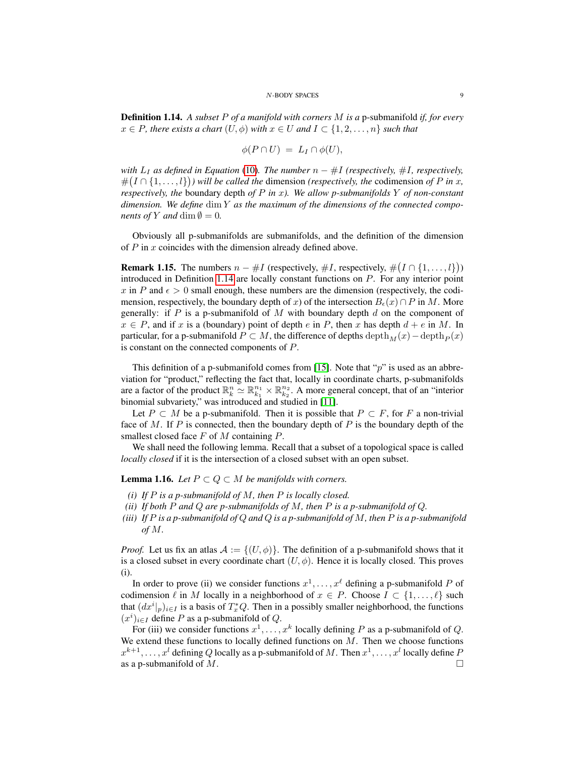**Definition 1.14.** *A subset $P$ of a manifold with corners $M$ is a* p-submanifold *if, for every $x \in P$, there exists a chart $(U, \phi)$ with $x \in U$ and $I \subset \{1, 2, \dots, n\}$ such that*

$$\phi(P \cap U) \;=\; L_I \cap \phi(U),$$

*with $L_I$ as defined in Equation (10). The number $n - \#I$ (respectively, $\#I$, respectively, $\#\big(I \cap \{1, \dots, l\}\big)$) will be called the* dimension *(respectively, the* codimension *of $P$ in $x$, respectively, the* boundary depth *of $P$ in $x$). We allow p-submanifolds $Y$ of non-constant dimension. We define $\dim Y$ as the maximum of the dimensions of the connected components of $Y$ and $\dim \emptyset = 0$.*

Obviously all p-submanifolds are submanifolds, and the definition of the dimension of $P$ in $x$ coincides with the dimension already defined above.

**Remark 1.15.** The numbers $n - \#I$ (respectively, $\#I$, respectively, $\#\big(I \cap \{1, \dots, l\}\big)$) introduced in Definition 1.14 are locally constant functions on $P$. For any interior point $x$ in $P$ and $\epsilon > 0$ small enough, these numbers are the dimension (respectively, the codimension, respectively, the boundary depth of $x$) of the intersection $B_\epsilon(x) \cap P$ in $M$. More generally: if $P$ is a p-submanifold of $M$ with boundary depth $d$ on the component of $x \in P$, and if $x$ is a (boundary) point of depth $e$ in $P$, then $x$ has depth $d + e$ in $M$. In particular, for a p-submanifold $P \subset M$, the difference of depths $\mathrm{depth}_M(x) - \mathrm{depth}_P(x)$ is constant on the connected components of $P$.

This definition of a p-submanifold comes from [15]. Note that "$p$" is used as an abbreviation for "product," reflecting the fact that, locally in coordinate charts, p-submanifolds are a factor of the product $\mathbb{R}^n_k \simeq \mathbb{R}^{n_1}_{k_1} \times \mathbb{R}^{n_2}_{k_2}$. A more general concept, that of an "interior binomial subvariety," was introduced and studied in [11].

Let $P \subset M$ be a p-submanifold. Then it is possible that $P \subset F$, for $F$ a non-trivial face of $M$. If $P$ is connected, then the boundary depth of $P$ is the boundary depth of the smallest closed face $F$ of $M$ containing $P$.

We shall need the following lemma. Recall that a subset of a topological space is called *locally closed* if it is the intersection of a closed subset with an open subset.

**Lemma 1.16.** *Let $P \subset Q \subset M$ be manifolds with corners.*

*(i) If $P$ is a p-submanifold of $M$, then $P$ is locally closed.*
*(ii) If both $P$ and $Q$ are p-submanifolds of $M$, then $P$ is a p-submanifold of $Q$.*
*(iii) If $P$ is a p-submanifold of $Q$ and $Q$ is a p-submanifold of $M$, then $P$ is a p-submanifold of $M$.*

*Proof.* Let us fix an atlas $\mathcal{A} := \{(U, \phi)\}$. The definition of a p-submanifold shows that it is a closed subset in every coordinate chart $(U, \phi)$. Hence it is locally closed. This proves (i).

In order to prove (ii) we consider functions $x^1, \dots, x^\ell$ defining a p-submanifold $P$ of codimension $\ell$ in $M$ locally in a neighborhood of $x \in P$. Choose $I \subset \{1, \dots, \ell\}$ such that $(dx^i|_p)_{i \in I}$ is a basis of $T^*_x Q$. Then in a possibly smaller neighborhood, the functions $(x^i)_{i \in I}$ define $P$ as a p-submanifold of $Q$.

For (iii) we consider functions $x^1, \dots, x^k$ locally defining $P$ as a p-submanifold of $Q$. We extend these functions to locally defined functions on $M$. Then we choose functions $x^{k+1}, \dots, x^l$ defining $Q$ locally as a p-submanifold of $M$. Then $x^1, \dots, x^l$ locally define $P$ as a p-submanifold of $M$. $\square$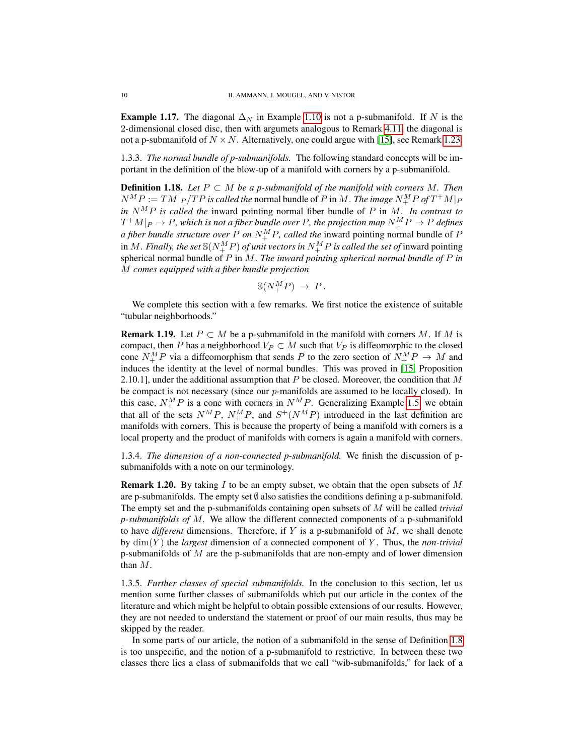**Example 1.17.** The diagonal $\Delta_N$ in Example 1.10 is not a p-submanifold. If $N$ is the 2-dimensional closed disc, then with argumets analogous to Remark 4.11, the diagonal is not a p-submanifold of $N \times N$. Alternatively, one could argue with [15], see Remark 1.23.

1.3.3. *The normal bundle of p-submanifolds.* The following standard concepts will be important in the definition of the blow-up of a manifold with corners by a p-submanifold.

**Definition 1.18.** *Let $P \subset M$ be a p-submanifold of the manifold with corners $M$. Then $N^M P := TM|_P/TP$ is called the* normal bundle of $P$ in $M$. *The image $N_+^M P$ of $T^+M|_P$ in $N^M P$ is called the* inward pointing normal fiber bundle of $P$ in $M$. *In contrast to $T^+M|_P \to P$, which is not a fiber bundle over $P$, the projection map $N_+^M P \to P$ defines a fiber bundle structure over $P$ on $N_+^M P$, called the* inward pointing normal bundle of $P$ in $M$. *Finally, the set $\mathbb{S}(N_+^M P)$ of unit vectors in $N_+^M P$ is called the set of* inward pointing spherical normal bundle of $P$ in $M$. *The inward pointing spherical normal bundle of $P$ in $M$ comes equipped with a fiber bundle projection*

$$\mathbb{S}(N_+^M P) \ \to \ P\,.$$

We complete this section with a few remarks. We first notice the existence of suitable "tubular neighborhoods."

**Remark 1.19.** Let $P \subset M$ be a p-submanifold in the manifold with corners $M$. If $M$ is compact, then $P$ has a neighborhood $V_P \subset M$ such that $V_P$ is diffeomorphic to the closed cone $N_+^M P$ via a diffeomorphism that sends $P$ to the zero section of $N_+^M P \to M$ and induces the identity at the level of normal bundles. This was proved in [15, Proposition 2.10.1], under the additional assumption that $P$ be closed. Moreover, the condition that $M$ be compact is not necessary (since our $p$-manifolds are assumed to be locally closed). In this case, $N_+^M P$ is a cone with corners in $N^M P$. Generalizing Example 1.5, we obtain that all of the sets $N^M P$, $N_+^M P$, and $S^+(N^M P)$ introduced in the last definition are manifolds with corners. This is because the property of being a manifold with corners is a local property and the product of manifolds with corners is again a manifold with corners.

1.3.4. *The dimension of a non-connected p-submanifold.* We finish the discussion of p-submanifolds with a note on our terminology.

**Remark 1.20.** By taking $I$ to be an empty subset, we obtain that the open subsets of $M$ are p-submanifolds. The empty set $\emptyset$ also satisfies the conditions defining a p-submanifold. The empty set and the p-submanifolds containing open subsets of $M$ will be called *trivial p-submanifolds of* $M$. We allow the different connected components of a p-submanifold to have *different* dimensions. Therefore, if $Y$ is a p-submanifold of $M$, we shall denote by $\dim(Y)$ the *largest* dimension of a connected component of $Y$. Thus, the *non-trivial* p-submanifolds of $M$ are the p-submanifolds that are non-empty and of lower dimension than $M$.

1.3.5. *Further classes of special submanifolds.* In the conclusion to this section, let us mention some further classes of submanifolds which put our article in the contex of the literature and which might be helpful to obtain possible extensions of our results. However, they are not needed to understand the statement or proof of our main results, thus may be skipped by the reader.

In some parts of our article, the notion of a submanifold in the sense of Definition 1.8 is too unspecific, and the notion of a p-submanifold to restrictive. In between these two classes there lies a class of submanifolds that we call "wib-submanifolds," for lack of a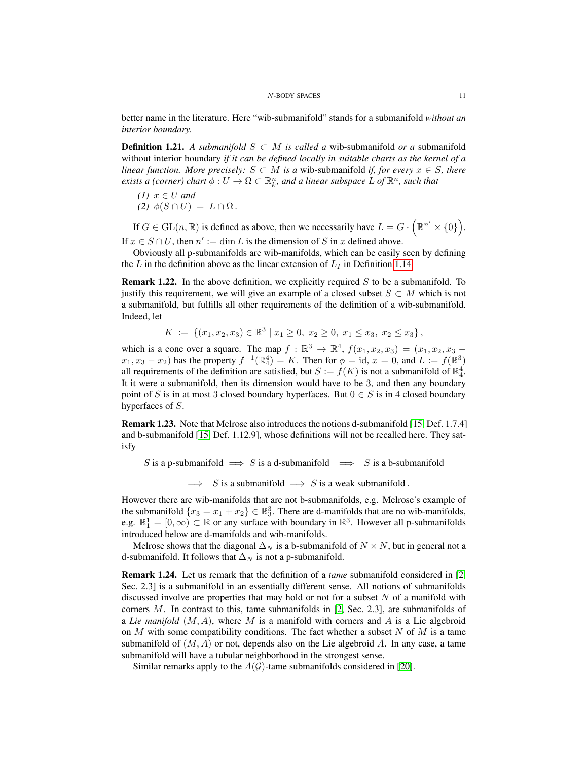better name in the literature. Here "wib-submanifold" stands for a submanifold *without an interior boundary.*

**Definition 1.21.** *A submanifold $S \subset M$ is called a* wib-submanifold *or a* submanifold without interior boundary *if it can be defined locally in suitable charts as the kernel of a linear function. More precisely: $S \subset M$ is a* wib-submanifold *if, for every $x \in S$, there exists a (corner) chart $\phi : U \to \Omega \subset \mathbb{R}^n_k$, and a linear subspace $L$ of $\mathbb{R}^n$, such that*

*(1) $x \in U$ and*
*(2) $\phi(S \cap U) = L \cap \Omega$.*

If $G \in \mathrm{GL}(n, \mathbb{R})$ is defined as above, then we necessarily have $L = G \cdot \left(\mathbb{R}^{n'} \times \{0\}\right)$. If $x \in S \cap U$, then $n' := \dim L$ is the dimension of $S$ in $x$ defined above.

Obviously all p-submanifolds are wib-manifolds, which can be easily seen by defining the $L$ in the definition above as the linear extension of $L_I$ in Definition 1.14.

**Remark 1.22.** In the above definition, we explicitly required $S$ to be a submanifold. To justify this requirement, we will give an example of a closed subset $S \subset M$ which is not a submanifold, but fulfills all other requirements of the definition of a wib-submanifold. Indeed, let

$$K := \{(x_1, x_2, x_3) \in \mathbb{R}^3 \mid x_1 \geq 0,\ x_2 \geq 0,\ x_1 \leq x_3,\ x_2 \leq x_3\},$$

which is a cone over a square. The map $f : \mathbb{R}^3 \to \mathbb{R}^4$, $f(x_1, x_2, x_3) = (x_1, x_2, x_3 - x_1, x_3 - x_2)$ has the property $f^{-1}(\mathbb{R}^4_4) = K$. Then for $\phi = \mathrm{id}$, $x = 0$, and $L := f(\mathbb{R}^3)$ all requirements of the definition are satisfied, but $S := f(K)$ is not a submanifold of $\mathbb{R}^4_4$. It it were a submanifold, then its dimension would have to be 3, and then any boundary point of $S$ is in at most 3 closed boundary hyperfaces. But $0 \in S$ is in 4 closed boundary hyperfaces of $S$.

**Remark 1.23.** Note that Melrose also introduces the notions d-submanifold [15, Def. 1.7.4] and b-submanifold [15, Def. 1.12.9], whose definitions will not be recalled here. They satisfy

$$S \text{ is a p-submanifold} \implies S \text{ is a d-submanifold} \implies S \text{ is a b-submanifold}$$

$$\implies S \text{ is a submanifold} \implies S \text{ is a weak submanifold}.$$

However there are wib-manifolds that are not b-submanifolds, e.g. Melrose's example of the submanifold $\{x_3 = x_1 + x_2\} \in \mathbb{R}^3_3$. There are d-manifolds that are no wib-manifolds, e.g. $\mathbb{R}^1_1 = [0, \infty) \subset \mathbb{R}$ or any surface with boundary in $\mathbb{R}^3$. However all p-submanifolds introduced below are d-manifolds and wib-manifolds.

Melrose shows that the diagonal $\Delta_N$ is a b-submanifold of $N \times N$, but in general not a d-submanifold. It follows that $\Delta_N$ is not a p-submanifold.

**Remark 1.24.** Let us remark that the definition of a *tame* submanifold considered in [2, Sec. 2.3] is a submanifold in an essentially different sense. All notions of submanifolds discussed involve are properties that may hold or not for a subset $N$ of a manifold with corners $M$. In contrast to this, tame submanifolds in [2, Sec. 2.3], are submanifolds of a *Lie manifold* $(M, A)$, where $M$ is a manifold with corners and $A$ is a Lie algebroid on $M$ with some compatibility conditions. The fact whether a subset $N$ of $M$ is a tame submanifold of $(M, A)$ or not, depends also on the Lie algebroid $A$. In any case, a tame submanifold will have a tubular neighborhood in the strongest sense.

Similar remarks apply to the $A(\mathcal{G})$-tame submanifolds considered in [20].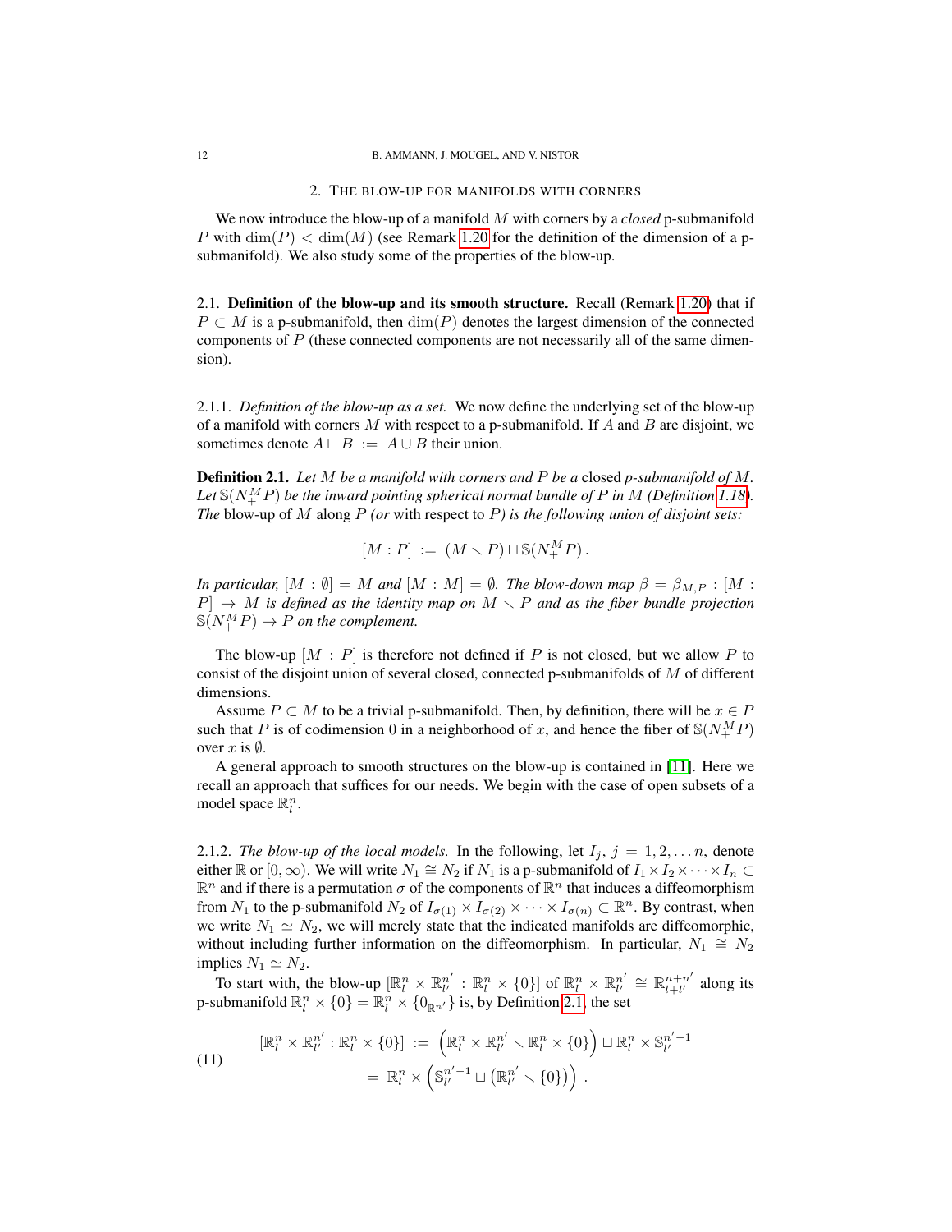## 2. THE BLOW-UP FOR MANIFOLDS WITH CORNERS

We now introduce the blow-up of a manifold $M$ with corners by a *closed* p-submanifold $P$ with $\dim(P) < \dim(M)$ (see Remark 1.20 for the definition of the dimension of a p-submanifold). We also study some of the properties of the blow-up.

### 2.1. Definition of the blow-up and its smooth structure.

Recall (Remark 1.20) that if $P \subset M$ is a p-submanifold, then $\dim(P)$ denotes the largest dimension of the connected components of $P$ (these connected components are not necessarily all of the same dimension).

#### 2.1.1. *Definition of the blow-up as a set.*

We now define the underlying set of the blow-up of a manifold with corners $M$ with respect to a p-submanifold. If $A$ and $B$ are disjoint, we sometimes denote $A \sqcup B := A \cup B$ their union.

**Definition 2.1.** *Let $M$ be a manifold with corners and $P$ be a* closed *p-submanifold of $M$. Let $\mathbb{S}(N_+^M P)$ be the inward pointing spherical normal bundle of $P$ in $M$ (Definition 1.18). The* blow-up of $M$ along $P$ *(or* with respect to $P$*) is the following union of disjoint sets:*

$$[M : P] := (M \smallsetminus P) \sqcup \mathbb{S}(N_+^M P).$$

*In particular, $[M : \emptyset] = M$ and $[M : M] = \emptyset$. The blow-down map $\beta = \beta_{M,P} : [M : P] \to M$ is defined as the identity map on $M \smallsetminus P$ and as the fiber bundle projection $\mathbb{S}(N_+^M P) \to P$ on the complement.*

The blow-up $[M : P]$ is therefore not defined if $P$ is not closed, but we allow $P$ to consist of the disjoint union of several closed, connected p-submanifolds of $M$ of different dimensions.

Assume $P \subset M$ to be a trivial p-submanifold. Then, by definition, there will be $x \in P$ such that $P$ is of codimension 0 in a neighborhood of $x$, and hence the fiber of $\mathbb{S}(N_+^M P)$ over $x$ is $\emptyset$.

A general approach to smooth structures on the blow-up is contained in [11]. Here we recall an approach that suffices for our needs. We begin with the case of open subsets of a model space $\mathbb{R}_l^n$.

#### 2.1.2. *The blow-up of the local models.*

In the following, let $I_j$, $j = 1, 2, \ldots n$, denote either $\mathbb{R}$ or $[0, \infty)$. We will write $N_1 \cong N_2$ if $N_1$ is a p-submanifold of $I_1 \times I_2 \times \cdots \times I_n \subset \mathbb{R}^n$ and if there is a permutation $\sigma$ of the components of $\mathbb{R}^n$ that induces a diffeomorphism from $N_1$ to the p-submanifold $N_2$ of $I_{\sigma(1)} \times I_{\sigma(2)} \times \cdots \times I_{\sigma(n)} \subset \mathbb{R}^n$. By contrast, when we write $N_1 \simeq N_2$, we will merely state that the indicated manifolds are diffeomorphic, without including further information on the diffeomorphism. In particular, $N_1 \cong N_2$ implies $N_1 \simeq N_2$.

To start with, the blow-up $[\mathbb{R}_l^n \times \mathbb{R}_{l'}^{n'} : \mathbb{R}_l^n \times \{0\}]$ of $\mathbb{R}_l^n \times \mathbb{R}_{l'}^{n'} \cong \mathbb{R}_{l+l'}^{n+n'}$ along its p-submanifold $\mathbb{R}_l^n \times \{0\} = \mathbb{R}_l^n \times \{0_{\mathbb{R}^{n'}}\}$ is, by Definition 2.1, the set

$$(11) \qquad \begin{aligned} [\mathbb{R}_l^n \times \mathbb{R}_{l'}^{n'} : \mathbb{R}_l^n \times \{0\}] &:= \left(\mathbb{R}_l^n \times \mathbb{R}_{l'}^{n'} \smallsetminus \mathbb{R}_l^n \times \{0\}\right) \sqcup \mathbb{R}_l^n \times \mathbb{S}_{l'}^{n'-1} \\ &= \mathbb{R}_l^n \times \left(\mathbb{S}_{l'}^{n'-1} \sqcup \left(\mathbb{R}_{l'}^{n'} \smallsetminus \{0\}\right)\right). \end{aligned}$$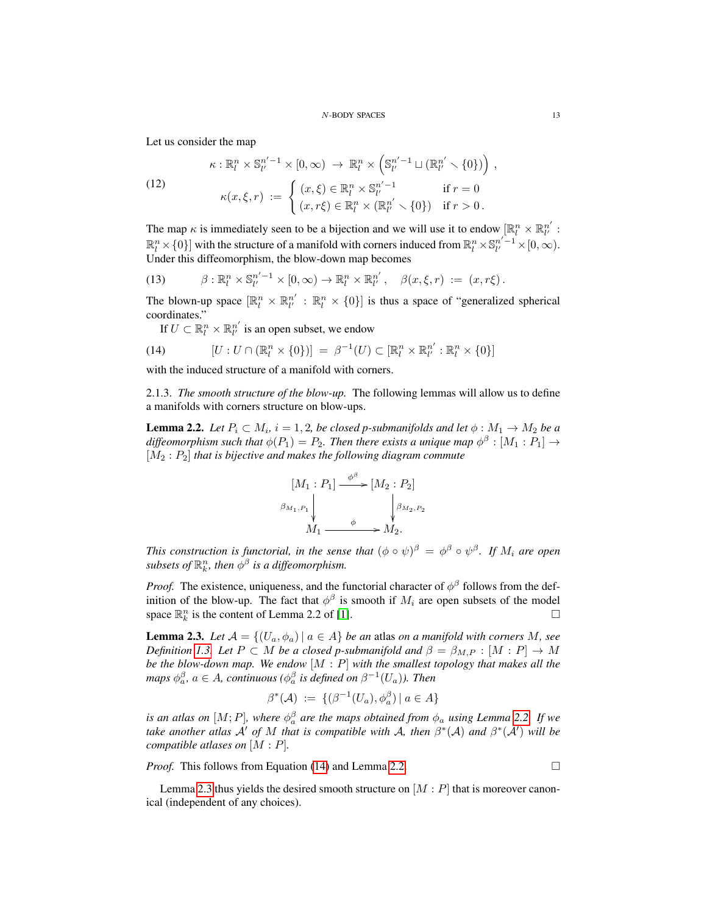Let us consider the map

$$
\begin{aligned}
&\kappa : \mathbb{R}^n_l \times \mathbb{S}^{n'-1}_{l'} \times [0,\infty) \to \mathbb{R}^n_l \times \left( \mathbb{S}^{n'-1}_{l'} \sqcup (\mathbb{R}^{n'}_{l'} \smallsetminus \{0\}) \right) , \\
&\kappa(x,\xi,r) := \begin{cases} (x,\xi) \in \mathbb{R}^n_l \times \mathbb{S}^{n'-1}_{l'} & \text{if } r = 0 \\ (x, r\xi) \in \mathbb{R}^n_l \times (\mathbb{R}^{n'}_{l'} \smallsetminus \{0\}) & \text{if } r > 0 \, . \end{cases}
\end{aligned} \tag{12}
$$

The map $\kappa$ is immediately seen to be a bijection and we will use it to endow $[\mathbb{R}^n_l \times \mathbb{R}^{n'}_{l'} : \mathbb{R}^n_l \times \{0\}]$ with the structure of a manifold with corners induced from $\mathbb{R}^n_l \times \mathbb{S}^{n'-1}_{l'} \times [0,\infty)$. Under this diffeomorphism, the blow-down map becomes

$$
\beta : \mathbb{R}^n_l \times \mathbb{S}^{n'-1}_{l'} \times [0,\infty) \to \mathbb{R}^n_l \times \mathbb{R}^{n'}_{l'} \, , \quad \beta(x,\xi,r) := (x, r\xi) \, . \tag{13}
$$

The blown-up space $[\mathbb{R}^n_l \times \mathbb{R}^{n'}_{l'} : \mathbb{R}^n_l \times \{0\}]$ is thus a space of "generalized spherical coordinates."

If $U \subset \mathbb{R}^n_l \times \mathbb{R}^{n'}_{l'}$ is an open subset, we endow

$$
[U : U \cap (\mathbb{R}^n_l \times \{0\})] = \beta^{-1}(U) \subset [\mathbb{R}^n_l \times \mathbb{R}^{n'}_{l'} : \mathbb{R}^n_l \times \{0\}] \tag{14}
$$

with the induced structure of a manifold with corners.

2.1.3. *The smooth structure of the blow-up.* The following lemmas will allow us to define a manifolds with corners structure on blow-ups.

**Lemma 2.2.** *Let $P_i \subset M_i$, $i = 1, 2$, be closed p-submanifolds and let $\phi : M_1 \to M_2$ be a diffeomorphism such that $\phi(P_1) = P_2$. Then there exists a unique map $\phi^\beta : [M_1 : P_1] \to [M_2 : P_2]$ that is bijective and makes the following diagram commute*

$$
\begin{array}{ccc}
[M_1 : P_1] & \xrightarrow{\ \phi^\beta\ } & [M_2 : P_2] \\
\downarrow{\scriptstyle \beta_{M_1,P_1}} & & \downarrow{\scriptstyle \beta_{M_2,P_2}} \\
M_1 & \xrightarrow{\ \ \phi\ \ } & M_2 .
\end{array}
$$

*This construction is functorial, in the sense that $(\phi \circ \psi)^\beta = \phi^\beta \circ \psi^\beta$. If $M_i$ are open subsets of $\mathbb{R}^n_k$, then $\phi^\beta$ is a diffeomorphism.*

*Proof.* The existence, uniqueness, and the functorial character of $\phi^\beta$ follows from the definition of the blow-up. The fact that $\phi^\beta$ is smooth if $M_i$ are open subsets of the model space $\mathbb{R}^n_k$ is the content of Lemma 2.2 of [1]. □

**Lemma 2.3.** *Let $\mathcal{A} = \{(U_a, \phi_a) \mid a \in A\}$ be an atlas on a manifold with corners $M$, see Definition 1.3. Let $P \subset M$ be a closed p-submanifold and $\beta = \beta_{M,P} : [M : P] \to M$ be the blow-down map. We endow $[M : P]$ with the smallest topology that makes all the maps $\phi_a^\beta$, $a \in A$, continuous ($\phi_a^\beta$ is defined on $\beta^{-1}(U_a)$). Then*

$$
\beta^*(\mathcal{A}) := \{(\beta^{-1}(U_a), \phi_a^\beta) \mid a \in A\}
$$

*is an atlas on $[M; P]$, where $\phi_a^\beta$ are the maps obtained from $\phi_a$ using Lemma 2.2. If we take another atlas $\mathcal{A}'$ of $M$ that is compatible with $\mathcal{A}$, then $\beta^*(\mathcal{A})$ and $\beta^*(\mathcal{A}')$ will be compatible atlases on $[M : P]$.*

*Proof.* This follows from Equation (14) and Lemma 2.2. □

Lemma 2.3 thus yields the desired smooth structure on $[M : P]$ that is moreover canonical (independent of any choices).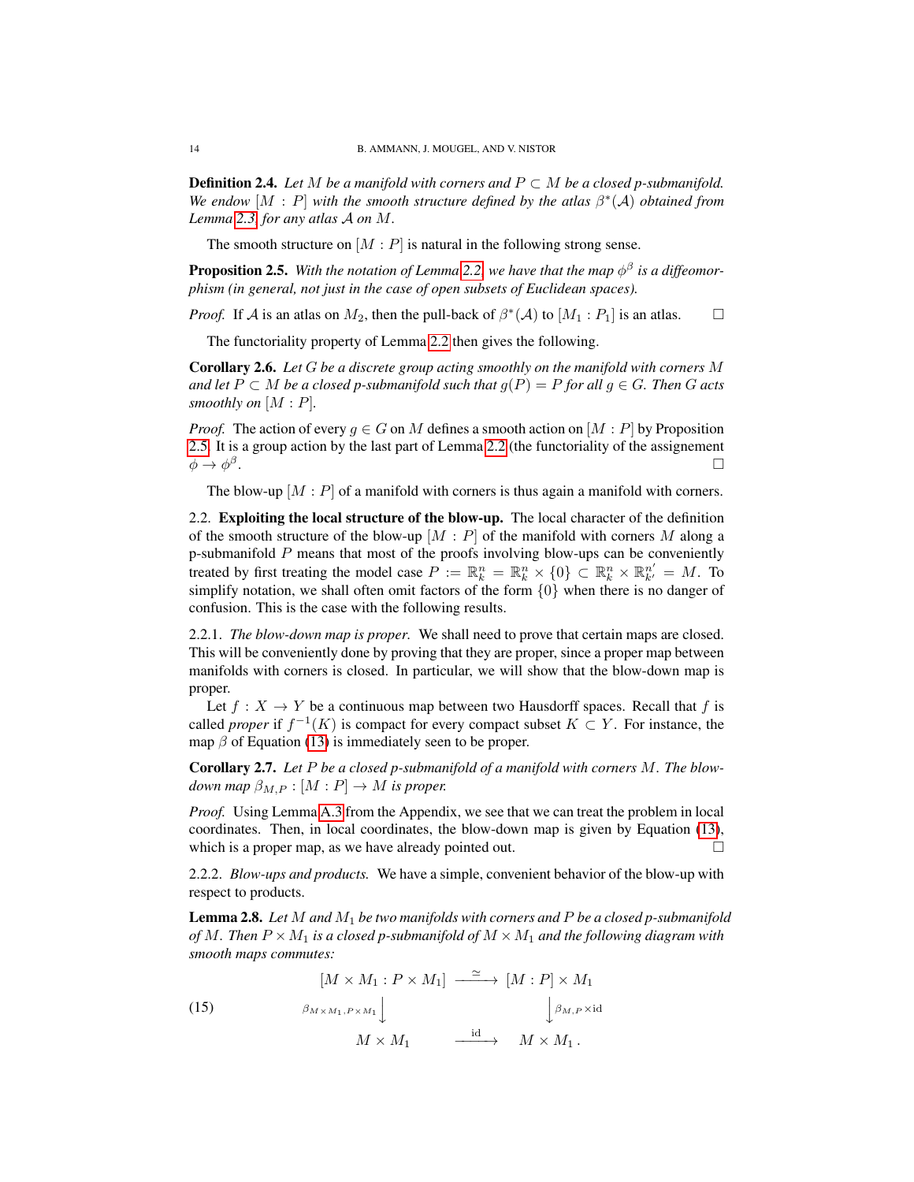**Definition 2.4.** *Let $M$ be a manifold with corners and $P \subset M$ be a closed p-submanifold. We endow $[M : P]$ with the smooth structure defined by the atlas $\beta^*(\mathcal{A})$ obtained from Lemma 2.3 for any atlas $\mathcal{A}$ on $M$.*

The smooth structure on $[M : P]$ is natural in the following strong sense.

**Proposition 2.5.** *With the notation of Lemma 2.2, we have that the map $\phi^\beta$ is a diffeomorphism (in general, not just in the case of open subsets of Euclidean spaces).*

*Proof.* If $\mathcal{A}$ is an atlas on $M_2$, then the pull-back of $\beta^*(\mathcal{A})$ to $[M_1 : P_1]$ is an atlas. $\square$

The functoriality property of Lemma 2.2 then gives the following.

**Corollary 2.6.** *Let $G$ be a discrete group acting smoothly on the manifold with corners $M$ and let $P \subset M$ be a closed p-submanifold such that $g(P) = P$ for all $g \in G$. Then $G$ acts smoothly on $[M : P]$.*

*Proof.* The action of every $g \in G$ on $M$ defines a smooth action on $[M : P]$ by Proposition 2.5. It is a group action by the last part of Lemma 2.2 (the functoriality of the assignement $\phi \to \phi^\beta$. $\square$

The blow-up $[M : P]$ of a manifold with corners is thus again a manifold with corners.

2.2. **Exploiting the local structure of the blow-up.** The local character of the definition of the smooth structure of the blow-up $[M : P]$ of the manifold with corners $M$ along a p-submanifold $P$ means that most of the proofs involving blow-ups can be conveniently treated by first treating the model case $P := \mathbb{R}^n_k = \mathbb{R}^n_k \times \{0\} \subset \mathbb{R}^n_k \times \mathbb{R}^{n'}_{k'} = M$. To simplify notation, we shall often omit factors of the form $\{0\}$ when there is no danger of confusion. This is the case with the following results.

2.2.1. *The blow-down map is proper.* We shall need to prove that certain maps are closed. This will be conveniently done by proving that they are proper, since a proper map between manifolds with corners is closed. In particular, we will show that the blow-down map is proper.

Let $f : X \to Y$ be a continuous map between two Hausdorff spaces. Recall that $f$ is called *proper* if $f^{-1}(K)$ is compact for every compact subset $K \subset Y$. For instance, the map $\beta$ of Equation (13) is immediately seen to be proper.

**Corollary 2.7.** *Let $P$ be a closed p-submanifold of a manifold with corners $M$. The blow-down map $\beta_{M,P} : [M : P] \to M$ is proper.*

*Proof.* Using Lemma A.3 from the Appendix, we see that we can treat the problem in local coordinates. Then, in local coordinates, the blow-down map is given by Equation (13), which is a proper map, as we have already pointed out. $\square$

2.2.2. *Blow-ups and products.* We have a simple, convenient behavior of the blow-up with respect to products.

**Lemma 2.8.** *Let $M$ and $M_1$ be two manifolds with corners and $P$ be a closed p-submanifold of $M$. Then $P \times M_1$ is a closed p-submanifold of $M \times M_1$ and the following diagram with smooth maps commutes:*

$$
\begin{array}{ccc}
[M \times M_1 : P \times M_1] & \xrightarrow{\ \simeq\ } & [M : P] \times M_1 \\
{\scriptstyle \beta_{M \times M_1, P \times M_1}} \big\downarrow & & \big\downarrow {\scriptstyle \beta_{M,P} \times \mathrm{id}} \\
M \times M_1 & \xrightarrow{\ \mathrm{id}\ } & M \times M_1 \,.
\end{array}
\tag{15}
$$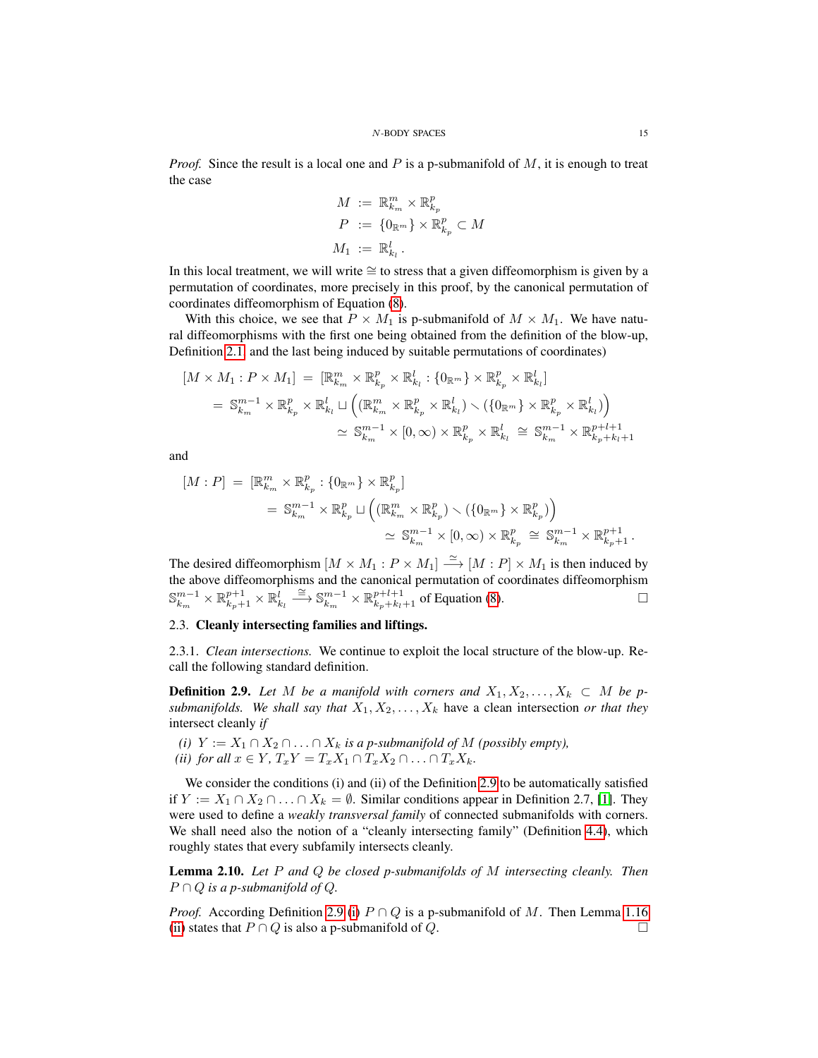*Proof.* Since the result is a local one and $P$ is a p-submanifold of $M$, it is enough to treat the case

$$
\begin{aligned}
M &:= \mathbb{R}^m_{k_m} \times \mathbb{R}^p_{k_p} \\
P &:= \{0_{\mathbb{R}^m}\} \times \mathbb{R}^p_{k_p} \subset M \\
M_1 &:= \mathbb{R}^l_{k_l}\,.
\end{aligned}
$$

In this local treatment, we will write $\cong$ to stress that a given diffeomorphism is given by a permutation of coordinates, more precisely in this proof, by the canonical permutation of coordinates diffeomorphism of Equation (8).

With this choice, we see that $P \times M_1$ is p-submanifold of $M \times M_1$. We have natural diffeomorphisms with the first one being obtained from the definition of the blow-up, Definition 2.1, and the last being induced by suitable permutations of coordinates)

$$
\begin{aligned}
[M \times M_1 : P \times M_1] &= [\mathbb{R}^m_{k_m} \times \mathbb{R}^p_{k_p} \times \mathbb{R}^l_{k_l} : \{0_{\mathbb{R}^m}\} \times \mathbb{R}^p_{k_p} \times \mathbb{R}^l_{k_l}] \\
&= \mathbb{S}^{m-1}_{k_m} \times \mathbb{R}^p_{k_p} \times \mathbb{R}^l_{k_l} \sqcup \Big( (\mathbb{R}^m_{k_m} \times \mathbb{R}^p_{k_p} \times \mathbb{R}^l_{k_l}) \smallsetminus (\{0_{\mathbb{R}^m}\} \times \mathbb{R}^p_{k_p} \times \mathbb{R}^l_{k_l}) \Big) \\
&\simeq \mathbb{S}^{m-1}_{k_m} \times [0,\infty) \times \mathbb{R}^p_{k_p} \times \mathbb{R}^l_{k_l} \;\cong\; \mathbb{S}^{m-1}_{k_m} \times \mathbb{R}^{p+l+1}_{k_p+k_l+1}
\end{aligned}
$$

and

$$
\begin{aligned}
[M : P] &= [\mathbb{R}^m_{k_m} \times \mathbb{R}^p_{k_p} : \{0_{\mathbb{R}^m}\} \times \mathbb{R}^p_{k_p}] \\
&= \mathbb{S}^{m-1}_{k_m} \times \mathbb{R}^p_{k_p} \sqcup \Big( (\mathbb{R}^m_{k_m} \times \mathbb{R}^p_{k_p}) \smallsetminus (\{0_{\mathbb{R}^m}\} \times \mathbb{R}^p_{k_p}) \Big) \\
&\simeq \mathbb{S}^{m-1}_{k_m} \times [0,\infty) \times \mathbb{R}^p_{k_p} \;\cong\; \mathbb{S}^{m-1}_{k_m} \times \mathbb{R}^{p+1}_{k_p+1}\,.
\end{aligned}
$$

The desired diffeomorphism $[M \times M_1 : P \times M_1] \xrightarrow{\simeq} [M : P] \times M_1$ is then induced by the above diffeomorphisms and the canonical permutation of coordinates diffeomorphism $\mathbb{S}^{m-1}_{k_m} \times \mathbb{R}^{p+1}_{k_p+1} \times \mathbb{R}^l_{k_l} \xrightarrow{\cong} \mathbb{S}^{m-1}_{k_m} \times \mathbb{R}^{p+l+1}_{k_p+k_l+1}$ of Equation (8). □

### 2.3. **Cleanly intersecting families and liftings.**

2.3.1. *Clean intersections.* We continue to exploit the local structure of the blow-up. Recall the following standard definition.

**Definition 2.9.** *Let $M$ be a manifold with corners and $X_1, X_2, \ldots, X_k \subset M$ be p-submanifolds. We shall say that $X_1, X_2, \ldots, X_k$ have a* clean intersection *or that they* intersect cleanly *if*

*(i) $Y := X_1 \cap X_2 \cap \ldots \cap X_k$ is a p-submanifold of $M$ (possibly empty),*
*(ii) for all $x \in Y$, $T_xY = T_xX_1 \cap T_xX_2 \cap \ldots \cap T_xX_k$.*

We consider the conditions (i) and (ii) of the Definition 2.9 to be automatically satisfied if $Y := X_1 \cap X_2 \cap \ldots \cap X_k = \emptyset$. Similar conditions appear in Definition 2.7, [1]. They were used to define a *weakly transversal family* of connected submanifolds with corners. We shall need also the notion of a "cleanly intersecting family" (Definition 4.4), which roughly states that every subfamily intersects cleanly.

**Lemma 2.10.** *Let $P$ and $Q$ be closed p-submanifolds of $M$ intersecting cleanly. Then $P \cap Q$ is a p-submanifold of $Q$.*

*Proof.* According Definition 2.9 (i) $P \cap Q$ is a p-submanifold of $M$. Then Lemma 1.16 (ii) states that $P \cap Q$ is also a p-submanifold of $Q$. □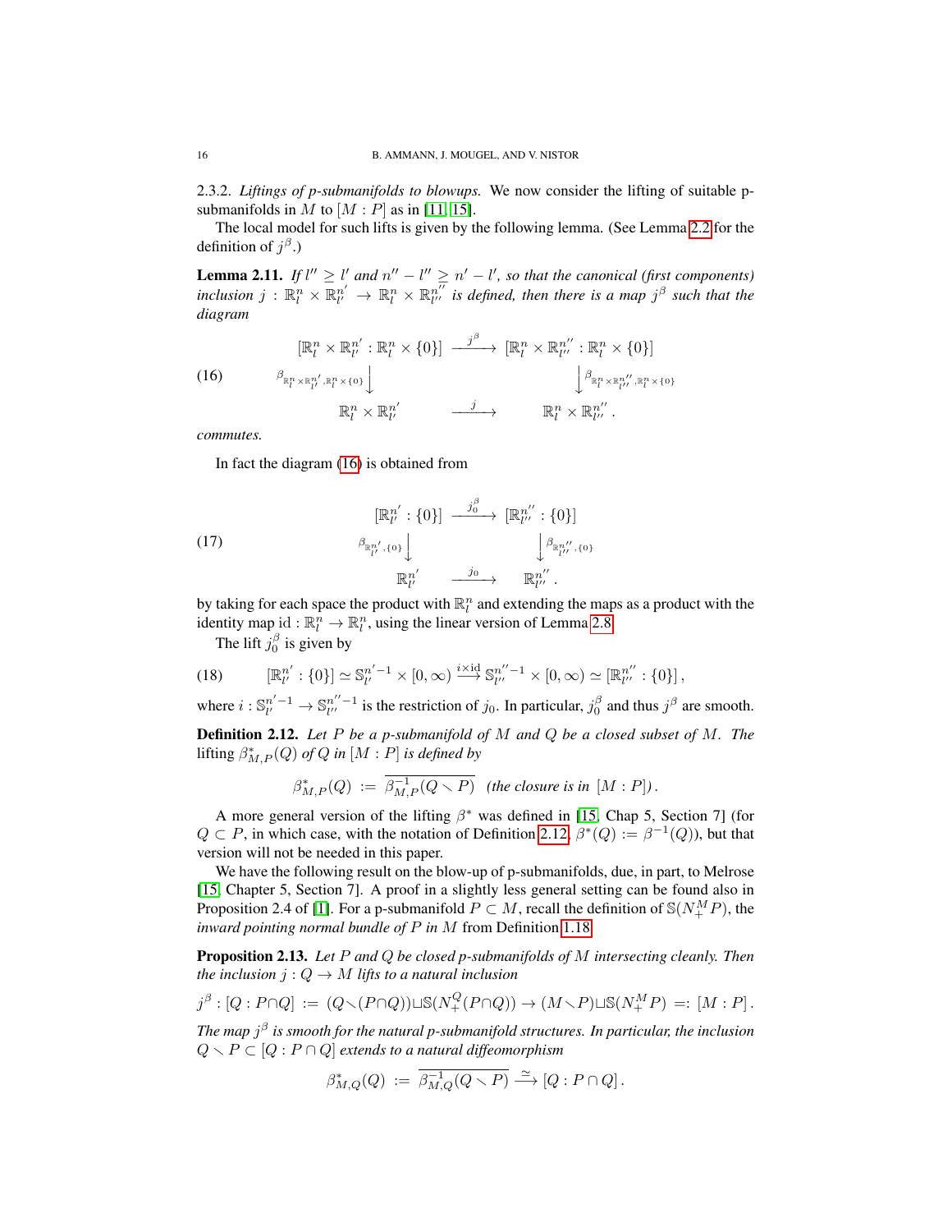2.3.2. *Liftings of p-submanifolds to blowups.* We now consider the lifting of suitable p-submanifolds in $M$ to $[M : P]$ as in [11, 15].

The local model for such lifts is given by the following lemma. (See Lemma 2.2 for the definition of $j^\beta$.)

**Lemma 2.11.** *If $l'' \geq l'$ and $n'' - l'' \geq n' - l'$, so that the canonical (first components) inclusion $j : \mathbb{R}^n_l \times \mathbb{R}^{n'}_{l'} \to \mathbb{R}^n_l \times \mathbb{R}^{n''}_{l''}$ is defined, then there is a map $j^\beta$ such that the diagram*

$$
\begin{array}{ccc}
[\mathbb{R}^n_l \times \mathbb{R}^{n'}_{l'} : \mathbb{R}^n_l \times \{0\}] & \xrightarrow{\;j^\beta\;} & [\mathbb{R}^n_l \times \mathbb{R}^{n''}_{l''} : \mathbb{R}^n_l \times \{0\}] \\
\Big\downarrow{\scriptstyle \beta_{\mathbb{R}^n_l \times \mathbb{R}^{n'}_{l'}, \mathbb{R}^n_l \times \{0\}}} & & \Big\downarrow{\scriptstyle \beta_{\mathbb{R}^n_l \times \mathbb{R}^{n''}_{l''}, \mathbb{R}^n_l \times \{0\}}} \\
\mathbb{R}^n_l \times \mathbb{R}^{n'}_{l'} & \xrightarrow{\;j\;} & \mathbb{R}^n_l \times \mathbb{R}^{n''}_{l''} .
\end{array}
\tag{16}
$$

*commutes.*

In fact the diagram (16) is obtained from

$$
\begin{array}{ccc}
[\mathbb{R}^{n'}_{l'} : \{0\}] & \xrightarrow{\;j_0^\beta\;} & [\mathbb{R}^{n''}_{l''} : \{0\}] \\
\Big\downarrow{\scriptstyle \beta_{\mathbb{R}^{n'}_{l'}, \{0\}}} & & \Big\downarrow{\scriptstyle \beta_{\mathbb{R}^{n''}_{l''}, \{0\}}} \\
\mathbb{R}^{n'}_{l'} & \xrightarrow{\;j_0\;} & \mathbb{R}^{n''}_{l''} .
\end{array}
\tag{17}
$$

by taking for each space the product with $\mathbb{R}^n_l$ and extending the maps as a product with the identity map $\mathrm{id} : \mathbb{R}^n_l \to \mathbb{R}^n_l$, using the linear version of Lemma 2.8.

The lift $j_0^\beta$ is given by

$$
[\mathbb{R}^{n'}_{l'} : \{0\}] \simeq \mathbb{S}^{n'-1}_{l'} \times [0, \infty) \xrightarrow{i \times \mathrm{id}} \mathbb{S}^{n''-1}_{l''} \times [0, \infty) \simeq [\mathbb{R}^{n''}_{l''} : \{0\}] , \tag{18}
$$

where $i : \mathbb{S}^{n'-1}_{l'} \to \mathbb{S}^{n''-1}_{l''}$ is the restriction of $j_0$. In particular, $j_0^\beta$ and thus $j^\beta$ are smooth.

**Definition 2.12.** *Let $P$ be a p-submanifold of $M$ and $Q$ be a closed subset of $M$. The* lifting $\beta^*_{M,P}(Q)$ *of $Q$ in $[M : P]$ is defined by*

$$
\beta^*_{M,P}(Q) \; := \; \overline{\beta^{-1}_{M,P}(Q \smallsetminus P)} \quad \textit{(the closure is in } [M : P]\textit{)} .
$$

A more general version of the lifting $\beta^*$ was defined in [15, Chap 5, Section 7] (for $Q \subset P$, in which case, with the notation of Definition 2.12, $\beta^*(Q) := \beta^{-1}(Q)$), but that version will not be needed in this paper.

We have the following result on the blow-up of p-submanifolds, due, in part, to Melrose [15, Chapter 5, Section 7]. A proof in a slightly less general setting can be found also in Proposition 2.4 of [1]. For a p-submanifold $P \subset M$, recall the definition of $\mathbb{S}(N^M_+ P)$, the *inward pointing normal bundle of $P$ in $M$* from Definition 1.18.

**Proposition 2.13.** *Let $P$ and $Q$ be closed p-submanifolds of $M$ intersecting cleanly. Then the inclusion $j : Q \to M$ lifts to a natural inclusion*

$$
j^\beta : [Q : P \cap Q] \; := \; (Q \smallsetminus (P \cap Q)) \sqcup \mathbb{S}(N^Q_+(P \cap Q)) \to (M \smallsetminus P) \sqcup \mathbb{S}(N^M_+ P) \; =: \; [M : P] .
$$

*The map $j^\beta$ is smooth for the natural p-submanifold structures. In particular, the inclusion $Q \smallsetminus P \subset [Q : P \cap Q]$ extends to a natural diffeomorphism*

$$
\beta^*_{M,Q}(Q) \; := \; \overline{\beta^{-1}_{M,Q}(Q \smallsetminus P)} \xrightarrow{\simeq} [Q : P \cap Q] .
$$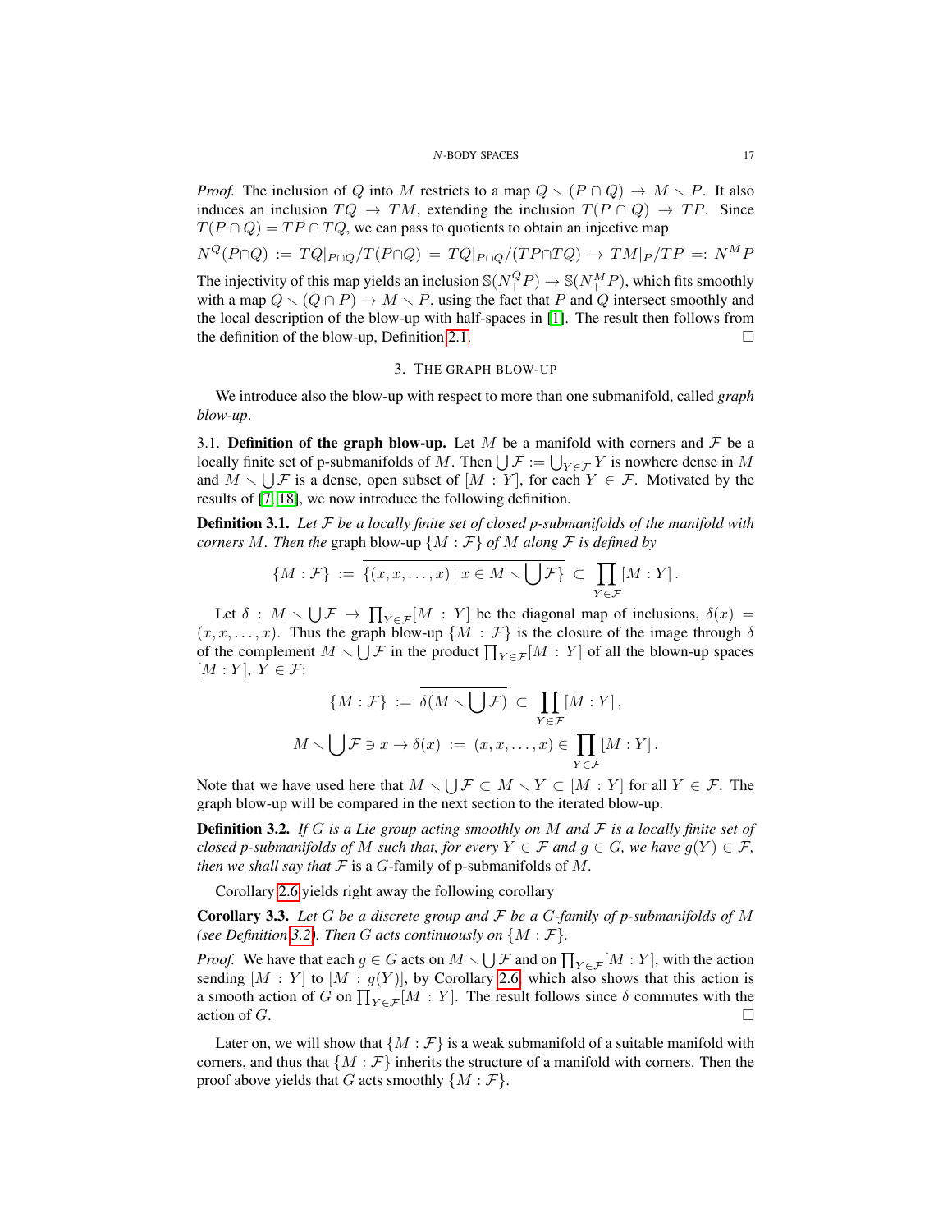*Proof.* The inclusion of $Q$ into $M$ restricts to a map $Q \smallsetminus (P \cap Q) \to M \smallsetminus P$. It also induces an inclusion $TQ \to TM$, extending the inclusion $T(P \cap Q) \to TP$. Since $T(P \cap Q) = TP \cap TQ$, we can pass to quotients to obtain an injective map

$$N^Q(P \cap Q) := TQ|_{P\cap Q}/T(P \cap Q) = TQ|_{P\cap Q}/(TP \cap TQ) \to TM|_P/TP =: N^M P$$

The injectivity of this map yields an inclusion $\mathbb{S}(N_+^Q P) \to \mathbb{S}(N_+^M P)$, which fits smoothly with a map $Q \smallsetminus (Q \cap P) \to M \smallsetminus P$, using the fact that $P$ and $Q$ intersect smoothly and the local description of the blow-up with half-spaces in [1]. The result then follows from the definition of the blow-up, Definition 2.1. □

## 3. The graph blow-up

We introduce also the blow-up with respect to more than one submanifold, called *graph blow-up*.

**3.1. Definition of the graph blow-up.** Let $M$ be a manifold with corners and $\mathcal{F}$ be a locally finite set of p-submanifolds of $M$. Then $\bigcup \mathcal{F} := \bigcup_{Y \in \mathcal{F}} Y$ is nowhere dense in $M$ and $M \smallsetminus \bigcup \mathcal{F}$ is a dense, open subset of $[M : Y]$, for each $Y \in \mathcal{F}$. Motivated by the results of [7, 18], we now introduce the following definition.

**Definition 3.1.** *Let $\mathcal{F}$ be a locally finite set of closed p-submanifolds of the manifold with corners $M$. Then the* graph blow-up *$\{M : \mathcal{F}\}$ of $M$ along $\mathcal{F}$ is defined by*

$$\{M : \mathcal{F}\} := \overline{\{(x, x, \dots, x) \mid x \in M \smallsetminus \bigcup \mathcal{F}\}} \subset \prod_{Y \in \mathcal{F}} [M : Y].$$

Let $\delta : M \smallsetminus \bigcup \mathcal{F} \to \prod_{Y \in \mathcal{F}} [M : Y]$ be the diagonal map of inclusions, $\delta(x) = (x, x, \dots, x)$. Thus the graph blow-up $\{M : \mathcal{F}\}$ is the closure of the image through $\delta$ of the complement $M \smallsetminus \bigcup \mathcal{F}$ in the product $\prod_{Y \in \mathcal{F}} [M : Y]$ of all the blown-up spaces $[M : Y]$, $Y \in \mathcal{F}$:

$$\{M : \mathcal{F}\} := \overline{\delta(M \smallsetminus \bigcup \mathcal{F})} \subset \prod_{Y \in \mathcal{F}} [M : Y],$$

$$M \smallsetminus \bigcup \mathcal{F} \ni x \to \delta(x) := (x, x, \dots, x) \in \prod_{Y \in \mathcal{F}} [M : Y].$$

Note that we have used here that $M \smallsetminus \bigcup \mathcal{F} \subset M \smallsetminus Y \subset [M : Y]$ for all $Y \in \mathcal{F}$. The graph blow-up will be compared in the next section to the iterated blow-up.

**Definition 3.2.** *If $G$ is a Lie group acting smoothly on $M$ and $\mathcal{F}$ is a locally finite set of closed p-submanifolds of $M$ such that, for every $Y \in \mathcal{F}$ and $g \in G$, we have $g(Y) \in \mathcal{F}$, then we shall say that $\mathcal{F}$ is a $G$-family of p-submanifolds of $M$.*

Corollary 2.6 yields right away the following corollary

**Corollary 3.3.** *Let $G$ be a discrete group and $\mathcal{F}$ be a $G$-family of p-submanifolds of $M$ (see Definition 3.2). Then $G$ acts continuously on $\{M : \mathcal{F}\}$.*

*Proof.* We have that each $g \in G$ acts on $M \smallsetminus \bigcup \mathcal{F}$ and on $\prod_{Y \in \mathcal{F}} [M : Y]$, with the action sending $[M : Y]$ to $[M : g(Y)]$, by Corollary 2.6, which also shows that this action is a smooth action of $G$ on $\prod_{Y \in \mathcal{F}} [M : Y]$. The result follows since $\delta$ commutes with the action of $G$. □

Later on, we will show that $\{M : \mathcal{F}\}$ is a weak submanifold of a suitable manifold with corners, and thus that $\{M : \mathcal{F}\}$ inherits the structure of a manifold with corners. Then the proof above yields that $G$ acts smoothly $\{M : \mathcal{F}\}$.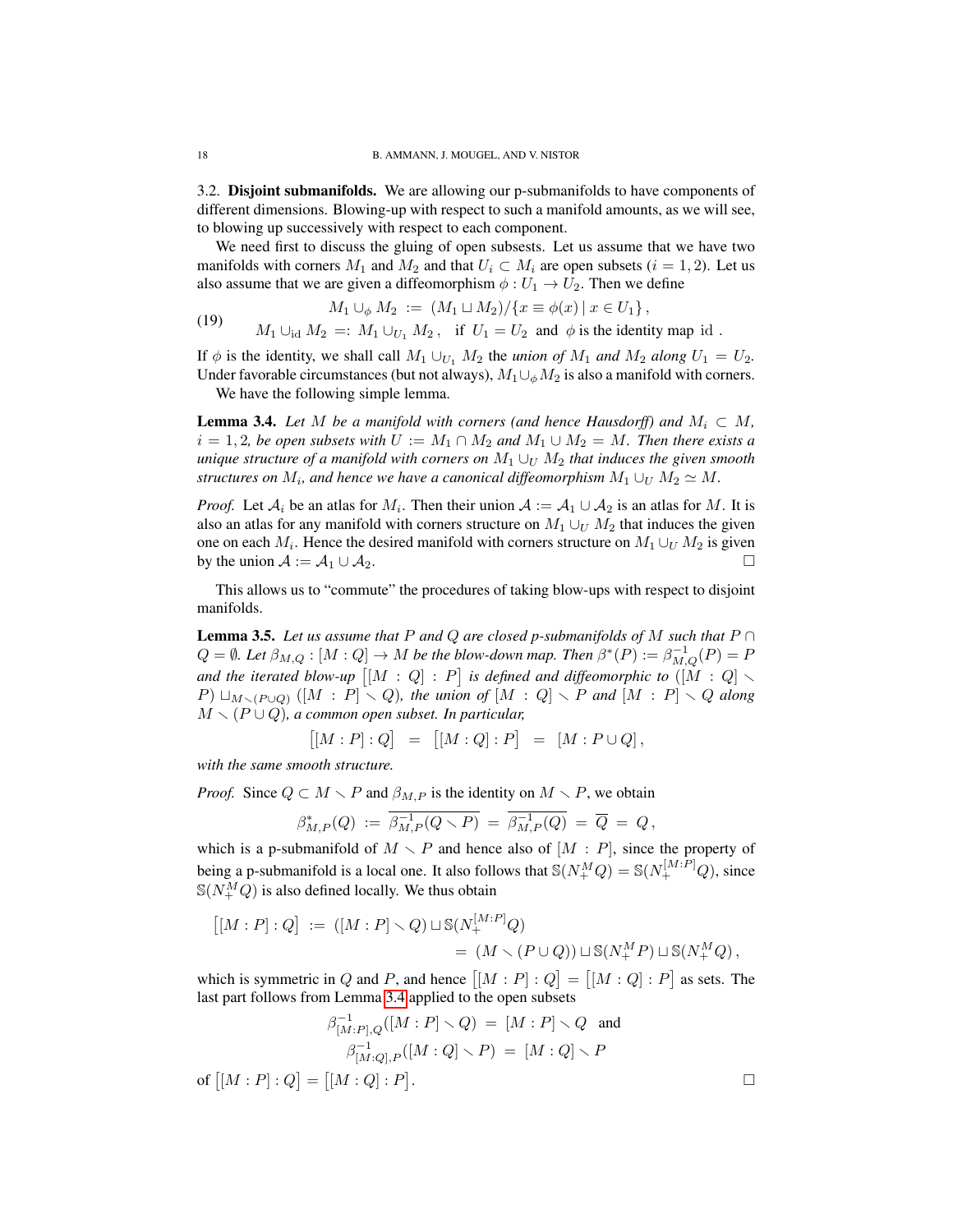3.2. **Disjoint submanifolds.** We are allowing our p-submanifolds to have components of different dimensions. Blowing-up with respect to such a manifold amounts, as we will see, to blowing up successively with respect to each component.

We need first to discuss the gluing of open subsets. Let us assume that we have two manifolds with corners $M_1$ and $M_2$ and that $U_i \subset M_i$ are open subsets ($i = 1, 2$). Let us also assume that we are given a diffeomorphism $\phi : U_1 \to U_2$. Then we define

$$
\begin{aligned}
M_1 \cup_\phi M_2 \ &:= \ (M_1 \sqcup M_2)/\{x \equiv \phi(x) \mid x \in U_1\}\,, \\
M_1 \cup_{\mathrm{id}} M_2 \ &=: \ M_1 \cup_{U_1} M_2\,, \quad \text{if } U_1 = U_2 \ \text{ and } \ \phi \text{ is the identity map id}\,.
\end{aligned}
\tag{19}
$$

If $\phi$ is the identity, we shall call $M_1 \cup_{U_1} M_2$ the *union of* $M_1$ *and* $M_2$ *along* $U_1 = U_2$. Under favorable circumstances (but not always), $M_1 \cup_\phi M_2$ is also a manifold with corners.

We have the following simple lemma.

**Lemma 3.4.** *Let $M$ be a manifold with corners (and hence Hausdorff) and $M_i \subset M$, $i = 1, 2$, be open subsets with $U := M_1 \cap M_2$ and $M_1 \cup M_2 = M$. Then there exists a unique structure of a manifold with corners on $M_1 \cup_U M_2$ that induces the given smooth structures on $M_i$, and hence we have a canonical diffeomorphism $M_1 \cup_U M_2 \simeq M$.*

*Proof.* Let $\mathcal{A}_i$ be an atlas for $M_i$. Then their union $\mathcal{A} := \mathcal{A}_1 \cup \mathcal{A}_2$ is an atlas for $M$. It is also an atlas for any manifold with corners structure on $M_1 \cup_U M_2$ that induces the given one on each $M_i$. Hence the desired manifold with corners structure on $M_1 \cup_U M_2$ is given by the union $\mathcal{A} := \mathcal{A}_1 \cup \mathcal{A}_2$. □

This allows us to "commute" the procedures of taking blow-ups with respect to disjoint manifolds.

**Lemma 3.5.** *Let us assume that $P$ and $Q$ are closed p-submanifolds of $M$ such that $P \cap Q = \emptyset$. Let $\beta_{M,Q} : [M : Q] \to M$ be the blow-down map. Then $\beta^*(P) := \beta_{M,Q}^{-1}(P) = P$ and the iterated blow-up $\big[[M : Q] : P\big]$ is defined and diffeomorphic to $([M : Q] \smallsetminus P) \sqcup_{M \smallsetminus (P \cup Q)} ([M : P] \smallsetminus Q)$, the union of $[M : Q] \smallsetminus P$ and $[M : P] \smallsetminus Q$ along $M \smallsetminus (P \cup Q)$, a common open subset. In particular,*

$$
\big[[M : P] : Q\big] \ = \ \big[[M : Q] : P\big] \ = \ [M : P \cup Q]\,,
$$

*with the same smooth structure.*

*Proof.* Since $Q \subset M \smallsetminus P$ and $\beta_{M,P}$ is the identity on $M \smallsetminus P$, we obtain

$$
\beta_{M,P}^*(Q) \ := \ \overline{\beta_{M,P}^{-1}(Q \smallsetminus P)} \ = \ \overline{\beta_{M,P}^{-1}(Q)} \ = \ \overline{Q} \ = \ Q\,,
$$

which is a p-submanifold of $M \smallsetminus P$ and hence also of $[M : P]$, since the property of being a p-submanifold is a local one. It also follows that $\mathbb{S}(N_+^M Q) = \mathbb{S}(N_+^{[M:P]} Q)$, since $\mathbb{S}(N_+^M Q)$ is also defined locally. We thus obtain

$$
\begin{aligned}
\big[[M : P] : Q\big] \ &:= \ ([M : P] \smallsetminus Q) \sqcup \mathbb{S}(N_+^{[M:P]} Q) \\
&= \ (M \smallsetminus (P \cup Q)) \sqcup \mathbb{S}(N_+^M P) \sqcup \mathbb{S}(N_+^M Q)\,,
\end{aligned}
$$

which is symmetric in $Q$ and $P$, and hence $\big[[M : P] : Q\big] = \big[[M : Q] : P\big]$ as sets. The last part follows from Lemma 3.4 applied to the open subsets

$$
\begin{aligned}
\beta_{[M:P],Q}^{-1}([M : P] \smallsetminus Q) \ &= \ [M : P] \smallsetminus Q \quad \text{and} \\
\beta_{[M:Q],P}^{-1}([M : Q] \smallsetminus P) \ &= \ [M : Q] \smallsetminus P
\end{aligned}
$$

of $\big[[M : P] : Q\big] = \big[[M : Q] : P\big]$. □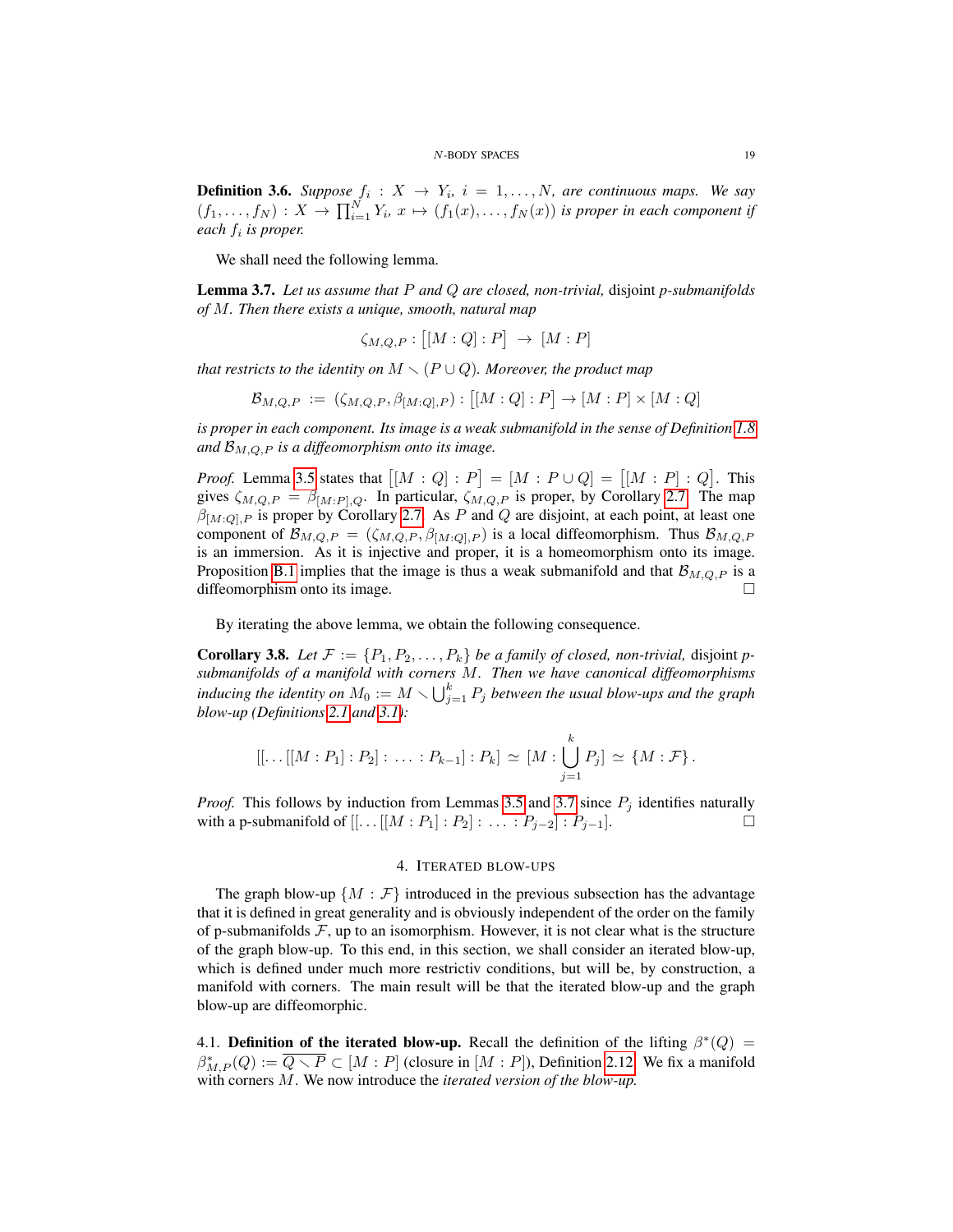**Definition 3.6.** *Suppose $f_i : X \to Y_i$, $i = 1, \ldots, N$, are continuous maps. We say $(f_1, \ldots, f_N) : X \to \prod_{i=1}^N Y_i$, $x \mapsto (f_1(x), \ldots, f_N(x))$ is proper in each component if each $f_i$ is proper.*

We shall need the following lemma.

**Lemma 3.7.** *Let us assume that $P$ and $Q$ are closed, non-trivial,* disjoint *p-submanifolds of $M$. Then there exists a unique, smooth, natural map*

$$\zeta_{M,Q,P} : \big[[M : Q] : P\big] \to [M : P]$$

*that restricts to the identity on $M \smallsetminus (P \cup Q)$. Moreover, the product map*

$$\mathcal{B}_{M,Q,P} := (\zeta_{M,Q,P}, \beta_{[M:Q],P}) : \big[[M : Q] : P\big] \to [M : P] \times [M : Q]$$

*is proper in each component. Its image is a weak submanifold in the sense of Definition 1.8 and $\mathcal{B}_{M,Q,P}$ is a diffeomorphism onto its image.*

*Proof.* Lemma 3.5 states that $\big[[M : Q] : P\big] = [M : P \cup Q] = \big[[M : P] : Q\big]$. This gives $\zeta_{M,Q,P} = \beta_{[M:P],Q}$. In particular, $\zeta_{M,Q,P}$ is proper, by Corollary 2.7. The map $\beta_{[M:Q],P}$ is proper by Corollary 2.7. As $P$ and $Q$ are disjoint, at each point, at least one component of $\mathcal{B}_{M,Q,P} = (\zeta_{M,Q,P}, \beta_{[M:Q],P})$ is a local diffeomorphism. Thus $\mathcal{B}_{M,Q,P}$ is an immersion. As it is injective and proper, it is a homeomorphism onto its image. Proposition B.1 implies that the image is thus a weak submanifold and that $\mathcal{B}_{M,Q,P}$ is a diffeomorphism onto its image. □

By iterating the above lemma, we obtain the following consequence.

**Corollary 3.8.** *Let $\mathcal{F} := \{P_1, P_2, \ldots, P_k\}$ be a family of closed, non-trivial,* disjoint *p-submanifolds of a manifold with corners $M$. Then we have canonical diffeomorphisms inducing the identity on $M_0 := M \smallsetminus \bigcup_{j=1}^k P_j$ between the usual blow-ups and the graph blow-up (Definitions 2.1 and 3.1):*

$$[[\ldots[[M : P_1] : P_2] : \ldots : P_{k-1}] : P_k] \simeq [M : \bigcup_{j=1}^k P_j] \simeq \{M : \mathcal{F}\}.$$

*Proof.* This follows by induction from Lemmas 3.5 and 3.7 since $P_j$ identifies naturally with a p-submanifold of $[[\ldots[[M : P_1] : P_2] : \ldots : P_{j-2}] : P_{j-1}]$. □

## 4. Iterated blow-ups

The graph blow-up $\{M : \mathcal{F}\}$ introduced in the previous subsection has the advantage that it is defined in great generality and is obviously independent of the order on the family of p-submanifolds $\mathcal{F}$, up to an isomorphism. However, it is not clear what is the structure of the graph blow-up. To this end, in this section, we shall consider an iterated blow-up, which is defined under much more restrictiv conditions, but will be, by construction, a manifold with corners. The main result will be that the iterated blow-up and the graph blow-up are diffeomorphic.

4.1. **Definition of the iterated blow-up.** Recall the definition of the lifting $\beta^*(Q) = \beta^*_{M,P}(Q) := \overline{Q \smallsetminus P} \subset [M : P]$ (closure in $[M : P]$), Definition 2.12. We fix a manifold with corners $M$. We now introduce the *iterated version of the blow-up.*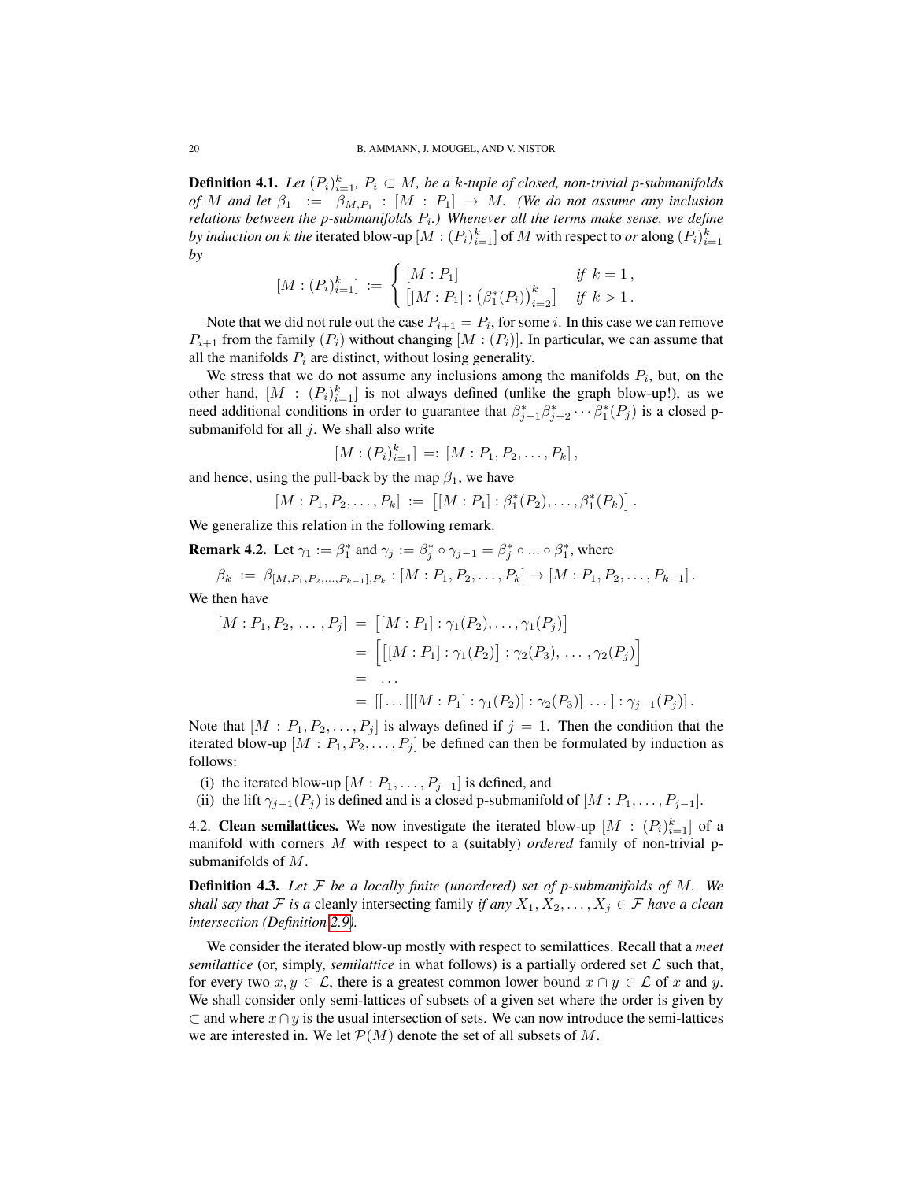**Definition 4.1.** *Let $(P_i)_{i=1}^k$, $P_i \subset M$, be a $k$-tuple of closed, non-trivial p-submanifolds of $M$ and let $\beta_1 := \beta_{M,P_1} : [M : P_1] \to M$. (We do not assume any inclusion relations between the p-submanifolds $P_i$.) Whenever all the terms make sense, we define by induction on $k$ the* iterated blow-up $[M : (P_i)_{i=1}^k]$ of $M$ with respect to *or* along $(P_i)_{i=1}^k$ *by*

$$[M : (P_i)_{i=1}^k] := \begin{cases} [M : P_1] & \text{if } k = 1\,, \\ \big[[M : P_1] : \big(\beta_1^*(P_i)\big)_{i=2}^k\big] & \text{if } k > 1\,. \end{cases}$$

Note that we did not rule out the case $P_{i+1} = P_i$, for some $i$. In this case we can remove $P_{i+1}$ from the family $(P_i)$ without changing $[M : (P_i)]$. In particular, we can assume that all the manifolds $P_i$ are distinct, without losing generality.

We stress that we do not assume any inclusions among the manifolds $P_i$, but, on the other hand, $[M : (P_i)_{i=1}^k]$ is not always defined (unlike the graph blow-up!), as we need additional conditions in order to guarantee that $\beta_{j-1}^*\beta_{j-2}^* \cdots \beta_1^*(P_j)$ is a closed p-submanifold for all $j$. We shall also write

$$[M : (P_i)_{i=1}^k] =: [M : P_1, P_2, \ldots, P_k]\,,$$

and hence, using the pull-back by the map $\beta_1$, we have

$$[M : P_1, P_2, \ldots, P_k] := \big[[M : P_1] : \beta_1^*(P_2), \ldots, \beta_1^*(P_k)\big]\,.$$

We generalize this relation in the following remark.

**Remark 4.2.** Let $\gamma_1 := \beta_1^*$ and $\gamma_j := \beta_j^* \circ \gamma_{j-1} = \beta_j^* \circ \ldots \circ \beta_1^*$, where

$$\beta_k := \beta_{[M,P_1,P_2,\ldots,P_{k-1}],P_k} : [M : P_1, P_2, \ldots, P_k] \to [M : P_1, P_2, \ldots, P_{k-1}]\,.$$

We then have

$$\begin{aligned}
[M : P_1, P_2, \ldots, P_j] &= \big[[M : P_1] : \gamma_1(P_2), \ldots, \gamma_1(P_j)\big] \\
&= \Big[\big[[M : P_1] : \gamma_1(P_2)\big] : \gamma_2(P_3), \ldots, \gamma_2(P_j)\Big] \\
&= \ldots \\
&= [[\ldots[[[M : P_1] : \gamma_1(P_2)] : \gamma_2(P_3)] \ \ldots] : \gamma_{j-1}(P_j)]\,.
\end{aligned}$$

Note that $[M : P_1, P_2, \ldots, P_j]$ is always defined if $j = 1$. Then the condition that the iterated blow-up $[M : P_1, P_2, \ldots, P_j]$ be defined can then be formulated by induction as follows:

(i) the iterated blow-up $[M : P_1, \ldots, P_{j-1}]$ is defined, and
(ii) the lift $\gamma_{j-1}(P_j)$ is defined and is a closed p-submanifold of $[M : P_1, \ldots, P_{j-1}]$.

4.2. **Clean semilattices.** We now investigate the iterated blow-up $[M : (P_i)_{i=1}^k]$ of a manifold with corners $M$ with respect to a (suitably) *ordered* family of non-trivial p-submanifolds of $M$.

**Definition 4.3.** *Let $\mathcal{F}$ be a locally finite (unordered) set of p-submanifolds of $M$. We shall say that $\mathcal{F}$ is a* cleanly intersecting family *if any $X_1, X_2, \ldots, X_j \in \mathcal{F}$ have a clean intersection (Definition 2.9).*

We consider the iterated blow-up mostly with respect to semilattices. Recall that a *meet semilattice* (or, simply, *semilattice* in what follows) is a partially ordered set $\mathcal{L}$ such that, for every two $x, y \in \mathcal{L}$, there is a greatest common lower bound $x \cap y \in \mathcal{L}$ of $x$ and $y$. We shall consider only semi-lattices of subsets of a given set where the order is given by $\subset$ and where $x \cap y$ is the usual intersection of sets. We can now introduce the semi-lattices we are interested in. We let $\mathcal{P}(M)$ denote the set of all subsets of $M$.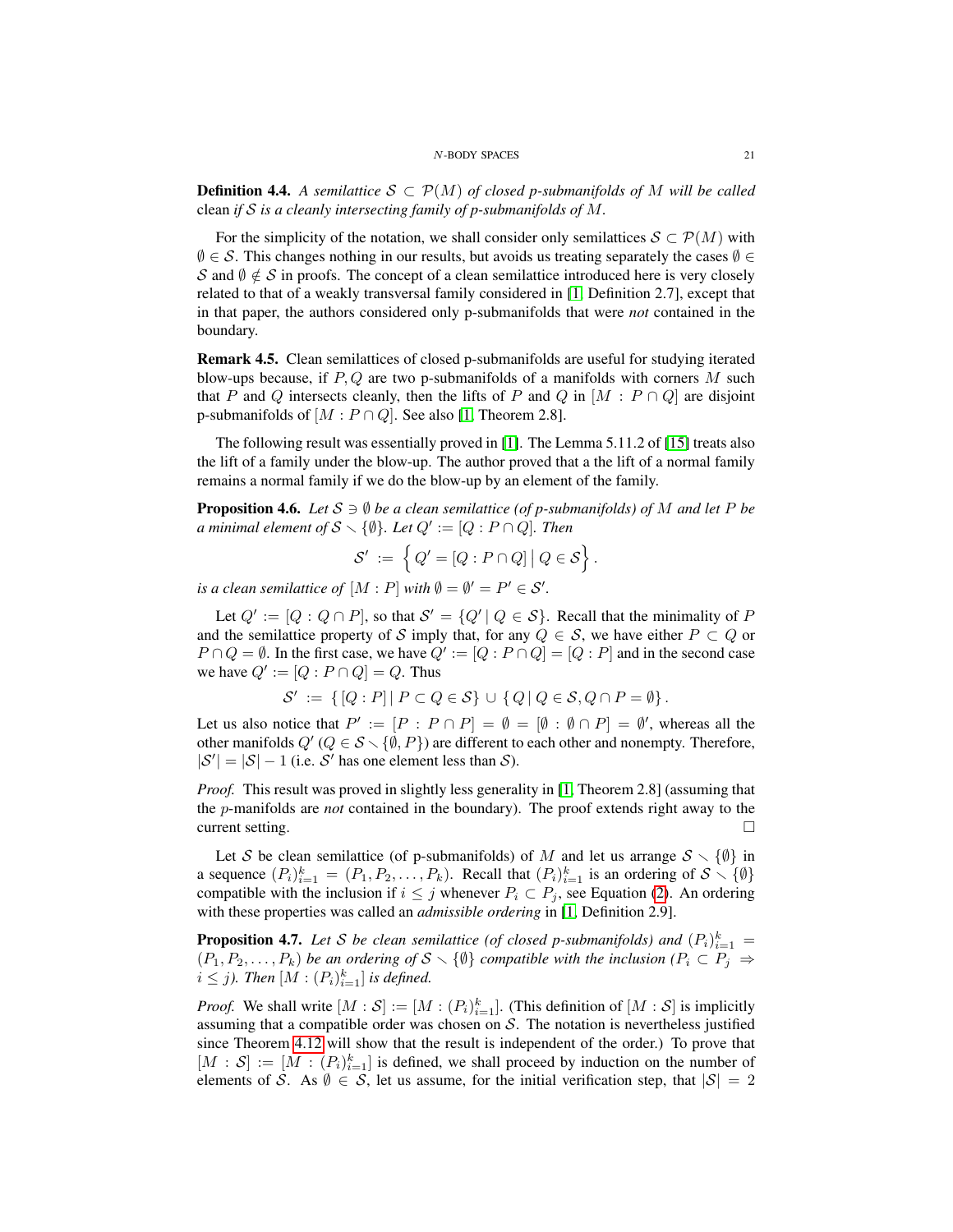**Definition 4.4.** *A semilattice $\mathcal{S} \subset \mathcal{P}(M)$ of closed p-submanifolds of $M$ will be called* clean *if $\mathcal{S}$ is a cleanly intersecting family of p-submanifolds of $M$.*

For the simplicity of the notation, we shall consider only semilattices $\mathcal{S} \subset \mathcal{P}(M)$ with $\emptyset \in \mathcal{S}$. This changes nothing in our results, but avoids us treating separately the cases $\emptyset \in \mathcal{S}$ and $\emptyset \notin \mathcal{S}$ in proofs. The concept of a clean semilattice introduced here is very closely related to that of a weakly transversal family considered in [1, Definition 2.7], except that in that paper, the authors considered only p-submanifolds that were *not* contained in the boundary.

**Remark 4.5.** Clean semilattices of closed p-submanifolds are useful for studying iterated blow-ups because, if $P, Q$ are two p-submanifolds of a manifolds with corners $M$ such that $P$ and $Q$ intersects cleanly, then the lifts of $P$ and $Q$ in $[M : P \cap Q]$ are disjoint p-submanifolds of $[M : P \cap Q]$. See also [1, Theorem 2.8].

The following result was essentially proved in [1]. The Lemma 5.11.2 of [15] treats also the lift of a family under the blow-up. The author proved that a the lift of a normal family remains a normal family if we do the blow-up by an element of the family.

**Proposition 4.6.** *Let $\mathcal{S} \ni \emptyset$ be a clean semilattice (of p-submanifolds) of $M$ and let $P$ be a minimal element of $\mathcal{S} \smallsetminus \{\emptyset\}$. Let $Q' := [Q : P \cap Q]$. Then*

$$\mathcal{S}' \;:=\; \Big\{ \, Q' = [Q : P \cap Q] \, \big| \, Q \in \mathcal{S} \Big\} \, .$$

*is a clean semilattice of $[M : P]$ with $\emptyset = \emptyset' = P' \in \mathcal{S}'$.*

Let $Q' := [Q : Q \cap P]$, so that $\mathcal{S}' = \{Q' \,|\, Q \in \mathcal{S}\}$. Recall that the minimality of $P$ and the semilattice property of $\mathcal{S}$ imply that, for any $Q \in \mathcal{S}$, we have either $P \subset Q$ or $P \cap Q = \emptyset$. In the first case, we have $Q' := [Q : P \cap Q] = [Q : P]$ and in the second case we have $Q' := [Q : P \cap Q] = Q$. Thus

$$\mathcal{S}' \;:=\; \{\, [Q : P] \,|\, P \subset Q \in \mathcal{S}\} \,\cup\, \{\, Q \,|\, Q \in \mathcal{S}, Q \cap P = \emptyset\} \, .$$

Let us also notice that $P' := [P : P \cap P] = \emptyset = [\emptyset : \emptyset \cap P] = \emptyset'$, whereas all the other manifolds $Q'$ ($Q \in \mathcal{S} \smallsetminus \{\emptyset, P\}$) are different to each other and nonempty. Therefore, $|\mathcal{S}'| = |\mathcal{S}| - 1$ (i.e. $\mathcal{S}'$ has one element less than $\mathcal{S}$).

*Proof.* This result was proved in slightly less generality in [1, Theorem 2.8] (assuming that the $p$-manifolds are *not* contained in the boundary). The proof extends right away to the current setting. $\square$

Let $\mathcal{S}$ be clean semilattice (of p-submanifolds) of $M$ and let us arrange $\mathcal{S} \smallsetminus \{\emptyset\}$ in a sequence $(P_i)_{i=1}^k = (P_1, P_2, \ldots, P_k)$. Recall that $(P_i)_{i=1}^k$ is an ordering of $\mathcal{S} \smallsetminus \{\emptyset\}$ compatible with the inclusion if $i \leq j$ whenever $P_i \subset P_j$, see Equation (2). An ordering with these properties was called an *admissible ordering* in [1, Definition 2.9].

**Proposition 4.7.** *Let $\mathcal{S}$ be clean semilattice (of closed p-submanifolds) and $(P_i)_{i=1}^k = (P_1, P_2, \ldots, P_k)$ be an ordering of $\mathcal{S} \smallsetminus \{\emptyset\}$ compatible with the inclusion ($P_i \subset P_j \Rightarrow i \leq j$). Then $[M : (P_i)_{i=1}^k]$ is defined.*

*Proof.* We shall write $[M : \mathcal{S}] := [M : (P_i)_{i=1}^k]$. (This definition of $[M : \mathcal{S}]$ is implicitly assuming that a compatible order was chosen on $\mathcal{S}$. The notation is nevertheless justified since Theorem 4.12 will show that the result is independent of the order.) To prove that $[M : \mathcal{S}] := [M : (P_i)_{i=1}^k]$ is defined, we shall proceed by induction on the number of elements of $\mathcal{S}$. As $\emptyset \in \mathcal{S}$, let us assume, for the initial verification step, that $|\mathcal{S}| = 2$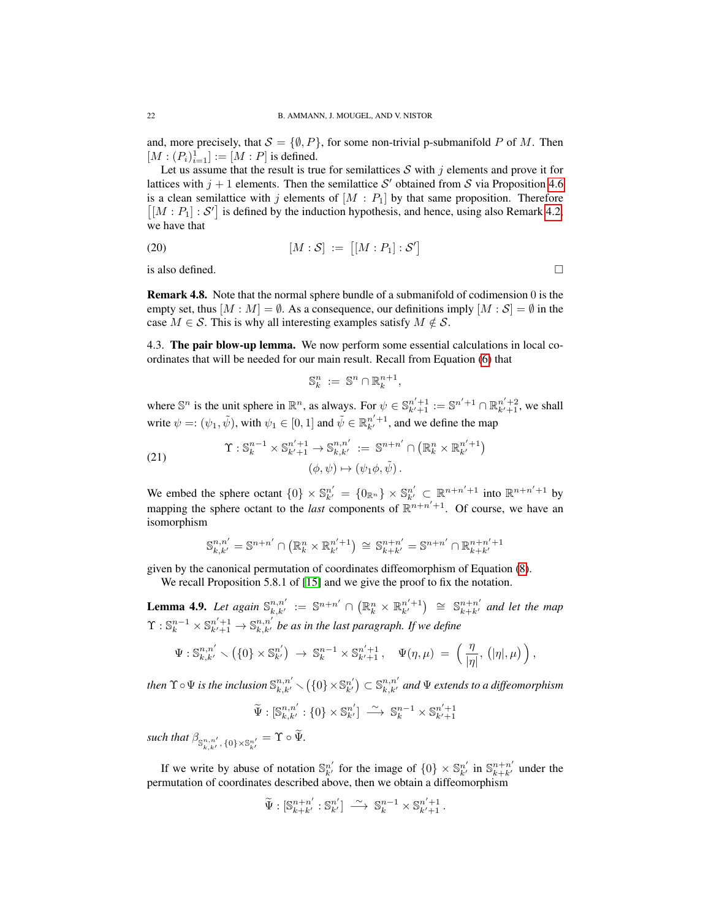and, more precisely, that $\mathcal{S} = \{\emptyset, P\}$, for some non-trivial p-submanifold $P$ of $M$. Then $[M : (P_i)_{i=1}^1] := [M : P]$ is defined.

Let us assume that the result is true for semilattices $\mathcal{S}$ with $j$ elements and prove it for lattices with $j+1$ elements. Then the semilattice $\mathcal{S}'$ obtained from $\mathcal{S}$ via Proposition 4.6 is a clean semilattice with $j$ elements of $[M : P_1]$ by that same proposition. Therefore $\big[[M : P_1] : \mathcal{S}'\big]$ is defined by the induction hypothesis, and hence, using also Remark 4.2, we have that

$$[M : \mathcal{S}] \;:=\; \big[[M : P_1] : \mathcal{S}'\big] \tag{20}$$

is also defined. □

**Remark 4.8.** Note that the normal sphere bundle of a submanifold of codimension 0 is the empty set, thus $[M : M] = \emptyset$. As a consequence, our definitions imply $[M : \mathcal{S}] = \emptyset$ in the case $M \in \mathcal{S}$. This is why all interesting examples satisfy $M \notin \mathcal{S}$.

4.3. **The pair blow-up lemma.** We now perform some essential calculations in local coordinates that will be needed for our main result. Recall from Equation (6) that

$$\mathbb{S}^n_k \;:=\; \mathbb{S}^n \cap \mathbb{R}^{n+1}_k,$$

where $\mathbb{S}^n$ is the unit sphere in $\mathbb{R}^n$, as always. For $\psi \in \mathbb{S}^{n'+1}_{k'+1} := \mathbb{S}^{n'+1} \cap \mathbb{R}^{n'+2}_{k'+1}$, we shall write $\psi =: (\psi_1, \tilde\psi)$, with $\psi_1 \in [0,1]$ and $\tilde\psi \in \mathbb{R}^{n'+1}_{k'}$, and we define the map

$$\begin{aligned}\Upsilon : \mathbb{S}^{n-1}_k \times \mathbb{S}^{n'+1}_{k'+1} \to \mathbb{S}^{n,n'}_{k,k'} \;&:=\; \mathbb{S}^{n+n'} \cap \big(\mathbb{R}^n_k \times \mathbb{R}^{n'+1}_{k'}\big)\\ (\phi, \psi) &\mapsto (\psi_1 \phi, \tilde\psi)\,.\end{aligned} \tag{21}$$

We embed the sphere octant $\{0\} \times \mathbb{S}^{n'}_{k'} = \{0_{\mathbb{R}^n}\} \times \mathbb{S}^{n'}_{k'} \subset \mathbb{R}^{n+n'+1}$ into $\mathbb{R}^{n+n'+1}$ by mapping the sphere octant to the *last* components of $\mathbb{R}^{n+n'+1}$. Of course, we have an isomorphism

$$\mathbb{S}^{n,n'}_{k,k'} = \mathbb{S}^{n+n'} \cap \big(\mathbb{R}^n_k \times \mathbb{R}^{n'+1}_{k'}\big) \;\cong\; \mathbb{S}^{n+n'}_{k+k'} = \mathbb{S}^{n+n'} \cap \mathbb{R}^{n+n'+1}_{k+k'}$$

given by the canonical permutation of coordinates diffeomorphism of Equation (8).

We recall Proposition 5.8.1 of [15] and we give the proof to fix the notation.

**Lemma 4.9.** *Let again* $\mathbb{S}^{n,n'}_{k,k'} := \mathbb{S}^{n+n'} \cap \big(\mathbb{R}^n_k \times \mathbb{R}^{n'+1}_{k'}\big) \cong \mathbb{S}^{n+n'}_{k+k'}$ *and let the map* $\Upsilon : \mathbb{S}^{n-1}_k \times \mathbb{S}^{n'+1}_{k'+1} \to \mathbb{S}^{n,n'}_{k,k'}$ *be as in the last paragraph. If we define*

$$\Psi : \mathbb{S}^{n,n'}_{k,k'} \smallsetminus \big(\{0\} \times \mathbb{S}^{n'}_{k'}\big) \;\to\; \mathbb{S}^{n-1}_k \times \mathbb{S}^{n'+1}_{k'+1}\,, \quad \Psi(\eta, \mu) \;=\; \Big(\frac{\eta}{|\eta|}, \big(|\eta|, \mu\big)\Big)\,,$$

*then* $\Upsilon \circ \Psi$ *is the inclusion* $\mathbb{S}^{n,n'}_{k,k'} \smallsetminus \big(\{0\} \times \mathbb{S}^{n'}_{k'}\big) \subset \mathbb{S}^{n,n'}_{k,k'}$ *and* $\Psi$ *extends to a diffeomorphism*

$$\widetilde\Psi : [\mathbb{S}^{n,n'}_{k,k'} : \{0\} \times \mathbb{S}^{n'}_{k'}] \;\xrightarrow{\ \sim\ }\; \mathbb{S}^{n-1}_k \times \mathbb{S}^{n'+1}_{k'+1}$$

*such that* $\beta_{\mathbb{S}^{n,n'}_{k,k'},\, \{0\}\times\mathbb{S}^{n'}_{k'}} = \Upsilon \circ \widetilde\Psi$.

If we write by abuse of notation $\mathbb{S}^{n'}_{k'}$ for the image of $\{0\} \times \mathbb{S}^{n'}_{k'}$ in $\mathbb{S}^{n+n'}_{k+k'}$ under the permutation of coordinates described above, then we obtain a diffeomorphism

$$\widetilde\Psi : [\mathbb{S}^{n+n'}_{k+k'} : \mathbb{S}^{n'}_{k'}] \;\xrightarrow{\ \sim\ }\; \mathbb{S}^{n-1}_k \times \mathbb{S}^{n'+1}_{k'+1}\,.$$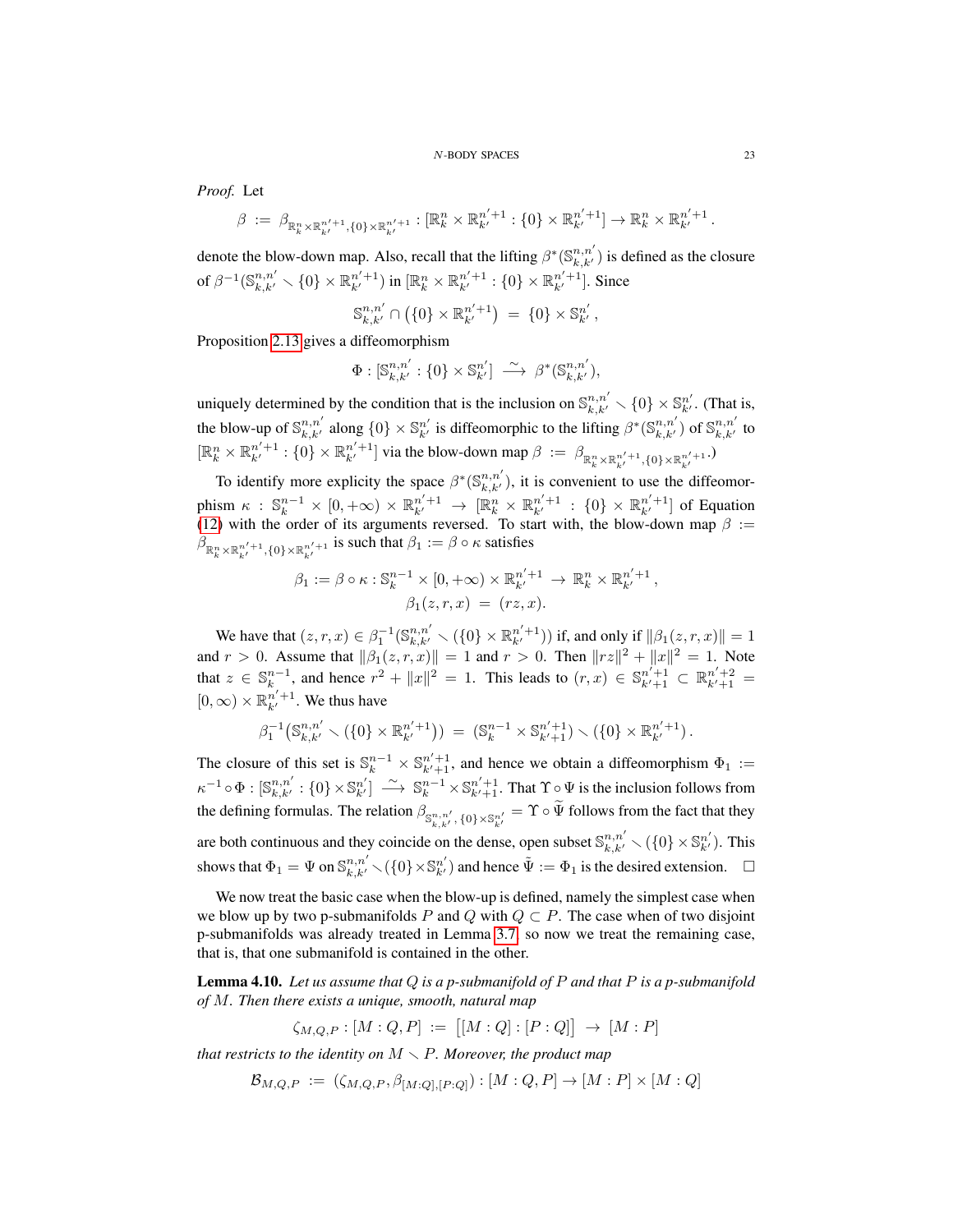*Proof.* Let

$$\beta \ :=\ \beta_{\mathbb{R}^n_k \times \mathbb{R}^{n'+1}_{k'}, \{0\} \times \mathbb{R}^{n'+1}_{k'}} : [\mathbb{R}^n_k \times \mathbb{R}^{n'+1}_{k'} : \{0\} \times \mathbb{R}^{n'+1}_{k'}] \to \mathbb{R}^n_k \times \mathbb{R}^{n'+1}_{k'}\,.$$

denote the blow-down map. Also, recall that the lifting $\beta^*(\mathbb{S}^{n,n'}_{k,k'})$ is defined as the closure of $\beta^{-1}(\mathbb{S}^{n,n'}_{k,k'} \smallsetminus \{0\} \times \mathbb{R}^{n'+1}_{k'})$ in $[\mathbb{R}^n_k \times \mathbb{R}^{n'+1}_{k'} : \{0\} \times \mathbb{R}^{n'+1}_{k'}]$. Since

$$\mathbb{S}^{n,n'}_{k,k'} \cap \big(\{0\} \times \mathbb{R}^{n'+1}_{k'}\big) \ =\ \{0\} \times \mathbb{S}^{n'}_{k'}\,,$$

Proposition 2.13 gives a diffeomorphism

$$\Phi : [\mathbb{S}^{n,n'}_{k,k'} : \{0\} \times \mathbb{S}^{n'}_{k'}] \ \xrightarrow{\ \sim\ }\ \beta^*(\mathbb{S}^{n,n'}_{k,k'}),$$

uniquely determined by the condition that is the inclusion on $\mathbb{S}^{n,n'}_{k,k'} \smallsetminus \{0\} \times \mathbb{S}^{n'}_{k'}$. (That is, the blow-up of $\mathbb{S}^{n,n'}_{k,k'}$ along $\{0\} \times \mathbb{S}^{n'}_{k'}$ is diffeomorphic to the lifting $\beta^*(\mathbb{S}^{n,n'}_{k,k'})$ of $\mathbb{S}^{n,n'}_{k,k'}$ to $[\mathbb{R}^n_k \times \mathbb{R}^{n'+1}_{k'} : \{0\} \times \mathbb{R}^{n'+1}_{k'}]$ via the blow-down map $\beta := \beta_{\mathbb{R}^n_k \times \mathbb{R}^{n'+1}_{k'}, \{0\} \times \mathbb{R}^{n'+1}_{k'}}$.)

To identify more explicity the space $\beta^*(\mathbb{S}^{n,n'}_{k,k'})$, it is convenient to use the diffeomorphism $\kappa : \mathbb{S}^{n-1}_k \times [0,+\infty) \times \mathbb{R}^{n'+1}_{k'} \to [\mathbb{R}^n_k \times \mathbb{R}^{n'+1}_{k'} : \{0\} \times \mathbb{R}^{n'+1}_{k'}]$ of Equation (12) with the order of its arguments reversed. To start with, the blow-down map $\beta := \beta_{\mathbb{R}^n_k \times \mathbb{R}^{n'+1}_{k'}, \{0\} \times \mathbb{R}^{n'+1}_{k'}}$ is such that $\beta_1 := \beta \circ \kappa$ satisfies

$$\begin{aligned}
\beta_1 := \beta \circ \kappa : \mathbb{S}^{n-1}_k \times [0,+\infty) \times \mathbb{R}^{n'+1}_{k'} &\to \mathbb{R}^n_k \times \mathbb{R}^{n'+1}_{k'}\,,\\
\beta_1(z, r, x) \ &=\ (rz, x).
\end{aligned}$$

We have that $(z,r,x) \in \beta_1^{-1}(\mathbb{S}^{n,n'}_{k,k'} \smallsetminus (\{0\} \times \mathbb{R}^{n'+1}_{k'}))$ if, and only if $\|\beta_1(z,r,x)\| = 1$ and $r > 0$. Assume that $\|\beta_1(z,r,x)\| = 1$ and $r > 0$. Then $\|rz\|^2 + \|x\|^2 = 1$. Note that $z \in \mathbb{S}^{n-1}_k$, and hence $r^2 + \|x\|^2 = 1$. This leads to $(r,x) \in \mathbb{S}^{n'+1}_{k'+1} \subset \mathbb{R}^{n'+2}_{k'+1} = [0,\infty) \times \mathbb{R}^{n'+1}_{k'}$. We thus have

$$\beta_1^{-1}\big(\mathbb{S}^{n,n'}_{k,k'} \smallsetminus (\{0\} \times \mathbb{R}^{n'+1}_{k'})\big) \ =\ (\mathbb{S}^{n-1}_k \times \mathbb{S}^{n'+1}_{k'+1}) \smallsetminus (\{0\} \times \mathbb{R}^{n'+1}_{k'})\,.$$

The closure of this set is $\mathbb{S}^{n-1}_k \times \mathbb{S}^{n'+1}_{k'+1}$, and hence we obtain a diffeomorphism $\Phi_1 := \kappa^{-1} \circ \Phi : [\mathbb{S}^{n,n'}_{k,k'} : \{0\} \times \mathbb{S}^{n'}_{k'}] \xrightarrow{\ \sim\ } \mathbb{S}^{n-1}_k \times \mathbb{S}^{n'+1}_{k'+1}$. That $\Upsilon \circ \Psi$ is the inclusion follows from the defining formulas. The relation $\beta_{\mathbb{S}^{n,n'}_{k,k'}, \{0\} \times \mathbb{S}^{n'}_{k'}} = \Upsilon \circ \widetilde{\Psi}$ follows from the fact that they are both continuous and they coincide on the dense, open subset $\mathbb{S}^{n,n'}_{k,k'} \smallsetminus (\{0\} \times \mathbb{S}^{n'}_{k'})$. This shows that $\Phi_1 = \Psi$ on $\mathbb{S}^{n,n'}_{k,k'} \smallsetminus (\{0\} \times \mathbb{S}^{n'}_{k'})$ and hence $\tilde{\Psi} := \Phi_1$ is the desired extension. $\square$

We now treat the basic case when the blow-up is defined, namely the simplest case when we blow up by two p-submanifolds $P$ and $Q$ with $Q \subset P$. The case when of two disjoint p-submanifolds was already treated in Lemma 3.7, so now we treat the remaining case, that is, that one submanifold is contained in the other.

**Lemma 4.10.** *Let us assume that $Q$ is a p-submanifold of $P$ and that $P$ is a p-submanifold of $M$. Then there exists a unique, smooth, natural map*

$$\zeta_{M,Q,P} : [M : Q, P] \ :=\ \big[[M : Q] : [P : Q]\big] \ \to\ [M : P]$$

*that restricts to the identity on $M \smallsetminus P$. Moreover, the product map*

$$\mathcal{B}_{M,Q,P} \ :=\ (\zeta_{M,Q,P}, \beta_{[M:Q],[P:Q]}) : [M : Q, P] \to [M : P] \times [M : Q]$$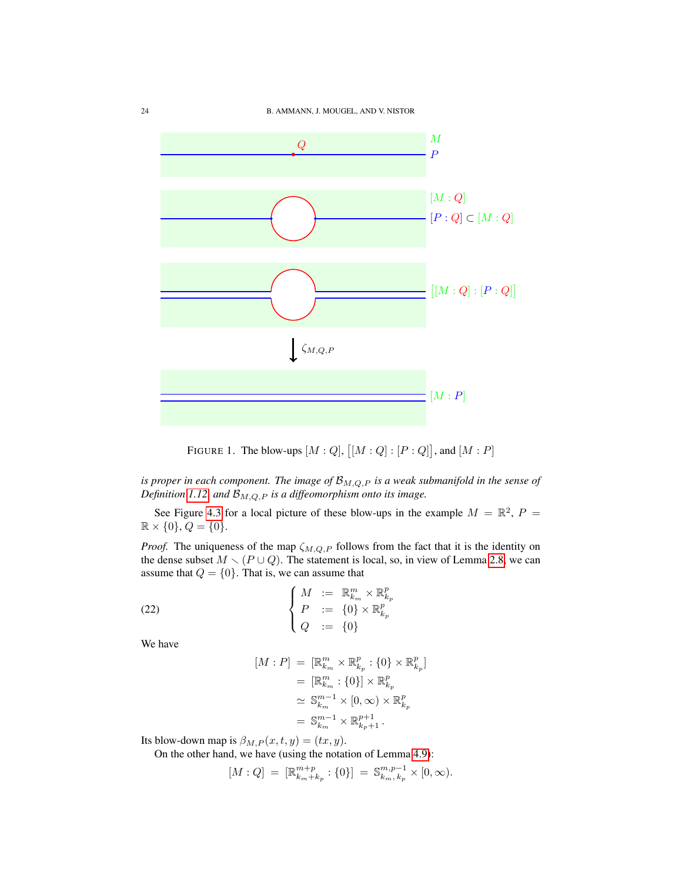FIGURE 1. The blow-ups $[M:Q]$, $\big[[M:Q]:[P:Q]\big]$, and $[M:P]$

*is proper in each component. The image of $\mathcal{B}_{M,Q,P}$ is a weak submanifold in the sense of Definition 1.12, and $\mathcal{B}_{M,Q,P}$ is a diffeomorphism onto its image.*

See Figure 4.3 for a local picture of these blow-ups in the example $M = \mathbb{R}^2$, $P = \mathbb{R} \times \{0\}$, $Q = \{0\}$.

*Proof.* The uniqueness of the map $\zeta_{M,Q,P}$ follows from the fact that it is the identity on the dense subset $M \smallsetminus (P \cup Q)$. The statement is local, so, in view of Lemma 2.8, we can assume that $Q = \{0\}$. That is, we can assume that

$$
\begin{cases} M &:= \mathbb{R}^m_{k_m} \times \mathbb{R}^p_{k_p} \\ P &:= \{0\} \times \mathbb{R}^p_{k_p} \\ Q &:= \{0\} \end{cases} \tag{22}
$$

We have

$$
\begin{aligned}
[M:P] &= [\mathbb{R}^m_{k_m} \times \mathbb{R}^p_{k_p} : \{0\} \times \mathbb{R}^p_{k_p}] \\
&= [\mathbb{R}^m_{k_m} : \{0\}] \times \mathbb{R}^p_{k_p} \\
&\simeq \mathbb{S}^{m-1}_{k_m} \times [0,\infty) \times \mathbb{R}^p_{k_p} \\
&= \mathbb{S}^{m-1}_{k_m} \times \mathbb{R}^{p+1}_{k_p+1}\,.
\end{aligned}
$$

Its blow-down map is $\beta_{M,P}(x,t,y) = (tx, y)$.

On the other hand, we have (using the notation of Lemma 4.9):

$$
[M:Q] \;=\; [\mathbb{R}^{m+p}_{k_m+k_p} : \{0\}] \;=\; \mathbb{S}^{m,p-1}_{k_m,k_p} \times [0,\infty).
$$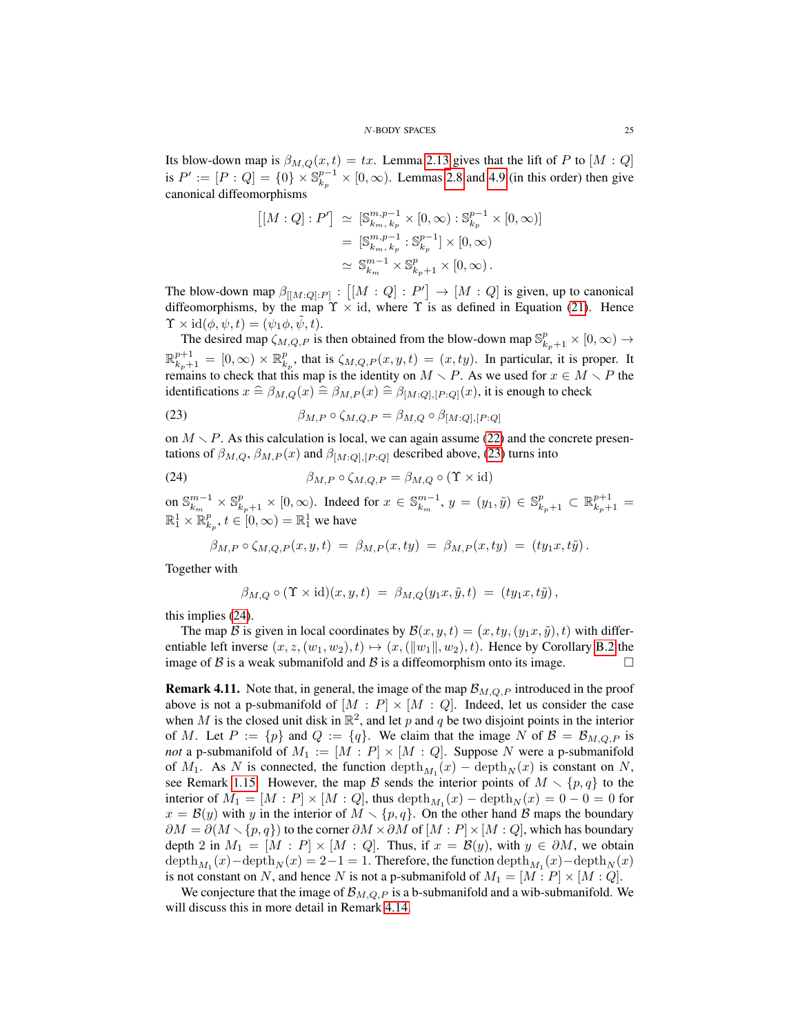Its blow-down map is $\beta_{M,Q}(x,t) = tx$. Lemma 2.13 gives that the lift of $P$ to $[M : Q]$ is $P' := [P : Q] = \{0\} \times \mathbb{S}^{p-1}_{k_p} \times [0,\infty)$. Lemmas 2.8 and 4.9 (in this order) then give canonical diffeomorphisms

$$
\begin{aligned}
\big[[M : Q] : P'\big] &\simeq [\mathbb{S}^{m,p-1}_{k_m,k_p} \times [0,\infty) : \mathbb{S}^{p-1}_{k_p} \times [0,\infty)] \\
&= [\mathbb{S}^{m,p-1}_{k_m,k_p} : \mathbb{S}^{p-1}_{k_p}] \times [0,\infty) \\
&\simeq \mathbb{S}^{m-1}_{k_m} \times \mathbb{S}^{p}_{k_p+1} \times [0,\infty)\,.
\end{aligned}
$$

The blow-down map $\beta_{[[M:Q]:P]} : \big[[M : Q] : P'\big] \to [M : Q]$ is given, up to canonical diffeomorphisms, by the map $\Upsilon \times \mathrm{id}$, where $\Upsilon$ is as defined in Equation (21). Hence $\Upsilon \times \mathrm{id}(\phi, \psi, t) = (\psi_1\phi, \tilde{\psi}, t)$.

The desired map $\zeta_{M,Q,P}$ is then obtained from the blow-down map $\mathbb{S}^p_{k_p+1} \times [0,\infty) \to \mathbb{R}^{p+1}_{k_p+1} = [0,\infty) \times \mathbb{R}^p_{k_p}$, that is $\zeta_{M,Q,P}(x,y,t) = (x, ty)$. In particular, it is proper. It remains to check that this map is the identity on $M \smallsetminus P$. As we used for $x \in M \smallsetminus P$ the identifications $x \mathrel{\widehat{=}} \beta_{M,Q}(x) \mathrel{\widehat{=}} \beta_{M,P}(x) \mathrel{\widehat{=}} \beta_{[M:Q],[P:Q]}(x)$, it is enough to check

$$
\beta_{M,P} \circ \zeta_{M,Q,P} = \beta_{M,Q} \circ \beta_{[M:Q],[P:Q]} \tag{23}
$$

on $M \smallsetminus P$. As this calculation is local, we can again assume (22) and the concrete presentations of $\beta_{M,Q}$, $\beta_{M,P}(x)$ and $\beta_{[M:Q],[P:Q]}$ described above, (23) turns into

$$
\beta_{M,P} \circ \zeta_{M,Q,P} = \beta_{M,Q} \circ (\Upsilon \times \mathrm{id}) \tag{24}
$$

on $\mathbb{S}^{m-1}_{k_m} \times \mathbb{S}^p_{k_p+1} \times [0,\infty)$. Indeed for $x \in \mathbb{S}^{m-1}_{k_m}$, $y = (y_1, \tilde{y}) \in \mathbb{S}^p_{k_p+1} \subset \mathbb{R}^{p+1}_{k_p+1} = \mathbb{R}^1_1 \times \mathbb{R}^p_{k_p}$, $t \in [0,\infty) = \mathbb{R}^1_1$ we have

$$
\beta_{M,P} \circ \zeta_{M,Q,P}(x,y,t) \;=\; \beta_{M,P}(x,ty) \;=\; \beta_{M,P}(x,ty) \;=\; (ty_1 x, t\tilde{y})\,.
$$

Together with

$$
\beta_{M,Q} \circ (\Upsilon \times \mathrm{id})(x,y,t) \;=\; \beta_{M,Q}(y_1 x, \tilde{y}, t) \;=\; (ty_1 x, t\tilde{y})\,,
$$

this implies (24).

The map $\mathcal{B}$ is given in local coordinates by $\mathcal{B}(x,y,t) = \big(x, ty, (y_1 x, \tilde{y}), t\big)$ with differentiable left inverse $(x, z, (w_1, w_2), t) \mapsto (x, (\|w_1\|, w_2), t)$. Hence by Corollary B.2 the image of $\mathcal{B}$ is a weak submanifold and $\mathcal{B}$ is a diffeomorphism onto its image. $\square$

**Remark 4.11.** Note that, in general, the image of the map $\mathcal{B}_{M,Q,P}$ introduced in the proof above is not a p-submanifold of $[M : P] \times [M : Q]$. Indeed, let us consider the case when $M$ is the closed unit disk in $\mathbb{R}^2$, and let $p$ and $q$ be two disjoint points in the interior of $M$. Let $P := \{p\}$ and $Q := \{q\}$. We claim that the image $N$ of $\mathcal{B} = \mathcal{B}_{M,Q,P}$ is *not* a p-submanifold of $M_1 := [M : P] \times [M : Q]$. Suppose $N$ were a p-submanifold of $M_1$. As $N$ is connected, the function $\mathrm{depth}_{M_1}(x) - \mathrm{depth}_N(x)$ is constant on $N$, see Remark 1.15. However, the map $\mathcal{B}$ sends the interior points of $M \smallsetminus \{p, q\}$ to the interior of $M_1 = [M : P] \times [M : Q]$, thus $\mathrm{depth}_{M_1}(x) - \mathrm{depth}_N(x) = 0 - 0 = 0$ for $x = \mathcal{B}(y)$ with $y$ in the interior of $M \smallsetminus \{p, q\}$. On the other hand $\mathcal{B}$ maps the boundary $\partial M = \partial(M \smallsetminus \{p, q\})$ to the corner $\partial M \times \partial M$ of $[M : P] \times [M : Q]$, which has boundary depth 2 in $M_1 = [M : P] \times [M : Q]$. Thus, if $x = \mathcal{B}(y)$, with $y \in \partial M$, we obtain $\mathrm{depth}_{M_1}(x) - \mathrm{depth}_N(x) = 2 - 1 = 1$. Therefore, the function $\mathrm{depth}_{M_1}(x) - \mathrm{depth}_N(x)$ is not constant on $N$, and hence $N$ is not a p-submanifold of $M_1 = [M : P] \times [M : Q]$.

We conjecture that the image of $\mathcal{B}_{M,Q,P}$ is a b-submanifold and a wib-submanifold. We will discuss this in more detail in Remark 4.14.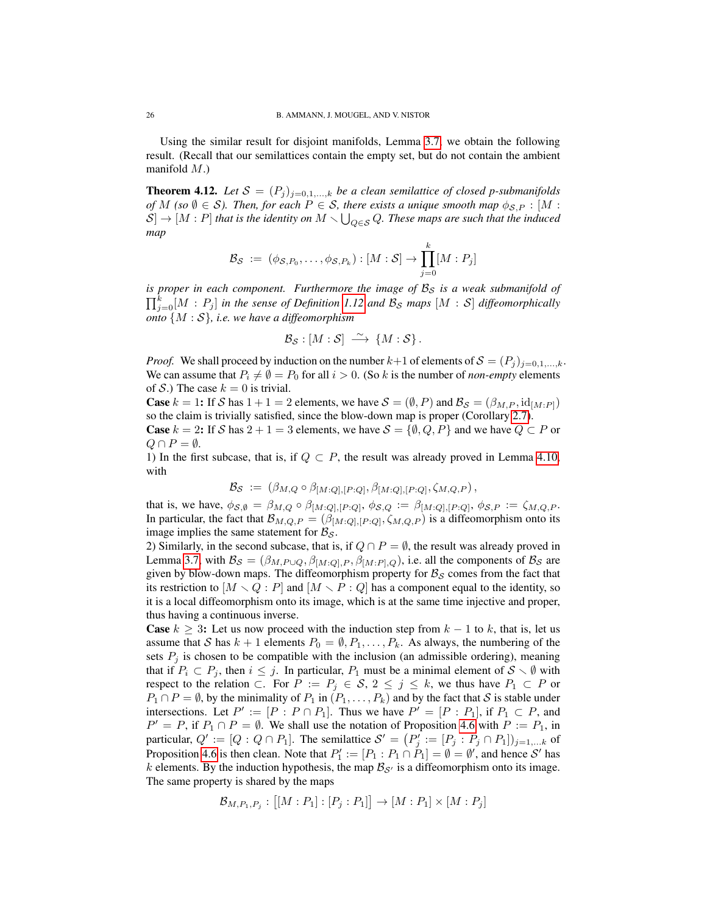Using the similar result for disjoint manifolds, Lemma 3.7, we obtain the following result. (Recall that our semilattices contain the empty set, but do not contain the ambient manifold $M$.)

**Theorem 4.12.** *Let $\mathcal{S} = (P_j)_{j=0,1,\ldots,k}$ be a clean semilattice of closed p-submanifolds of $M$ (so $\emptyset \in \mathcal{S}$). Then, for each $P \in \mathcal{S}$, there exists a unique smooth map $\phi_{\mathcal{S},P} : [M : \mathcal{S}] \to [M : P]$ that is the identity on $M \smallsetminus \bigcup_{Q\in\mathcal{S}} Q$. These maps are such that the induced map*

$$\mathcal{B}_{\mathcal{S}} \;:=\; (\phi_{\mathcal{S},P_0}, \ldots, \phi_{\mathcal{S},P_k}) : [M : \mathcal{S}] \to \prod_{j=0}^{k} [M : P_j]$$

*is proper in each component. Furthermore the image of $\mathcal{B}_{\mathcal{S}}$ is a weak submanifold of $\prod_{j=0}^{k}[M : P_j]$ in the sense of Definition 1.12 and $\mathcal{B}_{\mathcal{S}}$ maps $[M : \mathcal{S}]$ diffeomorphically onto $\{M : \mathcal{S}\}$, i.e. we have a diffeomorphism*

$$\mathcal{B}_{\mathcal{S}} : [M : \mathcal{S}] \xrightarrow{\ \sim\ } \{M : \mathcal{S}\}\,.$$

*Proof.* We shall proceed by induction on the number $k+1$ of elements of $\mathcal{S} = (P_j)_{j=0,1,\ldots,k}$. We can assume that $P_i \neq \emptyset = P_0$ for all $i > 0$. (So $k$ is the number of *non-empty* elements of $\mathcal{S}$.) The case $k = 0$ is trivial.

**Case** $k = 1$**:** If $\mathcal{S}$ has $1 + 1 = 2$ elements, we have $\mathcal{S} = (\emptyset, P)$ and $\mathcal{B}_{\mathcal{S}} = (\beta_{M,P}, \mathrm{id}_{[M:P]})$ so the claim is trivially satisfied, since the blow-down map is proper (Corollary 2.7).

**Case** $k = 2$**:** If $\mathcal{S}$ has $2 + 1 = 3$ elements, we have $\mathcal{S} = \{\emptyset, Q, P\}$ and we have $Q \subset P$ or $Q \cap P = \emptyset$.

1) In the first subcase, that is, if $Q \subset P$, the result was already proved in Lemma 4.10, with

$$\mathcal{B}_{\mathcal{S}} \;:=\; (\beta_{M,Q} \circ \beta_{[M:Q],[P:Q]}, \beta_{[M:Q],[P:Q]}, \zeta_{M,Q,P})\,,$$

that is, we have, $\phi_{\mathcal{S},\emptyset} = \beta_{M,Q} \circ \beta_{[M:Q],[P:Q]}$, $\phi_{\mathcal{S},Q} := \beta_{[M:Q],[P:Q]}$, $\phi_{\mathcal{S},P} := \zeta_{M,Q,P}$. In particular, the fact that $\mathcal{B}_{M,Q,P} = (\beta_{[M:Q],[P:Q]}, \zeta_{M,Q,P})$ is a diffeomorphism onto its image implies the same statement for $\mathcal{B}_{\mathcal{S}}$.

2) Similarly, in the second subcase, that is, if $Q \cap P = \emptyset$, the result was already proved in Lemma 3.7, with $\mathcal{B}_{\mathcal{S}} = (\beta_{M,P\cup Q}, \beta_{[M:Q],P}, \beta_{[M:P],Q})$, i.e. all the components of $\mathcal{B}_{\mathcal{S}}$ are given by blow-down maps. The diffeomorphism property for $\mathcal{B}_{\mathcal{S}}$ comes from the fact that its restriction to $[M \smallsetminus Q : P]$ and $[M \smallsetminus P : Q]$ has a component equal to the identity, so it is a local diffeomorphism onto its image, which is at the same time injective and proper, thus having a continuous inverse.

**Case** $k \geq 3$**:** Let us now proceed with the induction step from $k - 1$ to $k$, that is, let us assume that $\mathcal{S}$ has $k + 1$ elements $P_0 = \emptyset, P_1, \ldots, P_k$. As always, the numbering of the sets $P_j$ is chosen to be compatible with the inclusion (an admissible ordering), meaning that if $P_i \subset P_j$, then $i \leq j$. In particular, $P_1$ must be a minimal element of $\mathcal{S} \smallsetminus \emptyset$ with respect to the relation $\subset$. For $P := P_j \in \mathcal{S}$, $2 \leq j \leq k$, we thus have $P_1 \subset P$ or $P_1 \cap P = \emptyset$, by the minimality of $P_1$ in $(P_1, \ldots, P_k)$ and by the fact that $\mathcal{S}$ is stable under intersections. Let $P' := [P : P \cap P_1]$. Thus we have $P' = [P : P_1]$, if $P_1 \subset P$, and $P' = P$, if $P_1 \cap P = \emptyset$. We shall use the notation of Proposition 4.6 with $P := P_1$, in particular, $Q' := [Q : Q \cap P_1]$. The semilattice $\mathcal{S}' = \big(P'_j := [P_j : P_j \cap P_1]\big)_{j=1,\ldots k}$ of Proposition 4.6 is then clean. Note that $P'_1 := [P_1 : P_1 \cap P_1] = \emptyset = \emptyset'$, and hence $\mathcal{S}'$ has $k$ elements. By the induction hypothesis, the map $\mathcal{B}_{\mathcal{S}'}$ is a diffeomorphism onto its image. The same property is shared by the maps

$$\mathcal{B}_{M,P_1,P_j} : \big[[M : P_1] : [P_j : P_1]\big] \to [M : P_1] \times [M : P_j]$$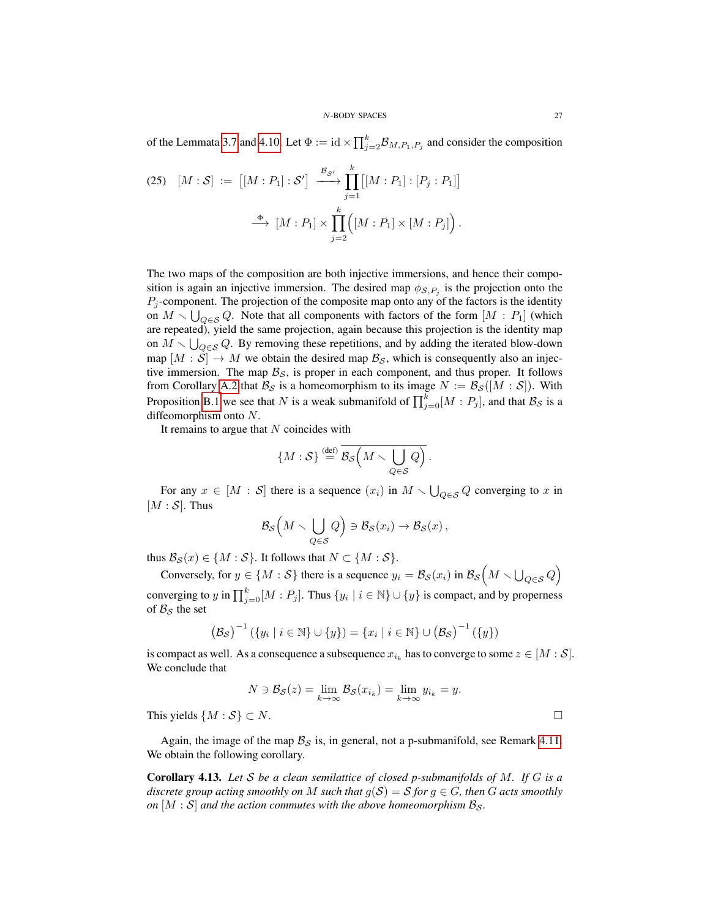of the Lemmata 3.7 and 4.10. Let $\Phi := \mathrm{id} \times \prod_{j=2}^k \mathcal{B}_{M,P_1,P_j}$ and consider the composition

$$
(25) \quad [M:\mathcal{S}] := \big[[M:P_1]:\mathcal{S}'\big] \xrightarrow{\mathcal{B}_{\mathcal{S}'}} \prod_{j=1}^k \big[[M:P_1]:[P_j:P_1]\big] \\
\xrightarrow{\Phi} [M:P_1] \times \prod_{j=2}^k \Big([M:P_1]\times[M:P_j]\Big).
$$

The two maps of the composition are both injective immersions, and hence their composition is again an injective immersion. The desired map $\phi_{\mathcal{S},P_j}$ is the projection onto the $P_j$-component. The projection of the composite map onto any of the factors is the identity on $M \smallsetminus \bigcup_{Q\in\mathcal{S}} Q$. Note that all components with factors of the form $[M : P_1]$ (which are repeated), yield the same projection, again because this projection is the identity map on $M \smallsetminus \bigcup_{Q\in\mathcal{S}} Q$. By removing these repetitions, and by adding the iterated blow-down map $[M : \mathcal{S}] \to M$ we obtain the desired map $\mathcal{B}_\mathcal{S}$, which is consequently also an injective immersion. The map $\mathcal{B}_\mathcal{S}$, is proper in each component, and thus proper. It follows from Corollary A.2 that $\mathcal{B}_\mathcal{S}$ is a homeomorphism to its image $N := \mathcal{B}_\mathcal{S}([M : \mathcal{S}])$. With Proposition B.1 we see that $N$ is a weak submanifold of $\prod_{j=0}^k [M : P_j]$, and that $\mathcal{B}_\mathcal{S}$ is a diffeomorphism onto $N$.

It remains to argue that $N$ coincides with

$$
\{M:\mathcal{S}\} \overset{\text{(def)}}{=} \overline{\mathcal{B}_\mathcal{S}\Big(M \smallsetminus \bigcup_{Q\in\mathcal{S}} Q\Big)}\,.
$$

For any $x \in [M : \mathcal{S}]$ there is a sequence $(x_i)$ in $M \smallsetminus \bigcup_{Q\in\mathcal{S}} Q$ converging to $x$ in $[M : \mathcal{S}]$. Thus

$$
\mathcal{B}_\mathcal{S}\Big(M \smallsetminus \bigcup_{Q\in\mathcal{S}} Q\Big) \ni \mathcal{B}_\mathcal{S}(x_i) \to \mathcal{B}_\mathcal{S}(x)\,,
$$

thus $\mathcal{B}_\mathcal{S}(x) \in \{M : \mathcal{S}\}$. It follows that $N \subset \{M : \mathcal{S}\}$.

Conversely, for $y \in \{M : \mathcal{S}\}$ there is a sequence $y_i = \mathcal{B}_\mathcal{S}(x_i)$ in $\mathcal{B}_\mathcal{S}\Big(M \smallsetminus \bigcup_{Q\in\mathcal{S}} Q\Big)$ converging to $y$ in $\prod_{j=0}^k [M : P_j]$. Thus $\{y_i \mid i \in \mathbb{N}\} \cup \{y\}$ is compact, and by properness of $\mathcal{B}_\mathcal{S}$ the set

$$
\big(\mathcal{B}_\mathcal{S}\big)^{-1}\left(\{y_i \mid i\in\mathbb{N}\}\cup\{y\}\right) = \{x_i \mid i\in\mathbb{N}\} \cup \big(\mathcal{B}_\mathcal{S}\big)^{-1}\left(\{y\}\right)
$$

is compact as well. As a consequence a subsequence $x_{i_k}$ has to converge to some $z \in [M : \mathcal{S}]$. We conclude that

$$
N \ni \mathcal{B}_\mathcal{S}(z) = \lim_{k\to\infty} \mathcal{B}_\mathcal{S}(x_{i_k}) = \lim_{k\to\infty} y_{i_k} = y.
$$

This yields $\{M : \mathcal{S}\} \subset N$. □

Again, the image of the map $\mathcal{B}_\mathcal{S}$ is, in general, not a p-submanifold, see Remark 4.11. We obtain the following corollary.

**Corollary 4.13.** *Let $\mathcal{S}$ be a clean semilattice of closed p-submanifolds of $M$. If $G$ is a discrete group acting smoothly on $M$ such that $g(\mathcal{S}) = \mathcal{S}$ for $g \in G$, then $G$ acts smoothly on $[M : \mathcal{S}]$ and the action commutes with the above homeomorphism $\mathcal{B}_\mathcal{S}$.*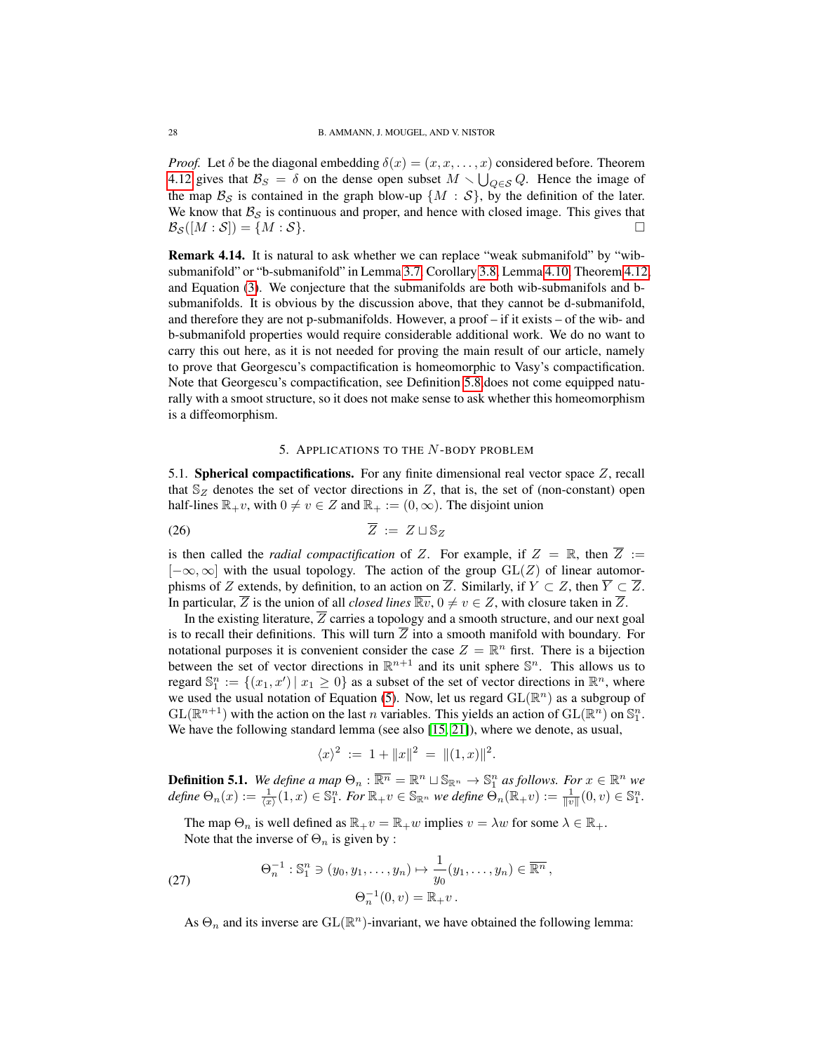*Proof.* Let $\delta$ be the diagonal embedding $\delta(x) = (x, x, \ldots, x)$ considered before. Theorem 4.12 gives that $\mathcal{B}_S = \delta$ on the dense open subset $M \smallsetminus \bigcup_{Q \in \mathcal{S}} Q$. Hence the image of the map $\mathcal{B}_\mathcal{S}$ is contained in the graph blow-up $\{M : \mathcal{S}\}$, by the definition of the later. We know that $\mathcal{B}_\mathcal{S}$ is continuous and proper, and hence with closed image. This gives that $\mathcal{B}_\mathcal{S}([M : \mathcal{S}]) = \{M : \mathcal{S}\}$. □

**Remark 4.14.** It is natural to ask whether we can replace "weak submanifold" by "wib-submanifold" or "b-submanifold" in Lemma 3.7, Corollary 3.8, Lemma 4.10, Theorem 4.12, and Equation (3). We conjecture that the submanifolds are both wib-submanifols and b-submanifolds. It is obvious by the discussion above, that they cannot be d-submanifold, and therefore they are not p-submanifolds. However, a proof – if it exists – of the wib- and b-submanifold properties would require considerable additional work. We do no want to carry this out here, as it is not needed for proving the main result of our article, namely to prove that Georgescu's compactification is homeomorphic to Vasy's compactification. Note that Georgescu's compactification, see Definition 5.8 does not come equipped naturally with a smoot structure, so it does not make sense to ask whether this homeomorphism is a diffeomorphism.

## 5. Applications to the $N$-body problem

5.1. **Spherical compactifications.** For any finite dimensional real vector space $Z$, recall that $\mathbb{S}_Z$ denotes the set of vector directions in $Z$, that is, the set of (non-constant) open half-lines $\mathbb{R}_+ v$, with $0 \neq v \in Z$ and $\mathbb{R}_+ := (0, \infty)$. The disjoint union

$$\overline{Z} := Z \sqcup \mathbb{S}_Z \tag{26}$$

is then called the *radial compactification* of $Z$. For example, if $Z = \mathbb{R}$, then $\overline{Z} := [-\infty, \infty]$ with the usual topology. The action of the group $\mathrm{GL}(Z)$ of linear automorphisms of $Z$ extends, by definition, to an action on $\overline{Z}$. Similarly, if $Y \subset Z$, then $\overline{Y} \subset \overline{Z}$. In particular, $\overline{Z}$ is the union of all *closed lines* $\overline{\mathbb{R}v}$, $0 \neq v \in Z$, with closure taken in $\overline{Z}$.

In the existing literature, $\overline{Z}$ carries a topology and a smooth structure, and our next goal is to recall their definitions. This will turn $\overline{Z}$ into a smooth manifold with boundary. For notational purposes it is convenient consider the case $Z = \mathbb{R}^n$ first. There is a bijection between the set of vector directions in $\mathbb{R}^{n+1}$ and its unit sphere $\mathbb{S}^n$. This allows us to regard $\mathbb{S}^n_1 := \{(x_1, x') \mid x_1 \geq 0\}$ as a subset of the set of vector directions in $\mathbb{R}^n$, where we used the usual notation of Equation (5). Now, let us regard $\mathrm{GL}(\mathbb{R}^n)$ as a subgroup of $\mathrm{GL}(\mathbb{R}^{n+1})$ with the action on the last $n$ variables. This yields an action of $\mathrm{GL}(\mathbb{R}^n)$ on $\mathbb{S}^n_1$. We have the following standard lemma (see also [15, 21]), where we denote, as usual,

$$\langle x \rangle^2 := 1 + \|x\|^2 = \|(1, x)\|^2.$$

**Definition 5.1.** *We define a map $\Theta_n : \overline{\mathbb{R}^n} = \mathbb{R}^n \sqcup \mathbb{S}_{\mathbb{R}^n} \to \mathbb{S}^n_1$ as follows. For $x \in \mathbb{R}^n$ we define $\Theta_n(x) := \frac{1}{\langle x \rangle}(1, x) \in \mathbb{S}^n_1$. For $\mathbb{R}_+ v \in \mathbb{S}_{\mathbb{R}^n}$ we define $\Theta_n(\mathbb{R}_+ v) := \frac{1}{\|v\|}(0, v) \in \mathbb{S}^n_1$.*

The map $\Theta_n$ is well defined as $\mathbb{R}_+ v = \mathbb{R}_+ w$ implies $v = \lambda w$ for some $\lambda \in \mathbb{R}_+$.

Note that the inverse of $\Theta_n$ is given by :

$$\begin{gathered}\Theta_n^{-1} : \mathbb{S}^n_1 \ni (y_0, y_1, \ldots, y_n) \mapsto \frac{1}{y_0}(y_1, \ldots, y_n) \in \overline{\mathbb{R}^n}\,, \\ \Theta_n^{-1}(0, v) = \mathbb{R}_+ v\,.\end{gathered} \tag{27}$$

As $\Theta_n$ and its inverse are $\mathrm{GL}(\mathbb{R}^n)$-invariant, we have obtained the following lemma: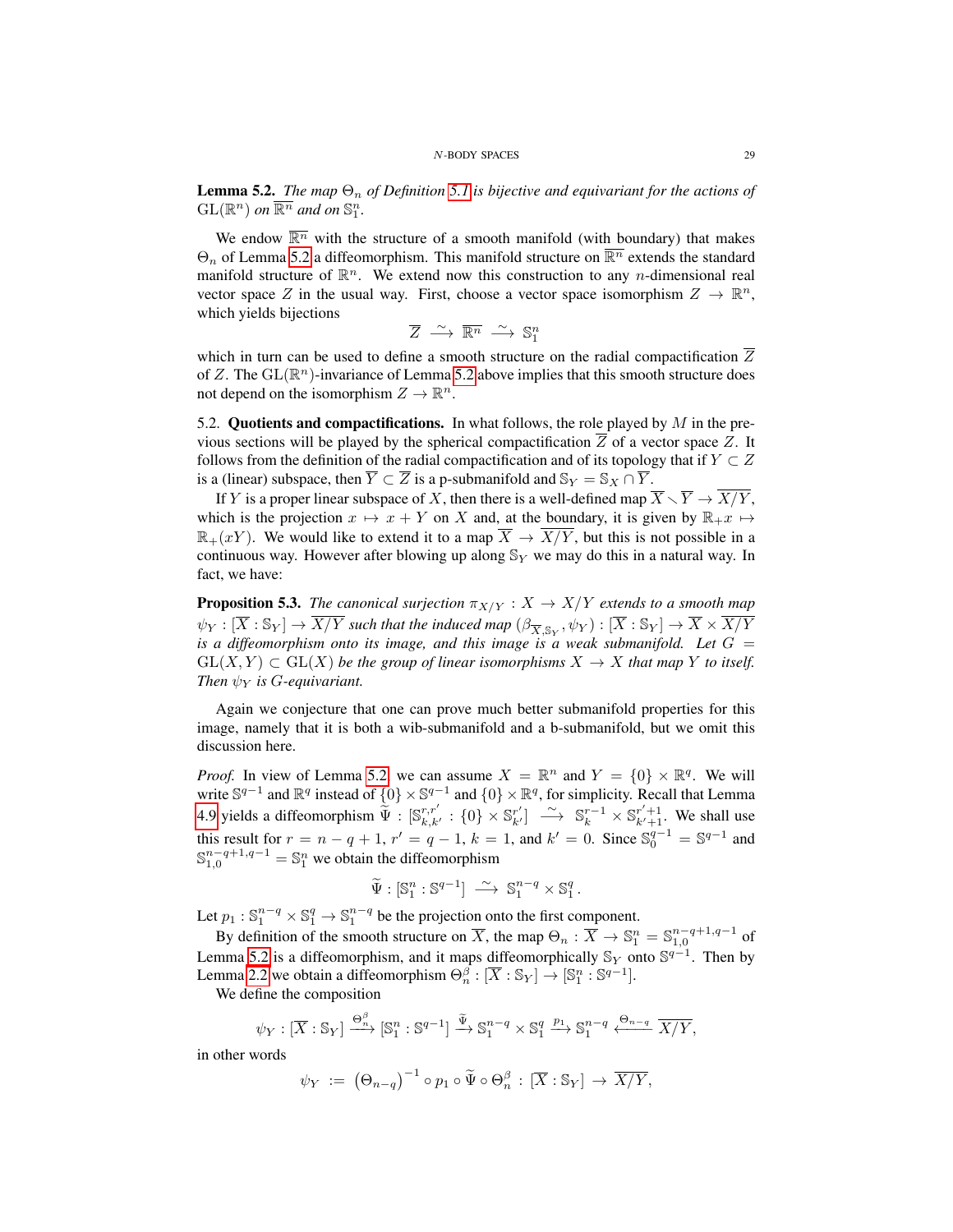**Lemma 5.2.** *The map $\Theta_n$ of Definition 5.1 is bijective and equivariant for the actions of $\mathrm{GL}(\mathbb{R}^n)$ on $\overline{\mathbb{R}^n}$ and on $\mathbb{S}^n_1$.*

We endow $\overline{\mathbb{R}^n}$ with the structure of a smooth manifold (with boundary) that makes $\Theta_n$ of Lemma 5.2 a diffeomorphism. This manifold structure on $\overline{\mathbb{R}^n}$ extends the standard manifold structure of $\mathbb{R}^n$. We extend now this construction to any $n$-dimensional real vector space $Z$ in the usual way. First, choose a vector space isomorphism $Z \to \mathbb{R}^n$, which yields bijections

$$\overline{Z} \xrightarrow{\sim} \overline{\mathbb{R}^n} \xrightarrow{\sim} \mathbb{S}^n_1$$

which in turn can be used to define a smooth structure on the radial compactification $\overline{Z}$ of $Z$. The $\mathrm{GL}(\mathbb{R}^n)$-invariance of Lemma 5.2 above implies that this smooth structure does not depend on the isomorphism $Z \to \mathbb{R}^n$.

5.2. **Quotients and compactifications.** In what follows, the role played by $M$ in the previous sections will be played by the spherical compactification $\overline{Z}$ of a vector space $Z$. It follows from the definition of the radial compactification and of its topology that if $Y \subset Z$ is a (linear) subspace, then $\overline{Y} \subset \overline{Z}$ is a p-submanifold and $\mathbb{S}_Y = \mathbb{S}_X \cap \overline{Y}$.

If $Y$ is a proper linear subspace of $X$, then there is a well-defined map $\overline{X} \smallsetminus \overline{Y} \to \overline{X/Y}$, which is the projection $x \mapsto x + Y$ on $X$ and, at the boundary, it is given by $\mathbb{R}_+ x \mapsto \mathbb{R}_+(xY)$. We would like to extend it to a map $\overline{X} \to \overline{X/Y}$, but this is not possible in a continuous way. However after blowing up along $\mathbb{S}_Y$ we may do this in a natural way. In fact, we have:

**Proposition 5.3.** *The canonical surjection $\pi_{X/Y} : X \to X/Y$ extends to a smooth map $\psi_Y : [\overline{X} : \mathbb{S}_Y] \to \overline{X/Y}$ such that the induced map $(\beta_{\overline{X},\mathbb{S}_Y}, \psi_Y) : [\overline{X} : \mathbb{S}_Y] \to \overline{X} \times \overline{X/Y}$ is a diffeomorphism onto its image, and this image is a weak submanifold. Let $G = \mathrm{GL}(X, Y) \subset \mathrm{GL}(X)$ be the group of linear isomorphisms $X \to X$ that map $Y$ to itself. Then $\psi_Y$ is $G$-equivariant.*

Again we conjecture that one can prove much better submanifold properties for this image, namely that it is both a wib-submanifold and a b-submanifold, but we omit this discussion here.

*Proof.* In view of Lemma 5.2, we can assume $X = \mathbb{R}^n$ and $Y = \{0\} \times \mathbb{R}^q$. We will write $\mathbb{S}^{q-1}$ and $\mathbb{R}^q$ instead of $\{0\} \times \mathbb{S}^{q-1}$ and $\{0\} \times \mathbb{R}^q$, for simplicity. Recall that Lemma 4.9 yields a diffeomorphism $\widetilde{\Psi} : [\mathbb{S}^{r,r'}_{k,k'} : \{0\} \times \mathbb{S}^{r'}_{k'}] \xrightarrow{\sim} \mathbb{S}^{r-1}_k \times \mathbb{S}^{r'+1}_{k'+1}$. We shall use this result for $r = n - q + 1$, $r' = q - 1$, $k = 1$, and $k' = 0$. Since $\mathbb{S}^{q-1}_0 = \mathbb{S}^{q-1}$ and $\mathbb{S}^{n-q+1,q-1}_{1,0} = \mathbb{S}^n_1$ we obtain the diffeomorphism

$$\widetilde{\Psi} : [\mathbb{S}^n_1 : \mathbb{S}^{q-1}] \xrightarrow{\sim} \mathbb{S}^{n-q}_1 \times \mathbb{S}^q_1 .$$

Let $p_1 : \mathbb{S}^{n-q}_1 \times \mathbb{S}^q_1 \to \mathbb{S}^{n-q}_1$ be the projection onto the first component.

By definition of the smooth structure on $\overline{X}$, the map $\Theta_n : \overline{X} \to \mathbb{S}^n_1 = \mathbb{S}^{n-q+1,q-1}_{1,0}$ of Lemma 5.2 is a diffeomorphism, and it maps diffeomorphically $\mathbb{S}_Y$ onto $\mathbb{S}^{q-1}$. Then by Lemma 2.2 we obtain a diffeomorphism $\Theta^\beta_n : [\overline{X} : \mathbb{S}_Y] \to [\mathbb{S}^n_1 : \mathbb{S}^{q-1}]$.

We define the composition

$$\psi_Y : [\overline{X} : \mathbb{S}_Y] \xrightarrow{\Theta^\beta_n} [\mathbb{S}^n_1 : \mathbb{S}^{q-1}] \xrightarrow{\widetilde{\Psi}} \mathbb{S}^{n-q}_1 \times \mathbb{S}^q_1 \xrightarrow{p_1} \mathbb{S}^{n-q}_1 \xleftarrow{\Theta_{n-q}} \overline{X/Y},$$

in other words

$$\psi_Y \ := \ \left(\Theta_{n-q}\right)^{-1} \circ p_1 \circ \widetilde{\Psi} \circ \Theta^\beta_n \ : \ [\overline{X} : \mathbb{S}_Y] \ \to \ \overline{X/Y},$$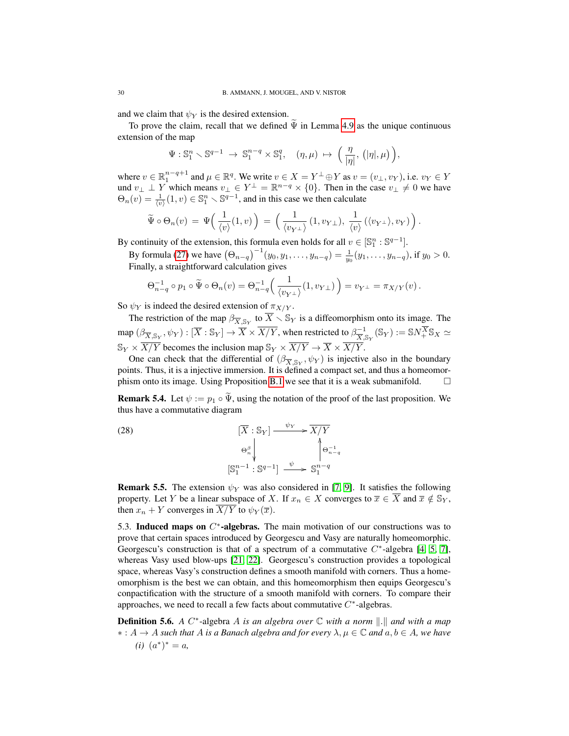and we claim that $\psi_Y$ is the desired extension.

To prove the claim, recall that we defined $\widetilde{\Psi}$ in Lemma 4.9 as the unique continuous extension of the map

$$\Psi : \mathbb{S}_1^n \setminus \mathbb{S}^{q-1} \to \mathbb{S}_1^{n-q} \times \mathbb{S}_1^q, \quad (\eta, \mu) \mapsto \Big( \frac{\eta}{|\eta|}, \, (|\eta|, \mu) \Big),$$

where $v \in \mathbb{R}_1^{n-q+1}$ and $\mu \in \mathbb{R}^q$. We write $v \in X = Y^\perp \oplus Y$ as $v = (v_\perp, v_Y)$, i.e. $v_Y \in Y$ und $v_\perp \perp Y$ which means $v_\perp \in Y^\perp = \mathbb{R}^{n-q} \times \{0\}$. Then in the case $v_\perp \neq 0$ we have $\Theta_n(v) = \frac{1}{\langle v \rangle}(1, v) \in \mathbb{S}_1^n \setminus \mathbb{S}^{q-1}$, and in this case we then calculate

$$\widetilde{\Psi} \circ \Theta_n(v) = \Psi\Big( \frac{1}{\langle v \rangle}(1, v) \Big) = \Big( \frac{1}{\langle v_{Y^\perp} \rangle} (1, v_{Y\perp}), \, \frac{1}{\langle v \rangle} (\langle v_{Y^\perp} \rangle, v_Y) \Big).$$

By continuity of the extension, this formula even holds for all $v \in [\mathbb{S}_1^n : \mathbb{S}^{q-1}]$.

By formula (27) we have $\big(\Theta_{n-q}\big)^{-1}(y_0, y_1, \ldots, y_{n-q}) = \frac{1}{y_0}(y_1, \ldots, y_{n-q})$, if $y_0 > 0$. Finally, a straightforward calculation gives

$$\Theta_{n-q}^{-1} \circ p_1 \circ \widetilde{\Psi} \circ \Theta_n(v) = \Theta_{n-q}^{-1}\Big( \frac{1}{\langle v_{Y^\perp} \rangle}(1, v_{Y\perp}) \Big) = v_{Y^\perp} = \pi_{X/Y}(v).$$

So $\psi_Y$ is indeed the desired extension of $\pi_{X/Y}$.

The restriction of the map $\beta_{\overline{X}, \mathbb{S}_Y}$ to $\overline{X} \setminus \mathbb{S}_Y$ is a diffeomorphism onto its image. The map $(\beta_{\overline{X}, \mathbb{S}_Y}, \psi_Y) : [\overline{X} : \mathbb{S}_Y] \to \overline{X} \times \overline{X/Y}$, when restricted to $\beta^{-1}_{\overline{X}, \mathbb{S}_Y}(\mathbb{S}_Y) := \mathbb{S}N_+^{\overline{X}} \mathbb{S}_X \simeq \mathbb{S}_Y \times \overline{X/Y}$ becomes the inclusion map $\mathbb{S}_Y \times \overline{X/Y} \to \overline{X} \times \overline{X/Y}$.

One can check that the differential of $(\beta_{\overline{X}, \mathbb{S}_Y}, \psi_Y)$ is injective also in the boundary points. Thus, it is a injective immersion. It is defined a compact set, and thus a homeomorphism onto its image. Using Proposition B.1 we see that it is a weak submanifold. $\square$

**Remark 5.4.** Let $\psi := p_1 \circ \widetilde{\Psi}$, using the notation of the proof of the last proposition. We thus have a commutative diagram

$$\begin{array}{ccc} [\overline{X} : \mathbb{S}_Y] & \xrightarrow{\psi_Y} & \overline{X/Y} \\ {\scriptstyle \Theta_n^\beta} \downarrow & & \uparrow {\scriptstyle \Theta_{n-q}^{-1}} \\ [\mathbb{S}_1^{n-1} : \mathbb{S}^{q-1}] & \xrightarrow{\psi} & \mathbb{S}_1^{n-q} \end{array} \tag{28}$$

**Remark 5.5.** The extension $\psi_Y$ was also considered in [7, 9]. It satisfies the following property. Let $Y$ be a linear subspace of $X$. If $x_n \in X$ converges to $\overline{x} \in \overline{X}$ and $\overline{x} \notin \mathbb{S}_Y$, then $x_n + Y$ converges in $\overline{X/Y}$ to $\psi_Y(\overline{x})$.

5.3. **Induced maps on $C^*$-algebras.** The main motivation of our constructions was to prove that certain spaces introduced by Georgescu and Vasy are naturally homeomorphic. Georgescu's construction is that of a spectrum of a commutative $C^*$-algebra [4, 5, 7], whereas Vasy used blow-ups [21, 22]. Georgescu's construction provides a topological space, whereas Vasy's construction defines a smooth manifold with corners. Thus a homeomorphism is the best we can obtain, and this homeomorphism then equips Georgescu's conpactification with the structure of a smooth manifold with corners. To compare their approaches, we need to recall a few facts about commutative $C^*$-algebras.

**Definition 5.6.** *A $C^*$-algebra $A$ is an algebra over $\mathbb{C}$ with a norm $\|.\|$ and with a map $* : A \to A$ such that $A$ is a Banach algebra and for every $\lambda, \mu \in \mathbb{C}$ and $a, b \in A$, we have*

*(i)* $(a^*)^* = a$,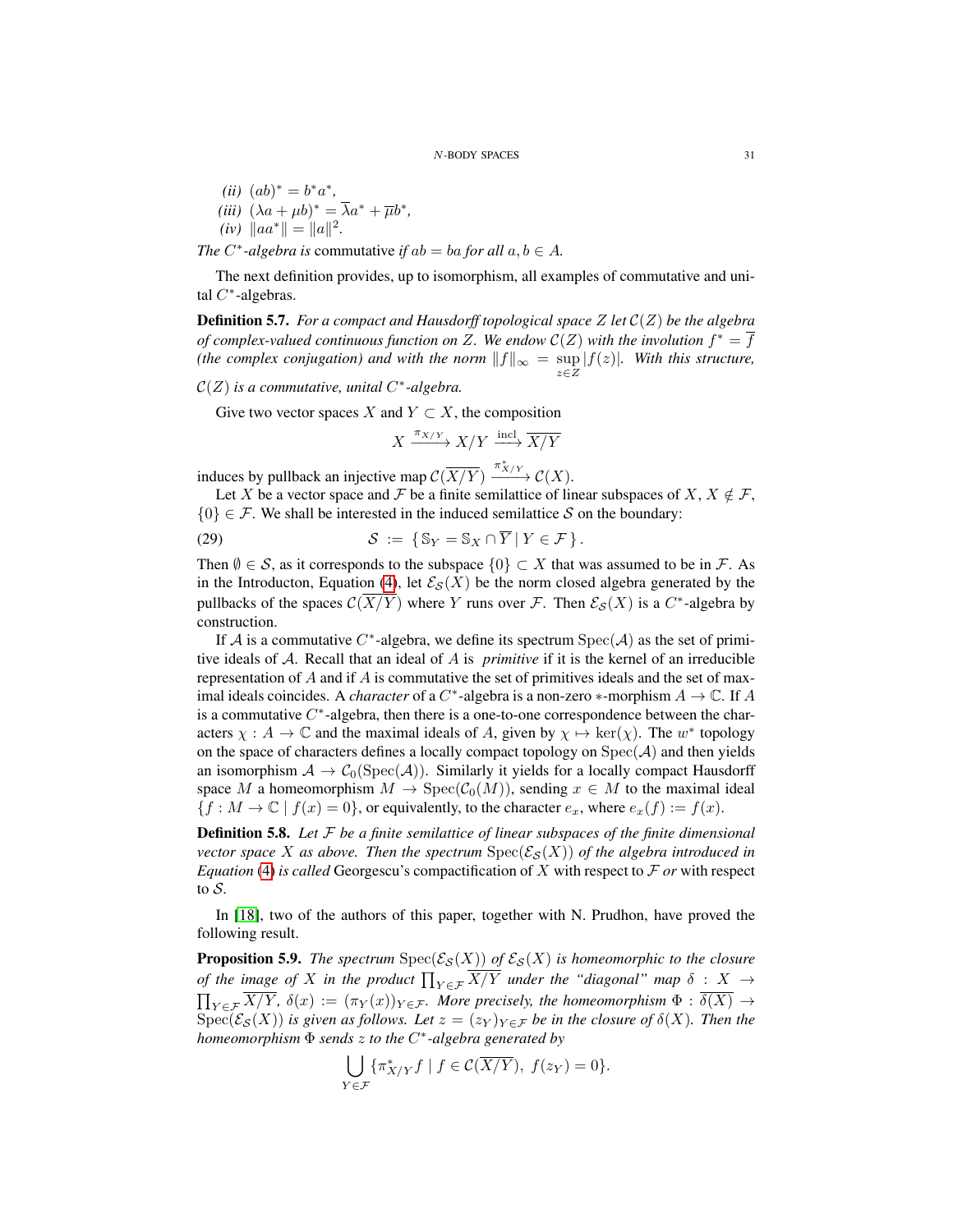*(ii)* $(ab)^* = b^*a^*$,

*(iii)* $(\lambda a + \mu b)^* = \overline{\lambda}a^* + \overline{\mu}b^*$,

*(iv)* $\|aa^*\| = \|a\|^2$.

*The $C^*$-algebra is* commutative *if $ab = ba$ for all $a, b \in A$.*

The next definition provides, up to isomorphism, all examples of commutative and unital $C^*$-algebras.

**Definition 5.7.** *For a compact and Hausdorff topological space $Z$ let $\mathcal{C}(Z)$ be the algebra of complex-valued continuous function on $Z$. We endow $\mathcal{C}(Z)$ with the involution $f^* = \overline{f}$ (the complex conjugation) and with the norm $\|f\|_\infty = \sup_{z \in Z} |f(z)|$. With this structure, $\mathcal{C}(Z)$ is a commutative, unital $C^*$-algebra.*

Give two vector spaces $X$ and $Y \subset X$, the composition

$$X \xrightarrow{\pi_{X/Y}} X/Y \xrightarrow{\text{incl}} \overline{X/Y}$$

induces by pullback an injective map $\mathcal{C}(\overline{X/Y}) \xrightarrow{\pi^*_{X/Y}} \mathcal{C}(X)$.

Let $X$ be a vector space and $\mathcal{F}$ be a finite semilattice of linear subspaces of $X$, $X \notin \mathcal{F}$, $\{0\} \in \mathcal{F}$. We shall be interested in the induced semilattice $\mathcal{S}$ on the boundary:

$$\mathcal{S} := \{\, \mathbb{S}_Y = \mathbb{S}_X \cap \overline{Y} \,|\, Y \in \mathcal{F} \,\}. \tag{29}$$

Then $\emptyset \in \mathcal{S}$, as it corresponds to the subspace $\{0\} \subset X$ that was assumed to be in $\mathcal{F}$. As in the Introducton, Equation (4), let $\mathcal{E}_\mathcal{S}(X)$ be the norm closed algebra generated by the pullbacks of the spaces $\mathcal{C}(\overline{X/Y})$ where $Y$ runs over $\mathcal{F}$. Then $\mathcal{E}_\mathcal{S}(X)$ is a $C^*$-algebra by construction.

If $\mathcal{A}$ is a commutative $C^*$-algebra, we define its spectrum $\operatorname{Spec}(\mathcal{A})$ as the set of primitive ideals of $\mathcal{A}$. Recall that an ideal of $A$ is *primitive* if it is the kernel of an irreducible representation of $A$ and if $A$ is commutative the set of primitives ideals and the set of maximal ideals coincides. A *character* of a $C^*$-algebra is a non-zero $*$-morphism $A \to \mathbb{C}$. If $A$ is a commutative $C^*$-algebra, then there is a one-to-one correspondence between the characters $\chi : A \to \mathbb{C}$ and the maximal ideals of $A$, given by $\chi \mapsto \ker(\chi)$. The $w^*$ topology on the space of characters defines a locally compact topology on $\operatorname{Spec}(\mathcal{A})$ and then yields an isomorphism $\mathcal{A} \to \mathcal{C}_0(\operatorname{Spec}(\mathcal{A}))$. Similarly it yields for a locally compact Hausdorff space $M$ a homeomorphism $M \to \operatorname{Spec}(\mathcal{C}_0(M))$, sending $x \in M$ to the maximal ideal $\{f : M \to \mathbb{C} \mid f(x) = 0\}$, or equivalently, to the character $e_x$, where $e_x(f) := f(x)$.

**Definition 5.8.** *Let $\mathcal{F}$ be a finite semilattice of linear subspaces of the finite dimensional vector space $X$ as above. Then the spectrum $\operatorname{Spec}(\mathcal{E}_\mathcal{S}(X))$ of the algebra introduced in Equation (4) is called* Georgescu's compactification *of $X$ with respect to $\mathcal{F}$ or with respect to $\mathcal{S}$.*

In [18], two of the authors of this paper, together with N. Prudhon, have proved the following result.

**Proposition 5.9.** *The spectrum $\operatorname{Spec}(\mathcal{E}_\mathcal{S}(X))$ of $\mathcal{E}_\mathcal{S}(X)$ is homeomorphic to the closure of the image of $X$ in the product $\prod_{Y \in \mathcal{F}} \overline{X/Y}$ under the "diagonal" map $\delta : X \to \prod_{Y \in \mathcal{F}} \overline{X/Y}$, $\delta(x) := (\pi_Y(x))_{Y \in \mathcal{F}}$. More precisely, the homeomorphism $\Phi : \overline{\delta(X)} \to \operatorname{Spec}(\mathcal{E}_\mathcal{S}(X))$ is given as follows. Let $z = (z_Y)_{Y \in \mathcal{F}}$ be in the closure of $\delta(X)$. Then the homeomorphism $\Phi$ sends $z$ to the $C^*$-algebra generated by*

$$\bigcup_{Y \in \mathcal{F}} \{\pi^*_{X/Y} f \mid f \in \mathcal{C}(\overline{X/Y}),\ f(z_Y) = 0\}.$$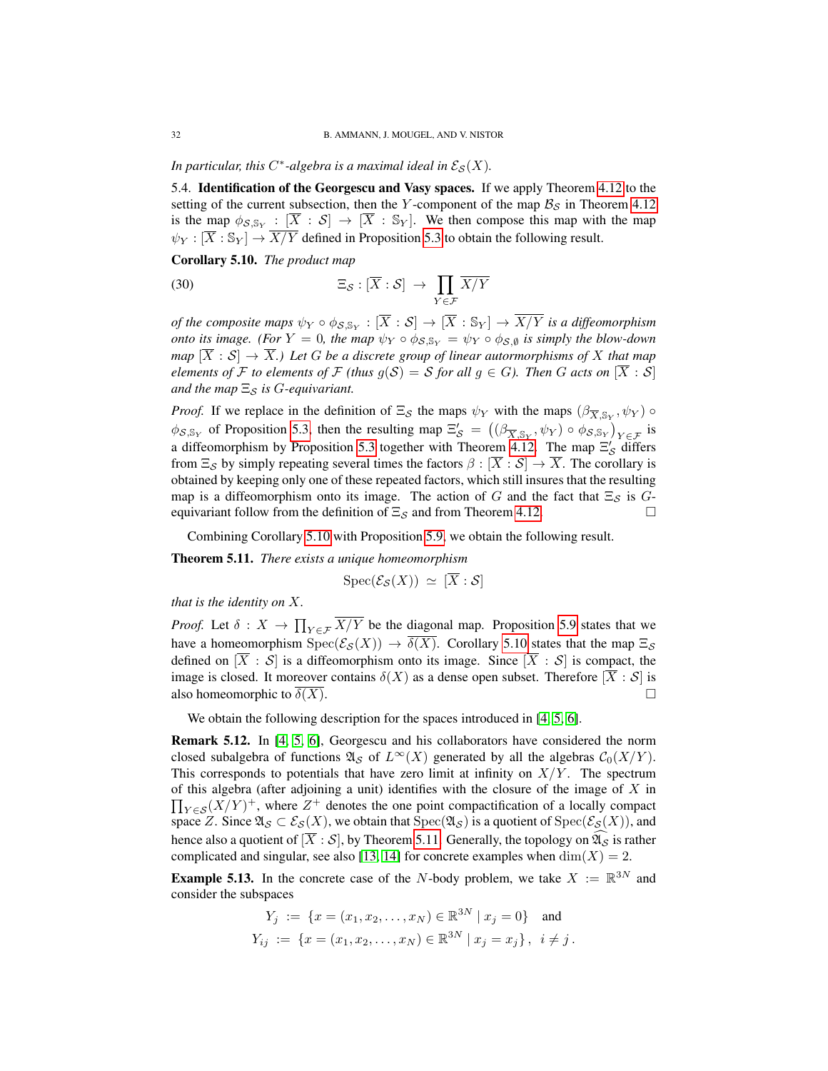*In particular, this $C^*$-algebra is a maximal ideal in $\mathcal{E}_{\mathcal{S}}(X)$.*

5.4. **Identification of the Georgescu and Vasy spaces.** If we apply Theorem 4.12 to the setting of the current subsection, then the $Y$-component of the map $\mathcal{B}_{\mathcal{S}}$ in Theorem 4.12 is the map $\phi_{\mathcal{S},\mathbb{S}_Y} : [\overline{X} : \mathcal{S}] \to [\overline{X} : \mathbb{S}_Y]$. We then compose this map with the map $\psi_Y : [\overline{X} : \mathbb{S}_Y] \to \overline{X/Y}$ defined in Proposition 5.3 to obtain the following result.

**Corollary 5.10.** *The product map*

$$\Xi_{\mathcal{S}} : [\overline{X} : \mathcal{S}] \ \to \ \prod_{Y \in \mathcal{F}} \overline{X/Y} \tag{30}$$

*of the composite maps $\psi_Y \circ \phi_{\mathcal{S},\mathbb{S}_Y} : [\overline{X} : \mathcal{S}] \to [\overline{X} : \mathbb{S}_Y] \to \overline{X/Y}$ is a diffeomorphism onto its image. (For $Y = 0$, the map $\psi_Y \circ \phi_{\mathcal{S},\mathbb{S}_Y} = \psi_Y \circ \phi_{\mathcal{S},\emptyset}$ is simply the blow-down map $[\overline{X} : \mathcal{S}] \to \overline{X}$.) Let $G$ be a discrete group of linear autormorphisms of $X$ that map elements of $\mathcal{F}$ to elements of $\mathcal{F}$ (thus $g(\mathcal{S}) = \mathcal{S}$ for all $g \in G$). Then $G$ acts on $[\overline{X} : \mathcal{S}]$ and the map $\Xi_{\mathcal{S}}$ is $G$-equivariant.*

*Proof.* If we replace in the definition of $\Xi_{\mathcal{S}}$ the maps $\psi_Y$ with the maps $(\beta_{\overline{X},\mathbb{S}_Y}, \psi_Y) \circ \phi_{\mathcal{S},\mathbb{S}_Y}$ of Proposition 5.3, then the resulting map $\Xi'_{\mathcal{S}} = \big((\beta_{\overline{X},\mathbb{S}_Y}, \psi_Y) \circ \phi_{\mathcal{S},\mathbb{S}_Y}\big)_{Y\in\mathcal{F}}$ is a diffeomorphism by Proposition 5.3 together with Theorem 4.12. The map $\Xi'_{\mathcal{S}}$ differs from $\Xi_{\mathcal{S}}$ by simply repeating several times the factors $\beta : [\overline{X} : \mathcal{S}] \to \overline{X}$. The corollary is obtained by keeping only one of these repeated factors, which still insures that the resulting map is a diffeomorphism onto its image. The action of $G$ and the fact that $\Xi_{\mathcal{S}}$ is $G$-equivariant follow from the definition of $\Xi_{\mathcal{S}}$ and from Theorem 4.12. □

Combining Corollary 5.10 with Proposition 5.9, we obtain the following result.

**Theorem 5.11.** *There exists a unique homeomorphism*

$$\operatorname{Spec}(\mathcal{E}_{\mathcal{S}}(X)) \ \simeq \ [\overline{X} : \mathcal{S}]$$

*that is the identity on $X$.*

*Proof.* Let $\delta : X \to \prod_{Y\in\mathcal{F}} \overline{X/Y}$ be the diagonal map. Proposition 5.9 states that we have a homeomorphism $\operatorname{Spec}(\mathcal{E}_{\mathcal{S}}(X)) \to \overline{\delta(X)}$. Corollary 5.10 states that the map $\Xi_{\mathcal{S}}$ defined on $[\overline{X} : \mathcal{S}]$ is a diffeomorphism onto its image. Since $[\overline{X} : \mathcal{S}]$ is compact, the image is closed. It moreover contains $\delta(X)$ as a dense open subset. Therefore $[\overline{X} : \mathcal{S}]$ is also homeomorphic to $\overline{\delta(X)}$. □

We obtain the following description for the spaces introduced in [4, 5, 6].

**Remark 5.12.** In [4, 5, 6], Georgescu and his collaborators have considered the norm closed subalgebra of functions $\mathfrak{A}_{\mathcal{S}}$ of $L^\infty(X)$ generated by all the algebras $\mathcal{C}_0(X/Y)$. This corresponds to potentials that have zero limit at infinity on $X/Y$. The spectrum of this algebra (after adjoining a unit) identifies with the closure of the image of $X$ in $\prod_{Y\in\mathcal{S}}(X/Y)^+$, where $Z^+$ denotes the one point compactification of a locally compact space $Z$. Since $\mathfrak{A}_{\mathcal{S}} \subset \mathcal{E}_{\mathcal{S}}(X)$, we obtain that $\operatorname{Spec}(\mathfrak{A}_{\mathcal{S}})$ is a quotient of $\operatorname{Spec}(\mathcal{E}_{\mathcal{S}}(X))$, and hence also a quotient of $[\overline{X} : \mathcal{S}]$, by Theorem 5.11. Generally, the topology on $\widehat{\mathfrak{A}_{\mathcal{S}}}$ is rather complicated and singular, see also [13, 14] for concrete examples when $\dim(X) = 2$.

**Example 5.13.** In the concrete case of the $N$-body problem, we take $X := \mathbb{R}^{3N}$ and consider the subspaces

$$Y_j \ := \ \{x = (x_1, x_2, \dots, x_N) \in \mathbb{R}^{3N} \mid x_j = 0\} \quad \text{and}$$
$$Y_{ij} \ := \ \{x = (x_1, x_2, \dots, x_N) \in \mathbb{R}^{3N} \mid x_j = x_j\}\,, \ \ i \neq j\,.$$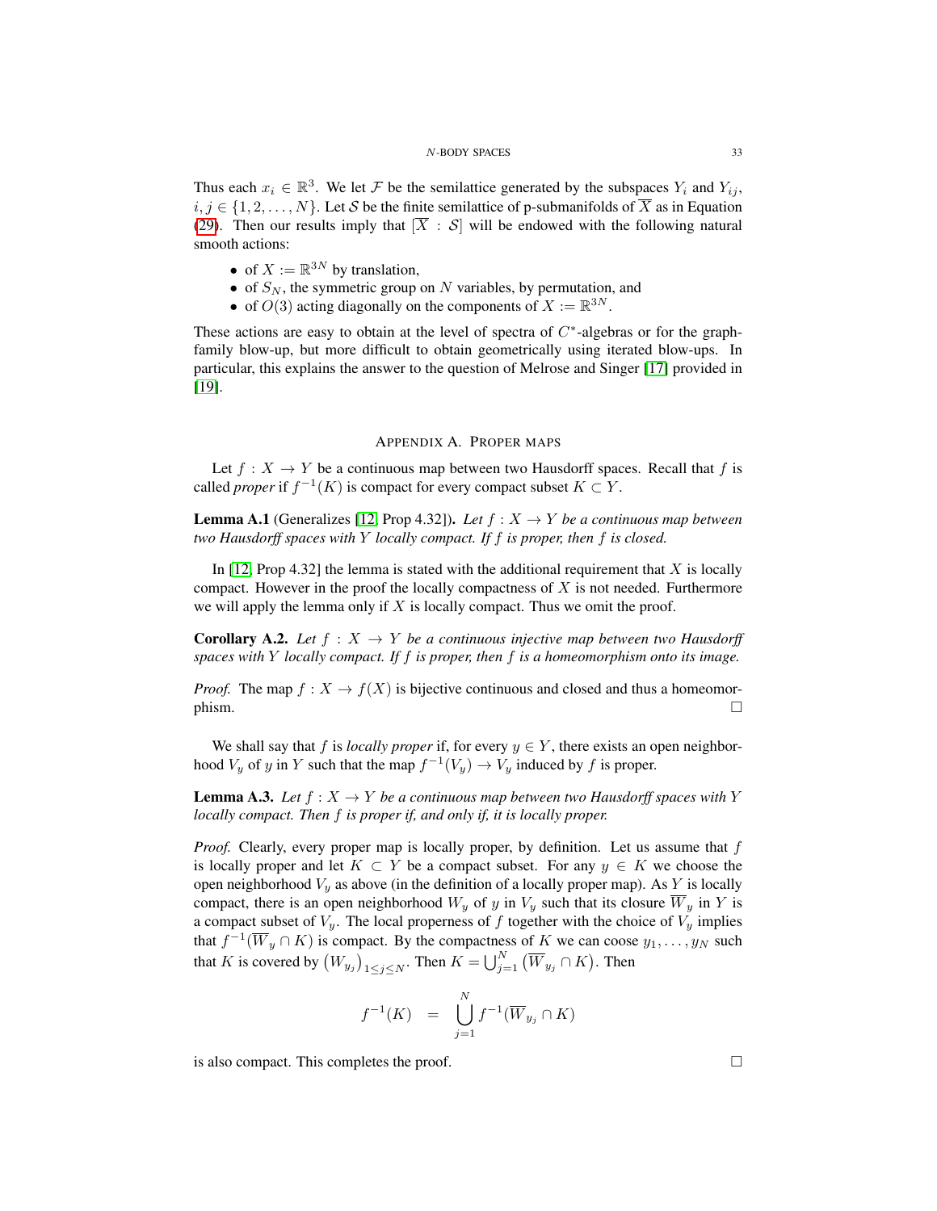Thus each $x_i \in \mathbb{R}^3$. We let $\mathcal{F}$ be the semilattice generated by the subspaces $Y_i$ and $Y_{ij}$, $i, j \in \{1, 2, \ldots, N\}$. Let $\mathcal{S}$ be the finite semilattice of p-submanifolds of $\overline{X}$ as in Equation (29). Then our results imply that $[\overline{X} : \mathcal{S}]$ will be endowed with the following natural smooth actions:

- of $X := \mathbb{R}^{3N}$ by translation,
- of $S_N$, the symmetric group on $N$ variables, by permutation, and
- of $O(3)$ acting diagonally on the components of $X := \mathbb{R}^{3N}$.

These actions are easy to obtain at the level of spectra of $C^*$-algebras or for the graph-family blow-up, but more difficult to obtain geometrically using iterated blow-ups. In particular, this explains the answer to the question of Melrose and Singer [17] provided in [19].

## Appendix A. Proper maps

Let $f : X \to Y$ be a continuous map between two Hausdorff spaces. Recall that $f$ is called *proper* if $f^{-1}(K)$ is compact for every compact subset $K \subset Y$.

**Lemma A.1** (Generalizes [12, Prop 4.32])**.** *Let $f : X \to Y$ be a continuous map between two Hausdorff spaces with $Y$ locally compact. If $f$ is proper, then $f$ is closed.*

In [12, Prop 4.32] the lemma is stated with the additional requirement that $X$ is locally compact. However in the proof the locally compactness of $X$ is not needed. Furthermore we will apply the lemma only if $X$ is locally compact. Thus we omit the proof.

**Corollary A.2.** *Let $f : X \to Y$ be a continuous injective map between two Hausdorff spaces with $Y$ locally compact. If $f$ is proper, then $f$ is a homeomorphism onto its image.*

*Proof.* The map $f : X \to f(X)$ is bijective continuous and closed and thus a homeomorphism. □

We shall say that $f$ is *locally proper* if, for every $y \in Y$, there exists an open neighborhood $V_y$ of $y$ in $Y$ such that the map $f^{-1}(V_y) \to V_y$ induced by $f$ is proper.

**Lemma A.3.** *Let $f : X \to Y$ be a continuous map between two Hausdorff spaces with $Y$ locally compact. Then $f$ is proper if, and only if, it is locally proper.*

*Proof.* Clearly, every proper map is locally proper, by definition. Let us assume that $f$ is locally proper and let $K \subset Y$ be a compact subset. For any $y \in K$ we choose the open neighborhood $V_y$ as above (in the definition of a locally proper map). As $Y$ is locally compact, there is an open neighborhood $W_y$ of $y$ in $V_y$ such that its closure $\overline{W}_y$ in $Y$ is a compact subset of $V_y$. The local properness of $f$ together with the choice of $V_y$ implies that $f^{-1}(\overline{W}_y \cap K)$ is compact. By the compactness of $K$ we can coose $y_1, \ldots, y_N$ such that $K$ is covered by $\left(W_{y_j}\right)_{1 \leq j \leq N}$. Then $K = \bigcup_{j=1}^N \left(\overline{W}_{y_j} \cap K\right)$. Then

$$f^{-1}(K) \;\; = \;\; \bigcup_{j=1}^{N} f^{-1}(\overline{W}_{y_j} \cap K)$$

is also compact. This completes the proof. □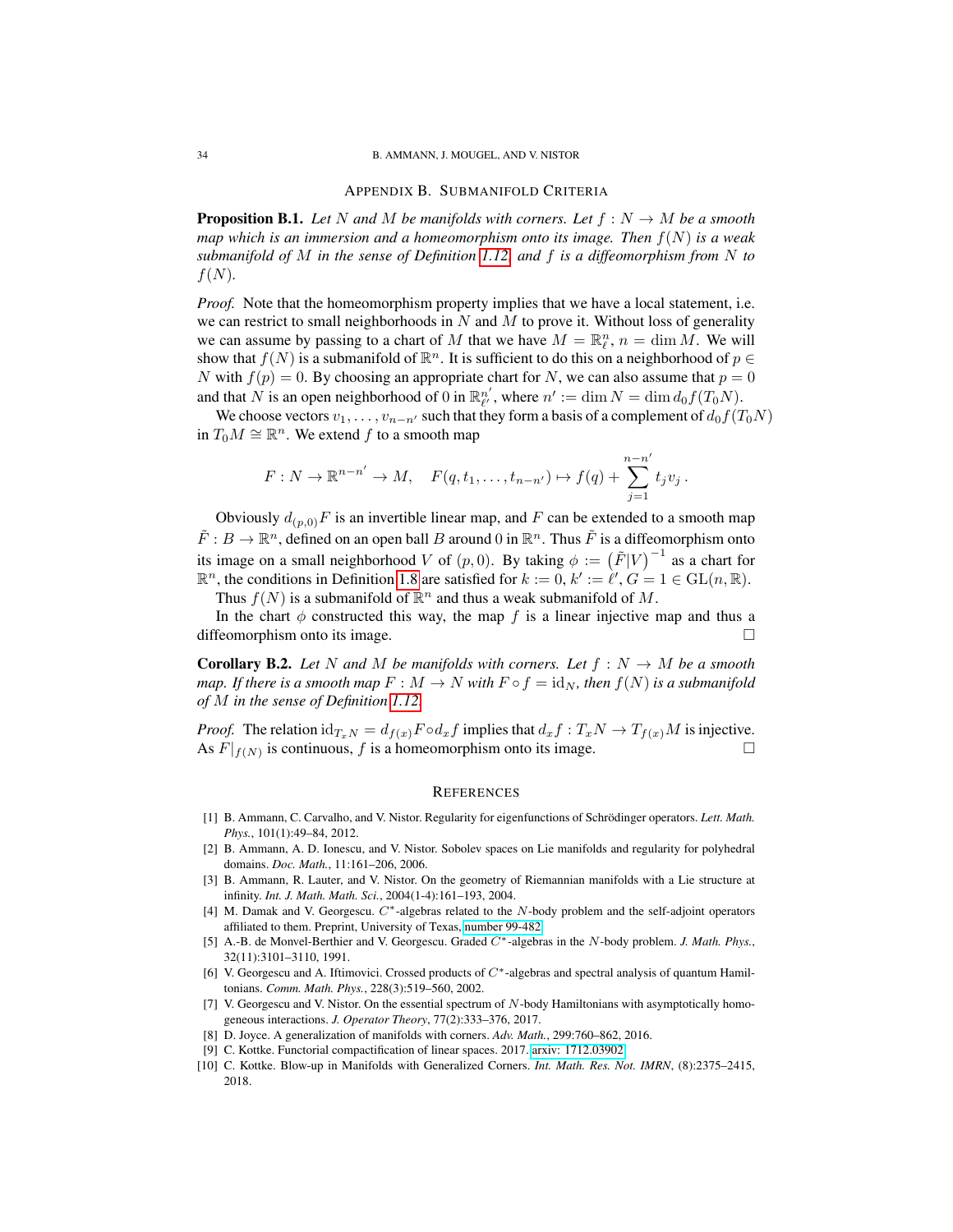## Appendix B. Submanifold Criteria

**Proposition B.1.** *Let $N$ and $M$ be manifolds with corners. Let $f : N \to M$ be a smooth map which is an immersion and a homeomorphism onto its image. Then $f(N)$ is a weak submanifold of $M$ in the sense of Definition 1.12, and $f$ is a diffeomorphism from $N$ to $f(N)$.*

*Proof.* Note that the homeomorphism property implies that we have a local statement, i.e. we can restrict to small neighborhoods in $N$ and $M$ to prove it. Without loss of generality we can assume by passing to a chart of $M$ that we have $M = \mathbb{R}^n_\ell$, $n = \dim M$. We will show that $f(N)$ is a submanifold of $\mathbb{R}^n$. It is sufficient to do this on a neighborhood of $p \in N$ with $f(p) = 0$. By choosing an appropriate chart for $N$, we can also assume that $p = 0$ and that $N$ is an open neighborhood of $0$ in $\mathbb{R}^{n'}_{\ell'}$, where $n' := \dim N = \dim d_0 f(T_0 N)$.

We choose vectors $v_1, \ldots, v_{n-n'}$ such that they form a basis of a complement of $d_0 f(T_0 N)$ in $T_0 M \cong \mathbb{R}^n$. We extend $f$ to a smooth map

$$F : N \to \mathbb{R}^{n-n'} \to M, \quad F(q, t_1, \ldots, t_{n-n'}) \mapsto f(q) + \sum_{j=1}^{n-n'} t_j v_j \, .$$

Obviously $d_{(p,0)}F$ is an invertible linear map, and $F$ can be extended to a smooth map $\tilde{F} : B \to \mathbb{R}^n$, defined on an open ball $B$ around $0$ in $\mathbb{R}^n$. Thus $\tilde{F}$ is a diffeomorphism onto its image on a small neighborhood $V$ of $(p, 0)$. By taking $\phi := \big(\tilde{F}|V\big)^{-1}$ as a chart for $\mathbb{R}^n$, the conditions in Definition 1.8 are satisfied for $k := 0$, $k' := \ell'$, $G = 1 \in \mathrm{GL}(n, \mathbb{R})$.

Thus $f(N)$ is a submanifold of $\mathbb{R}^n$ and thus a weak submanifold of $M$.

In the chart $\phi$ constructed this way, the map $f$ is a linear injective map and thus a diffeomorphism onto its image. □

**Corollary B.2.** *Let $N$ and $M$ be manifolds with corners. Let $f : N \to M$ be a smooth map. If there is a smooth map $F : M \to N$ with $F \circ f = \mathrm{id}_N$, then $f(N)$ is a submanifold of $M$ in the sense of Definition 1.12.*

*Proof.* The relation $\mathrm{id}_{T_x N} = d_{f(x)} F \circ d_x f$ implies that $d_x f : T_x N \to T_{f(x)} M$ is injective. As $F|_{f(N)}$ is continuous, $f$ is a homeomorphism onto its image. □

## References

[1] B. Ammann, C. Carvalho, and V. Nistor. Regularity for eigenfunctions of Schrödinger operators. *Lett. Math. Phys.*, 101(1):49–84, 2012.

[2] B. Ammann, A. D. Ionescu, and V. Nistor. Sobolev spaces on Lie manifolds and regularity for polyhedral domains. *Doc. Math.*, 11:161–206, 2006.

[3] B. Ammann, R. Lauter, and V. Nistor. On the geometry of Riemannian manifolds with a Lie structure at infinity. *Int. J. Math. Math. Sci.*, 2004(1-4):161–193, 2004.

[4] M. Damak and V. Georgescu. $C^*$-algebras related to the $N$-body problem and the self-adjoint operators affiliated to them. Preprint, University of Texas, number 99-482.

[5] A.-B. de Monvel-Berthier and V. Georgescu. Graded $C^*$-algebras in the $N$-body problem. *J. Math. Phys.*, 32(11):3101–3110, 1991.

[6] V. Georgescu and A. Iftimovici. Crossed products of $C^*$-algebras and spectral analysis of quantum Hamiltonians. *Comm. Math. Phys.*, 228(3):519–560, 2002.

[7] V. Georgescu and V. Nistor. On the essential spectrum of $N$-body Hamiltonians with asymptotically homogeneous interactions. *J. Operator Theory*, 77(2):333–376, 2017.

[8] D. Joyce. A generalization of manifolds with corners. *Adv. Math.*, 299:760–862, 2016.

[9] C. Kottke. Functorial compactification of linear spaces. 2017. arxiv: 1712.03902.

[10] C. Kottke. Blow-up in Manifolds with Generalized Corners. *Int. Math. Res. Not. IMRN*, (8):2375–2415, 2018.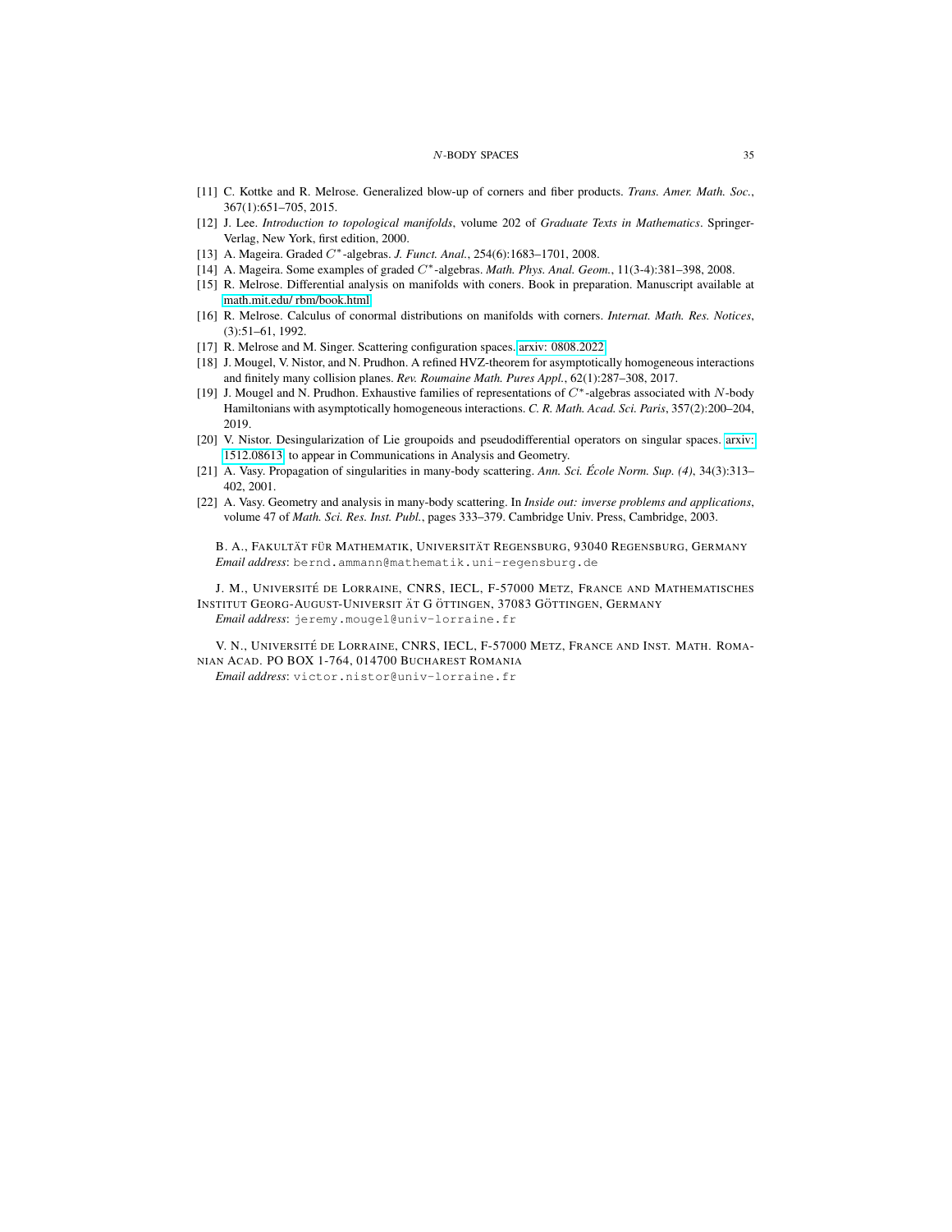[11] C. Kottke and R. Melrose. Generalized blow-up of corners and fiber products. *Trans. Amer. Math. Soc.*, 367(1):651–705, 2015.

[12] J. Lee. *Introduction to topological manifolds*, volume 202 of *Graduate Texts in Mathematics*. Springer-Verlag, New York, first edition, 2000.

[13] A. Mageira. Graded $C^*$-algebras. *J. Funct. Anal.*, 254(6):1683–1701, 2008.

[14] A. Mageira. Some examples of graded $C^*$-algebras. *Math. Phys. Anal. Geom.*, 11(3-4):381–398, 2008.

[15] R. Melrose. Differential analysis on manifolds with coners. Book in preparation. Manuscript available at math.mit.edu/ rbm/book.html.

[16] R. Melrose. Calculus of conormal distributions on manifolds with corners. *Internat. Math. Res. Notices*, (3):51–61, 1992.

[17] R. Melrose and M. Singer. Scattering configuration spaces. arxiv: 0808.2022.

[18] J. Mougel, V. Nistor, and N. Prudhon. A refined HVZ-theorem for asymptotically homogeneous interactions and finitely many collision planes. *Rev. Roumaine Math. Pures Appl.*, 62(1):287–308, 2017.

[19] J. Mougel and N. Prudhon. Exhaustive families of representations of $C^*$-algebras associated with $N$-body Hamiltonians with asymptotically homogeneous interactions. *C. R. Math. Acad. Sci. Paris*, 357(2):200–204, 2019.

[20] V. Nistor. Desingularization of Lie groupoids and pseudodifferential operators on singular spaces. arxiv: 1512.08613, to appear in Communications in Analysis and Geometry.

[21] A. Vasy. Propagation of singularities in many-body scattering. *Ann. Sci. École Norm. Sup. (4)*, 34(3):313–402, 2001.

[22] A. Vasy. Geometry and analysis in many-body scattering. In *Inside out: inverse problems and applications*, volume 47 of *Math. Sci. Res. Inst. Publ.*, pages 333–379. Cambridge Univ. Press, Cambridge, 2003.

B. A., Fakultät für Mathematik, Universität Regensburg, 93040 Regensburg, Germany
*Email address*: bernd.ammann@mathematik.uni-regensburg.de

J. M., Université de Lorraine, CNRS, IECL, F-57000 Metz, France and Mathematisches Institut Georg-August-Universit ät G öttingen, 37083 Göttingen, Germany
*Email address*: jeremy.mougel@univ-lorraine.fr

V. N., Université de Lorraine, CNRS, IECL, F-57000 Metz, France and Inst. Math. Romanian Acad. PO BOX 1-764, 014700 Bucharest Romania
*Email address*: victor.nistor@univ-lorraine.fr